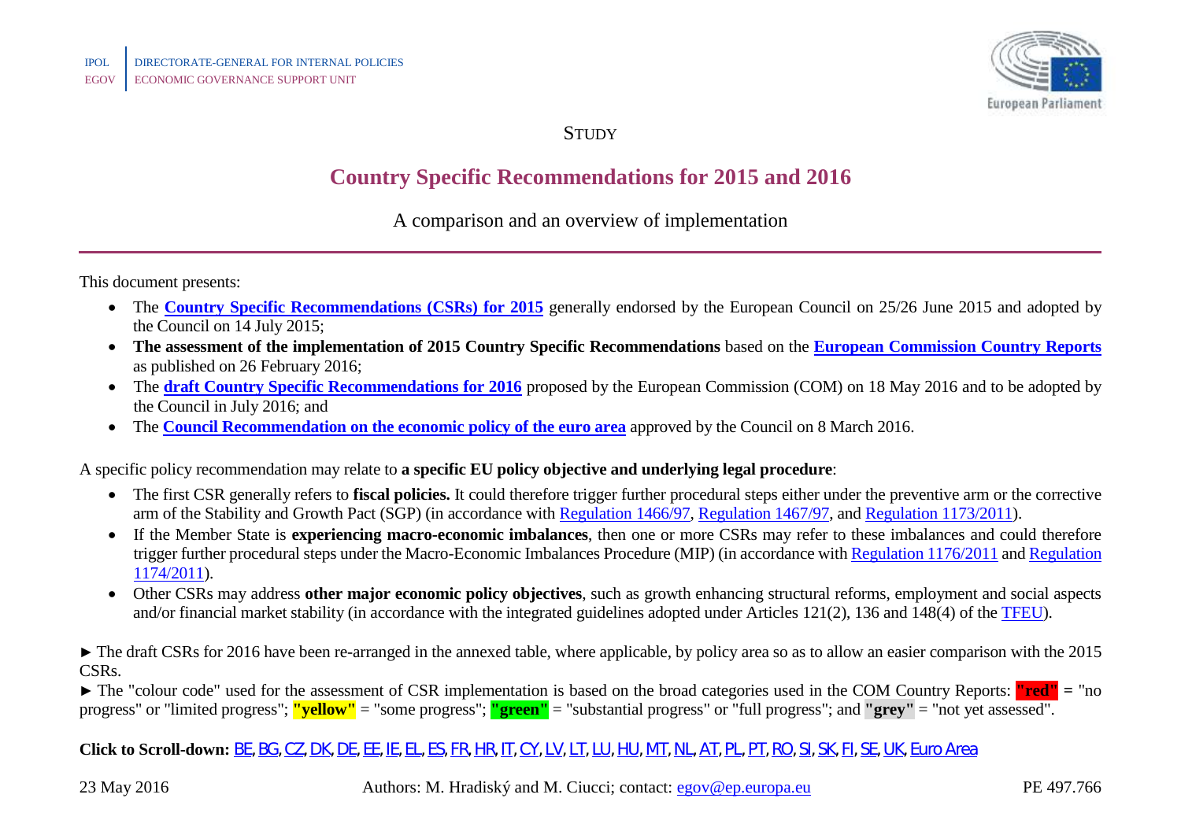IPOL | DIRECTORATE-GENERAL FOR INTERNAL POLICIES
EGOV | ECONOMIC GOVERNANCE SUPPORT UNIT

STUDY

# Country Specific Recommendations for 2015 and 2016

A comparison and an overview of implementation

This document presents:

- The **Country Specific Recommendations (CSRs) for 2015** generally endorsed by the European Council on 25/26 June 2015 and adopted by the Council on 14 July 2015;
- **The assessment of the implementation of 2015 Country Specific Recommendations** based on the **European Commission Country Reports** as published on 26 February 2016;
- The **draft Country Specific Recommendations for 2016** proposed by the European Commission (COM) on 18 May 2016 and to be adopted by the Council in July 2016; and
- The **Council Recommendation on the economic policy of the euro area** approved by the Council on 8 March 2016.

A specific policy recommendation may relate to **a specific EU policy objective and underlying legal procedure**:

- The first CSR generally refers to **fiscal policies.** It could therefore trigger further procedural steps either under the preventive arm or the corrective arm of the Stability and Growth Pact (SGP) (in accordance with Regulation 1466/97, Regulation 1467/97, and Regulation 1173/2011).
- If the Member State is **experiencing macro-economic imbalances**, then one or more CSRs may refer to these imbalances and could therefore trigger further procedural steps under the Macro-Economic Imbalances Procedure (MIP) (in accordance with Regulation 1176/2011 and Regulation 1174/2011).
- Other CSRs may address **other major economic policy objectives**, such as growth enhancing structural reforms, employment and social aspects and/or financial market stability (in accordance with the integrated guidelines adopted under Articles 121(2), 136 and 148(4) of the TFEU).

► The draft CSRs for 2016 have been re-arranged in the annexed table, where applicable, by policy area so as to allow an easier comparison with the 2015 CSRs.

► The "colour code" used for the assessment of CSR implementation is based on the broad categories used in the COM Country Reports: **"red"** = "no progress" or "limited progress"; **"yellow"** = "some progress"; **"green"** = "substantial progress" or "full progress"; and **"grey"** = "not yet assessed".

**Click to Scroll-down:** BE, BG, CZ, DK, DE, EE, IE, EL, ES, FR, HR, IT, CY, LV, LT, LU, HU, MT, NL, AT, PL, PT, RO, SI, SK, FI, SE, UK, Euro Area

23 May 2016 | Authors: M. Hradiský and M. Ciucci; contact: egov@ep.europa.eu | PE 497.766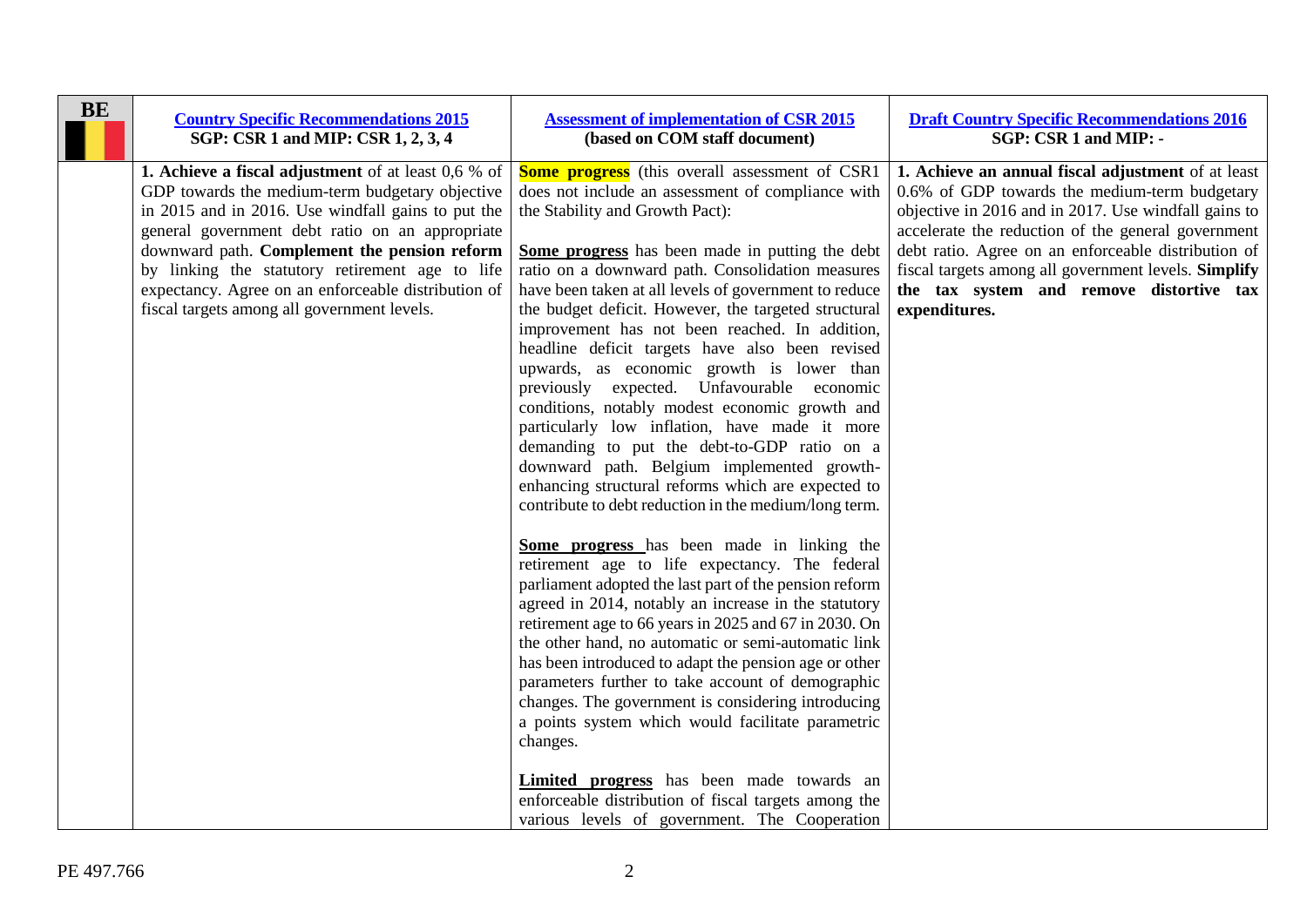| BE | [Country Specific Recommendations 2015](#) **SGP: CSR 1 and MIP: CSR 1, 2, 3, 4** | [Assessment of implementation of CSR 2015](#) **(based on COM staff document)** | [Draft Country Specific Recommendations 2016](#) **SGP: CSR 1 and MIP: -** |
|---|---|---|---|
| | **1. Achieve a fiscal adjustment** of at least 0,6 % of GDP towards the medium-term budgetary objective in 2015 and in 2016. Use windfall gains to put the general government debt ratio on an appropriate downward path. **Complement the pension reform** by linking the statutory retirement age to life expectancy. Agree on an enforceable distribution of fiscal targets among all government levels. | **Some progress** (this overall assessment of CSR1 does not include an assessment of compliance with the Stability and Growth Pact):<br><br>**Some progress** has been made in putting the debt ratio on a downward path. Consolidation measures have been taken at all levels of government to reduce the budget deficit. However, the targeted structural improvement has not been reached. In addition, headline deficit targets have also been revised upwards, as economic growth is lower than previously expected. Unfavourable economic conditions, notably modest economic growth and particularly low inflation, have made it more demanding to put the debt-to-GDP ratio on a downward path. Belgium implemented growth-enhancing structural reforms which are expected to contribute to debt reduction in the medium/long term.<br><br>**Some progress** has been made in linking the retirement age to life expectancy. The federal parliament adopted the last part of the pension reform agreed in 2014, notably an increase in the statutory retirement age to 66 years in 2025 and 67 in 2030. On the other hand, no automatic or semi-automatic link has been introduced to adapt the pension age or other parameters further to take account of demographic changes. The government is considering introducing a points system which would facilitate parametric changes.<br><br>**Limited progress** has been made towards an enforceable distribution of fiscal targets among the various levels of government. The Cooperation | **1. Achieve an annual fiscal adjustment** of at least 0.6% of GDP towards the medium-term budgetary objective in 2016 and in 2017. Use windfall gains to accelerate the reduction of the general government debt ratio. Agree on an enforceable distribution of fiscal targets among all government levels. **Simplify the tax system and remove distortive tax expenditures.** |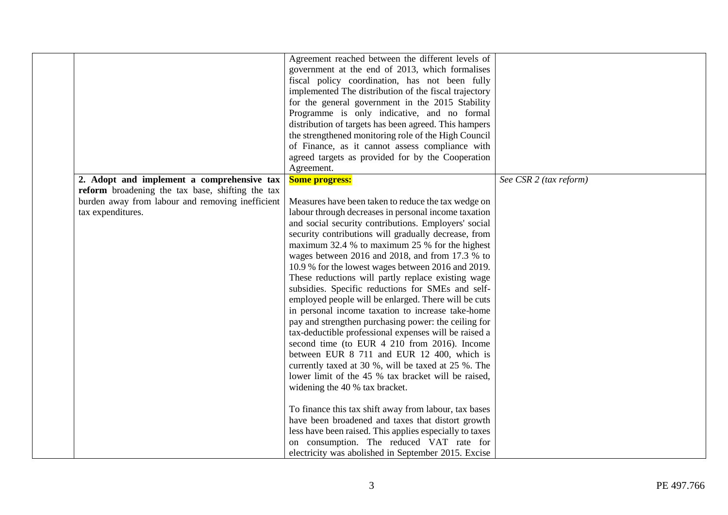|  |  |  |  |
| --- | --- | --- | --- |
|  |  | Agreement reached between the different levels of government at the end of 2013, which formalises fiscal policy coordination, has not been fully implemented The distribution of the fiscal trajectory for the general government in the 2015 Stability Programme is only indicative, and no formal distribution of targets has been agreed. This hampers the strengthened monitoring role of the High Council of Finance, as it cannot assess compliance with agreed targets as provided for by the Cooperation Agreement. |  |
|  | **2. Adopt and implement a comprehensive tax reform** broadening the tax base, shifting the tax burden away from labour and removing inefficient tax expenditures. | **Some progress:**<br><br>Measures have been taken to reduce the tax wedge on labour through decreases in personal income taxation and social security contributions. Employers' social security contributions will gradually decrease, from maximum 32.4 % to maximum 25 % for the highest wages between 2016 and 2018, and from 17.3 % to 10.9 % for the lowest wages between 2016 and 2019. These reductions will partly replace existing wage subsidies. Specific reductions for SMEs and self-employed people will be enlarged. There will be cuts in personal income taxation to increase take-home pay and strengthen purchasing power: the ceiling for tax-deductible professional expenses will be raised a second time (to EUR 4 210 from 2016). Income between EUR 8 711 and EUR 12 400, which is currently taxed at 30 %, will be taxed at 25 %. The lower limit of the 45 % tax bracket will be raised, widening the 40 % tax bracket.<br><br>To finance this tax shift away from labour, tax bases have been broadened and taxes that distort growth less have been raised. This applies especially to taxes on consumption. The reduced VAT rate for electricity was abolished in September 2015. Excise | *See CSR 2 (tax reform)* |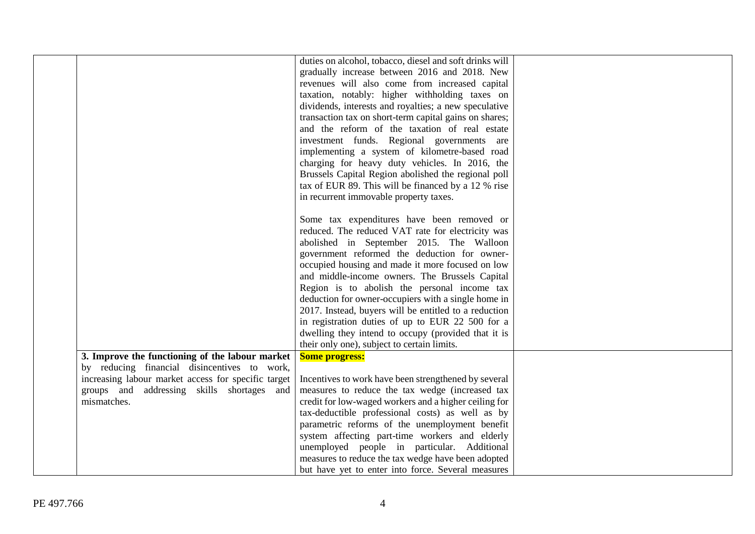|  |  |  |  |
|---|---|---|---|
|  |  | duties on alcohol, tobacco, diesel and soft drinks will gradually increase between 2016 and 2018. New revenues will also come from increased capital taxation, notably: higher withholding taxes on dividends, interests and royalties; a new speculative transaction tax on short-term capital gains on shares; and the reform of the taxation of real estate investment funds. Regional governments are implementing a system of kilometre-based road charging for heavy duty vehicles. In 2016, the Brussels Capital Region abolished the regional poll tax of EUR 89. This will be financed by a 12 % rise in recurrent immovable property taxes.<br><br>Some tax expenditures have been removed or reduced. The reduced VAT rate for electricity was abolished in September 2015. The Walloon government reformed the deduction for owner-occupied housing and made it more focused on low and middle-income owners. The Brussels Capital Region is to abolish the personal income tax deduction for owner-occupiers with a single home in 2017. Instead, buyers will be entitled to a reduction in registration duties of up to EUR 22 500 for a dwelling they intend to occupy (provided that it is their only one), subject to certain limits. |  |
|  | **3. Improve the functioning of the labour market** by reducing financial disincentives to work, increasing labour market access for specific target groups and addressing skills shortages and mismatches. | **Some progress:**<br><br>Incentives to work have been strengthened by several measures to reduce the tax wedge (increased tax credit for low-waged workers and a higher ceiling for tax-deductible professional costs) as well as by parametric reforms of the unemployment benefit system affecting part-time workers and elderly unemployed people in particular. Additional measures to reduce the tax wedge have been adopted but have yet to enter into force. Several measures |  |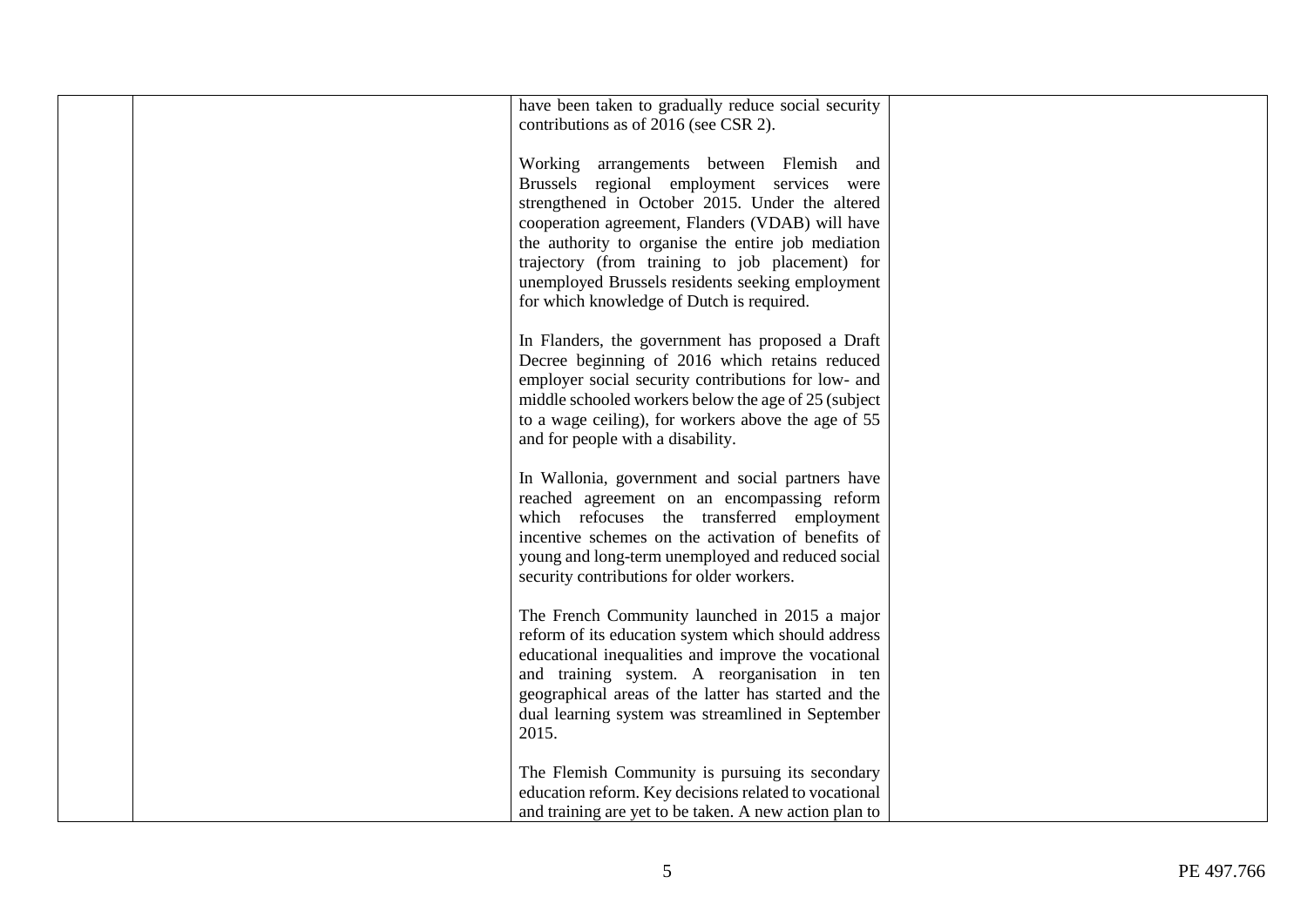| | | | |
|---|---|---|---|
| | | have been taken to gradually reduce social security contributions as of 2016 (see CSR 2).<br><br>Working arrangements between Flemish and Brussels regional employment services were strengthened in October 2015. Under the altered cooperation agreement, Flanders (VDAB) will have the authority to organise the entire job mediation trajectory (from training to job placement) for unemployed Brussels residents seeking employment for which knowledge of Dutch is required.<br><br>In Flanders, the government has proposed a Draft Decree beginning of 2016 which retains reduced employer social security contributions for low- and middle schooled workers below the age of 25 (subject to a wage ceiling), for workers above the age of 55 and for people with a disability.<br><br>In Wallonia, government and social partners have reached agreement on an encompassing reform which refocuses the transferred employment incentive schemes on the activation of benefits of young and long-term unemployed and reduced social security contributions for older workers.<br><br>The French Community launched in 2015 a major reform of its education system which should address educational inequalities and improve the vocational and training system. A reorganisation in ten geographical areas of the latter has started and the dual learning system was streamlined in September 2015.<br><br>The Flemish Community is pursuing its secondary education reform. Key decisions related to vocational and training are yet to be taken. A new action plan to | |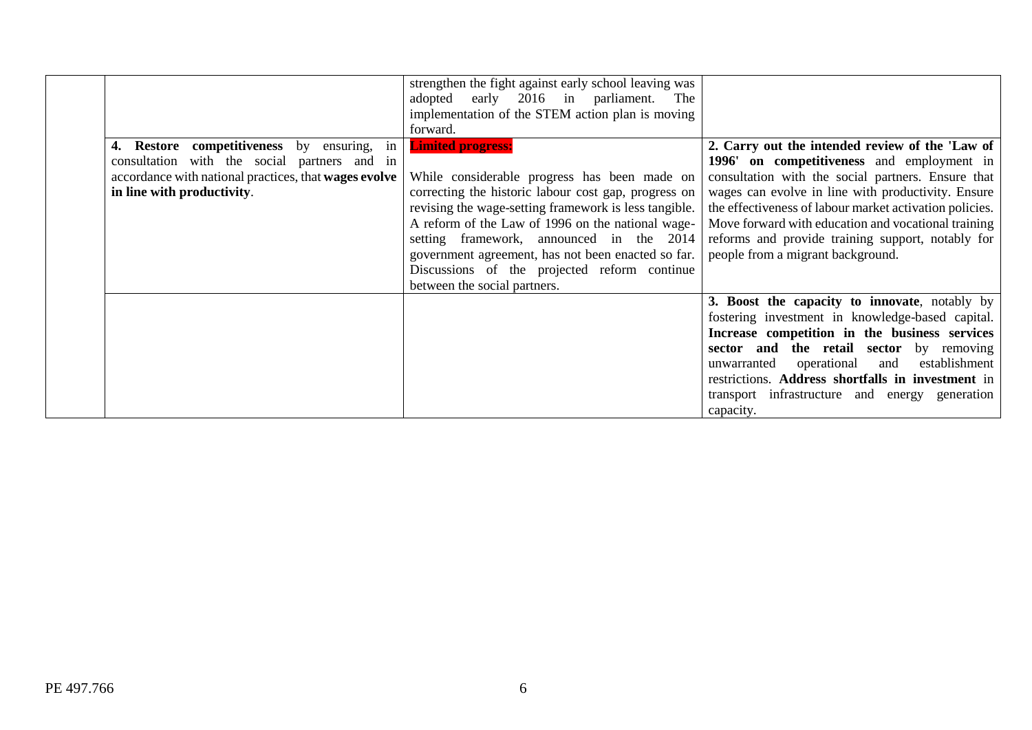| | | | |
|---|---|---|---|
| | | strengthen the fight against early school leaving was adopted early 2016 in parliament. The implementation of the STEM action plan is moving forward. | |
| | **4. Restore competitiveness** by ensuring, in consultation with the social partners and in accordance with national practices, that **wages evolve in line with productivity**. | **Limited progress:** While considerable progress has been made on correcting the historic labour cost gap, progress on revising the wage-setting framework is less tangible. A reform of the Law of 1996 on the national wage-setting framework, announced in the 2014 government agreement, has not been enacted so far. Discussions of the projected reform continue between the social partners. | **2. Carry out the intended review of the 'Law of 1996' on competitiveness** and employment in consultation with the social partners. Ensure that wages can evolve in line with productivity. Ensure the effectiveness of labour market activation policies. Move forward with education and vocational training reforms and provide training support, notably for people from a migrant background. |
| | | | **3. Boost the capacity to innovate**, notably by fostering investment in knowledge-based capital. **Increase competition in the business services sector and the retail sector** by removing unwarranted operational and establishment restrictions. **Address shortfalls in investment** in transport infrastructure and energy generation capacity. |

PE 497.766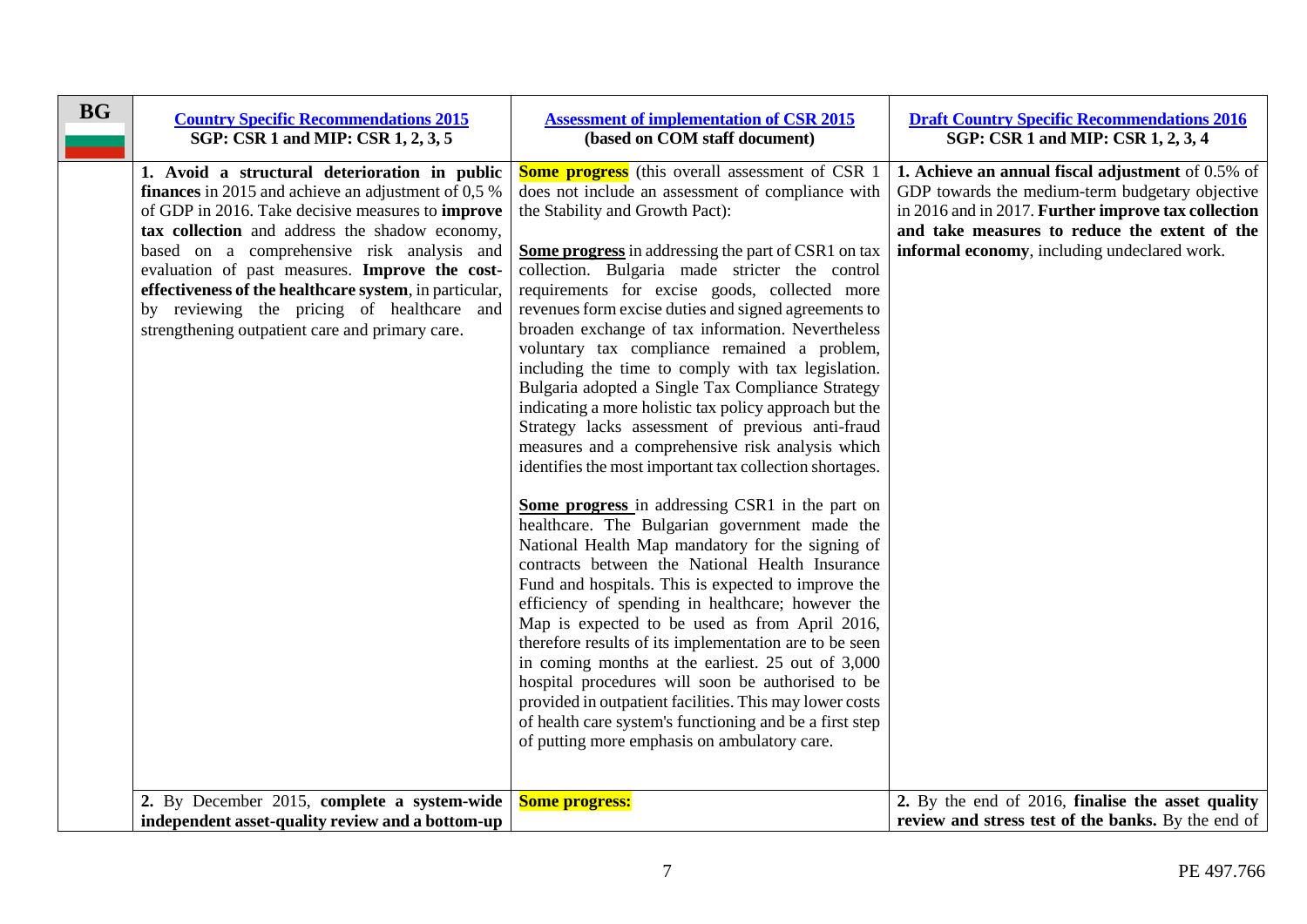| BG | [Country Specific Recommendations 2015](#) SGP: CSR 1 and MIP: CSR 1, 2, 3, 5 | [Assessment of implementation of CSR 2015](#) (based on COM staff document) | [Draft Country Specific Recommendations 2016](#) SGP: CSR 1 and MIP: CSR 1, 2, 3, 4 |
|---|---|---|---|
| | 1. **Avoid a structural deterioration in public finances** in 2015 and achieve an adjustment of 0,5 % of GDP in 2016. Take decisive measures to **improve tax collection** and address the shadow economy, based on a comprehensive risk analysis and evaluation of past measures. **Improve the cost-effectiveness of the healthcare system**, in particular, by reviewing the pricing of healthcare and strengthening outpatient care and primary care. | **Some progress** (this overall assessment of CSR 1 does not include an assessment of compliance with the Stability and Growth Pact):<br><br>**Some progress** in addressing the part of CSR1 on tax collection. Bulgaria made stricter the control requirements for excise goods, collected more revenues form excise duties and signed agreements to broaden exchange of tax information. Nevertheless voluntary tax compliance remained a problem, including the time to comply with tax legislation. Bulgaria adopted a Single Tax Compliance Strategy indicating a more holistic tax policy approach but the Strategy lacks assessment of previous anti-fraud measures and a comprehensive risk analysis which identifies the most important tax collection shortages.<br><br>**Some progress** in addressing CSR1 in the part on healthcare. The Bulgarian government made the National Health Map mandatory for the signing of contracts between the National Health Insurance Fund and hospitals. This is expected to improve the efficiency of spending in healthcare; however the Map is expected to be used as from April 2016, therefore results of its implementation are to be seen in coming months at the earliest. 25 out of 3,000 hospital procedures will soon be authorised to be provided in outpatient facilities. This may lower costs of health care system's functioning and be a first step of putting more emphasis on ambulatory care. | 1. **Achieve an annual fiscal adjustment** of 0.5% of GDP towards the medium-term budgetary objective in 2016 and in 2017. **Further improve tax collection and take measures to reduce the extent of the informal economy**, including undeclared work. |
| | 2. By December 2015, **complete a system-wide independent asset-quality review and a bottom-up** | **Some progress:** | 2. By the end of 2016, **finalise the asset quality review and stress test of the banks.** By the end of |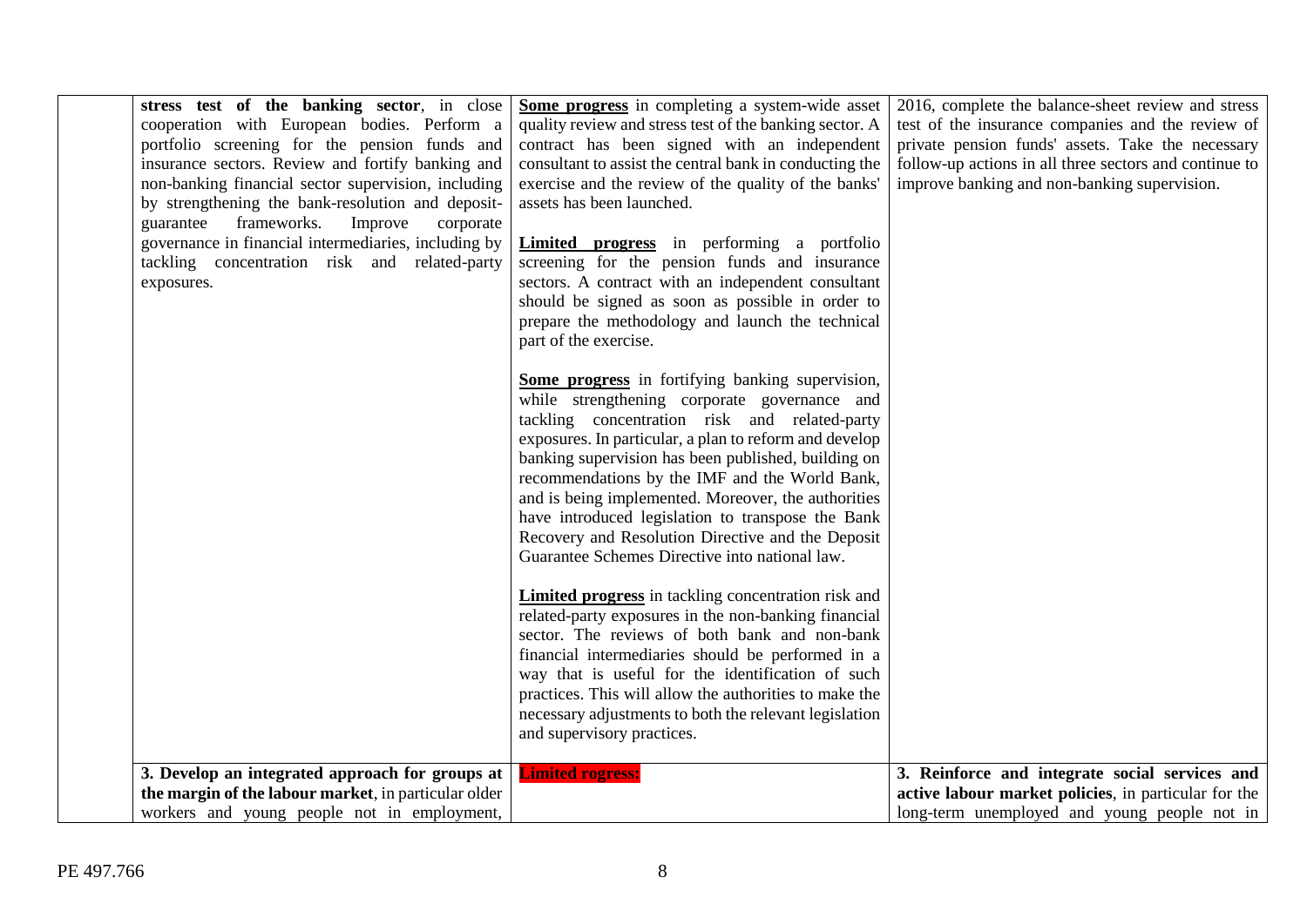| | | | |
|---|---|---|---|
| | **stress test of the banking sector**, in close cooperation with European bodies. Perform a portfolio screening for the pension funds and insurance sectors. Review and fortify banking and non-banking financial sector supervision, including by strengthening the bank-resolution and deposit-guarantee frameworks. Improve corporate governance in financial intermediaries, including by tackling concentration risk and related-party exposures. | **Some progress** in completing a system-wide asset quality review and stress test of the banking sector. A contract has been signed with an independent consultant to assist the central bank in conducting the exercise and the review of the quality of the banks' assets has been launched.<br><br>**Limited progress** in performing a portfolio screening for the pension funds and insurance sectors. A contract with an independent consultant should be signed as soon as possible in order to prepare the methodology and launch the technical part of the exercise.<br><br>**Some progress** in fortifying banking supervision, while strengthening corporate governance and tackling concentration risk and related-party exposures. In particular, a plan to reform and develop banking supervision has been published, building on recommendations by the IMF and the World Bank, and is being implemented. Moreover, the authorities have introduced legislation to transpose the Bank Recovery and Resolution Directive and the Deposit Guarantee Schemes Directive into national law.<br><br>**Limited progress** in tackling concentration risk and related-party exposures in the non-banking financial sector. The reviews of both bank and non-bank financial intermediaries should be performed in a way that is useful for the identification of such practices. This will allow the authorities to make the necessary adjustments to both the relevant legislation and supervisory practices. | 2016, complete the balance-sheet review and stress test of the insurance companies and the review of private pension funds' assets. Take the necessary follow-up actions in all three sectors and continue to improve banking and non-banking supervision. |
| | **3. Develop an integrated approach for groups at the margin of the labour market**, in particular older workers and young people not in employment, | **Limited rogress:** | **3. Reinforce and integrate social services and active labour market policies**, in particular for the long-term unemployed and young people not in |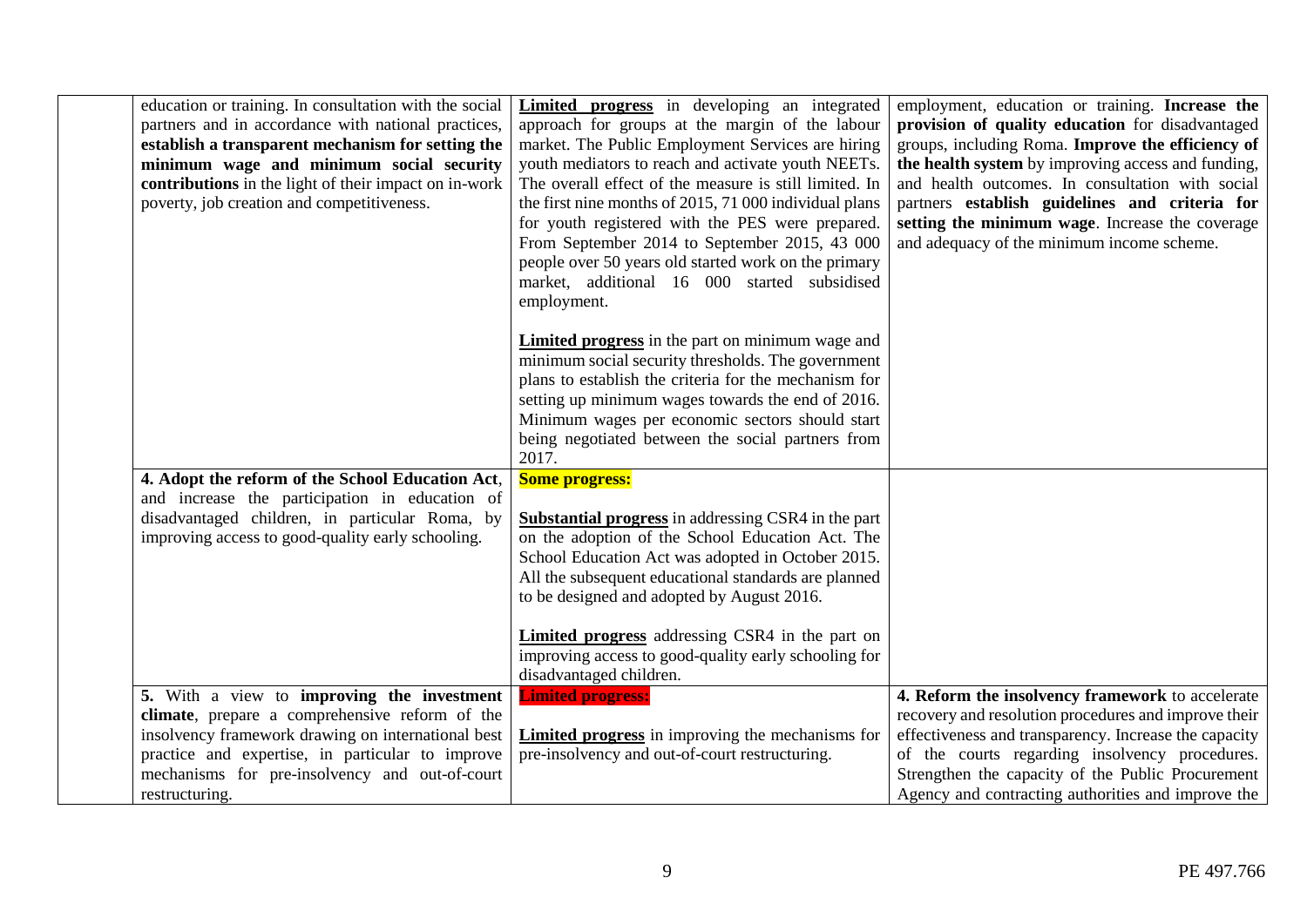| | | | |
|---|---|---|---|
| | education or training. In consultation with the social partners and in accordance with national practices, **establish a transparent mechanism for setting the minimum wage and minimum social security contributions** in the light of their impact on in-work poverty, job creation and competitiveness. | **Limited progress** in developing an integrated approach for groups at the margin of the labour market. The Public Employment Services are hiring youth mediators to reach and activate youth NEETs. The overall effect of the measure is still limited. In the first nine months of 2015, 71 000 individual plans for youth registered with the PES were prepared. From September 2014 to September 2015, 43 000 people over 50 years old started work on the primary market, additional 16 000 started subsidised employment.<br><br>**Limited progress** in the part on minimum wage and minimum social security thresholds. The government plans to establish the criteria for the mechanism for setting up minimum wages towards the end of 2016. Minimum wages per economic sectors should start being negotiated between the social partners from 2017. | employment, education or training. **Increase the provision of quality education** for disadvantaged groups, including Roma. **Improve the efficiency of the health system** by improving access and funding, and health outcomes. In consultation with social partners **establish guidelines and criteria for setting the minimum wage**. Increase the coverage and adequacy of the minimum income scheme. |
| | **4. Adopt the reform of the School Education Act**, and increase the participation in education of disadvantaged children, in particular Roma, by improving access to good-quality early schooling. | **Some progress:**<br><br>**Substantial progress** in addressing CSR4 in the part on the adoption of the School Education Act. The School Education Act was adopted in October 2015. All the subsequent educational standards are planned to be designed and adopted by August 2016.<br><br>**Limited progress** addressing CSR4 in the part on improving access to good-quality early schooling for disadvantaged children. | |
| | **5.** With a view to **improving the investment climate**, prepare a comprehensive reform of the insolvency framework drawing on international best practice and expertise, in particular to improve mechanisms for pre-insolvency and out-of-court restructuring. | **Limited progress:**<br><br>**Limited progress** in improving the mechanisms for pre-insolvency and out-of-court restructuring. | **4. Reform the insolvency framework** to accelerate recovery and resolution procedures and improve their effectiveness and transparency. Increase the capacity of the courts regarding insolvency procedures. Strengthen the capacity of the Public Procurement Agency and contracting authorities and improve the |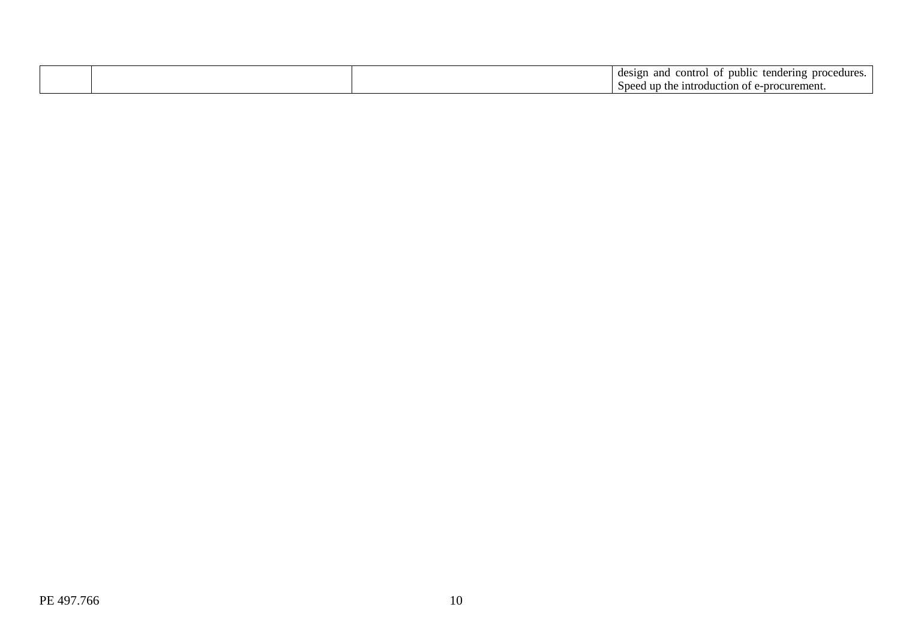| | | | |
|---|---|---|---|
| | | | design and control of public tendering procedures. Speed up the introduction of e-procurement. |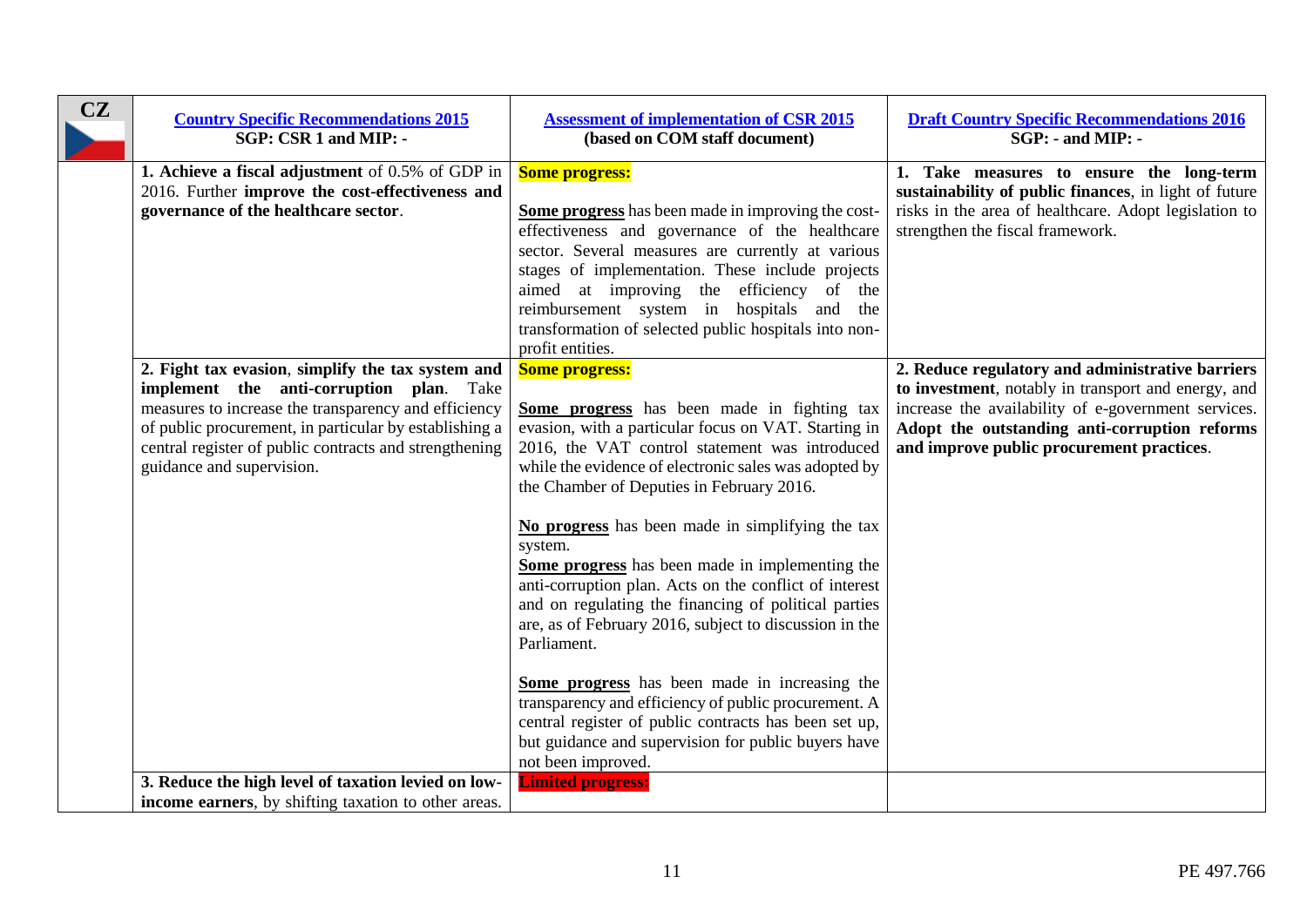| CZ | [Country Specific Recommendations 2015](#)<br>**SGP: CSR 1 and MIP: -** | [Assessment of implementation of CSR 2015](#)<br>**(based on COM staff document)** | [Draft Country Specific Recommendations 2016](#)<br>**SGP: - and MIP: -** |
|---|---|---|---|
| | **1. Achieve a fiscal adjustment** of 0.5% of GDP in 2016. Further **improve the cost-effectiveness and governance of the healthcare sector**. | **Some progress:**<br><br>**Some progress** has been made in improving the cost-effectiveness and governance of the healthcare sector. Several measures are currently at various stages of implementation. These include projects aimed at improving the efficiency of the reimbursement system in hospitals and the transformation of selected public hospitals into non-profit entities. | **1. Take measures to ensure the long-term sustainability of public finances**, in light of future risks in the area of healthcare. Adopt legislation to strengthen the fiscal framework. |
| | **2. Fight tax evasion**, **simplify the tax system and implement the anti-corruption plan**. Take measures to increase the transparency and efficiency of public procurement, in particular by establishing a central register of public contracts and strengthening guidance and supervision. | **Some progress:**<br><br>**Some progress** has been made in fighting tax evasion, with a particular focus on VAT. Starting in 2016, the VAT control statement was introduced while the evidence of electronic sales was adopted by the Chamber of Deputies in February 2016.<br><br>**No progress** has been made in simplifying the tax system.<br>**Some progress** has been made in implementing the anti-corruption plan. Acts on the conflict of interest and on regulating the financing of political parties are, as of February 2016, subject to discussion in the Parliament.<br><br>**Some progress** has been made in increasing the transparency and efficiency of public procurement. A central register of public contracts has been set up, but guidance and supervision for public buyers have not been improved. | **2. Reduce regulatory and administrative barriers to investment**, notably in transport and energy, and increase the availability of e-government services. **Adopt the outstanding anti-corruption reforms and improve public procurement practices**. |
| | **3. Reduce the high level of taxation levied on low-income earners**, by shifting taxation to other areas. | **Limited progress:** | |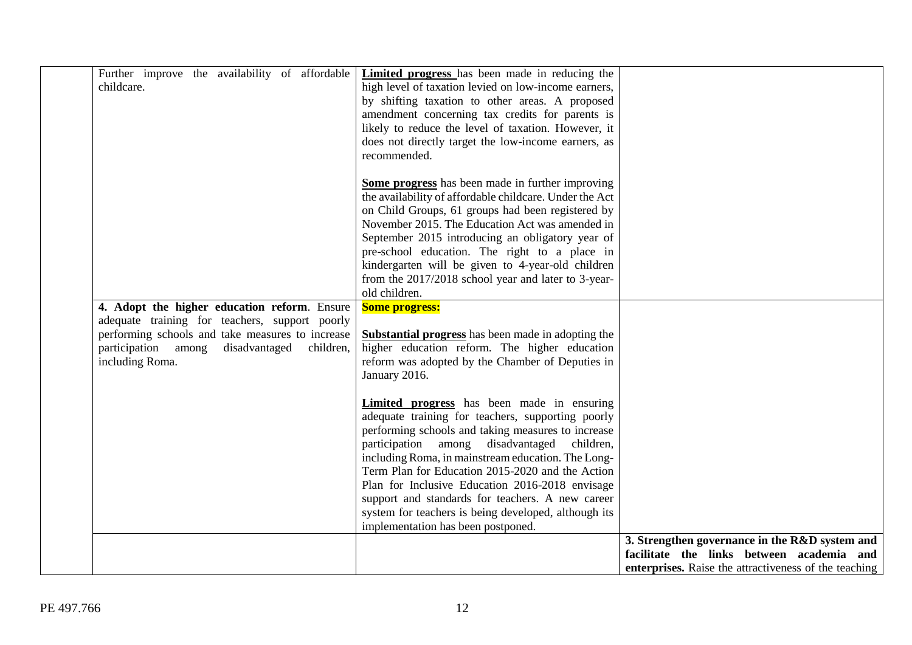| | | | |
|---|---|---|---|
| | Further improve the availability of affordable childcare. | **Limited progress** has been made in reducing the high level of taxation levied on low-income earners, by shifting taxation to other areas. A proposed amendment concerning tax credits for parents is likely to reduce the level of taxation. However, it does not directly target the low-income earners, as recommended.<br><br>**Some progress** has been made in further improving the availability of affordable childcare. Under the Act on Child Groups, 61 groups had been registered by November 2015. The Education Act was amended in September 2015 introducing an obligatory year of pre-school education. The right to a place in kindergarten will be given to 4-year-old children from the 2017/2018 school year and later to 3-year-old children. | |
| | **4. Adopt the higher education reform**. Ensure adequate training for teachers, support poorly performing schools and take measures to increase participation among disadvantaged children, including Roma. | **Some progress:**<br><br>**Substantial progress** has been made in adopting the higher education reform. The higher education reform was adopted by the Chamber of Deputies in January 2016.<br><br>**Limited progress** has been made in ensuring adequate training for teachers, supporting poorly performing schools and taking measures to increase participation among disadvantaged children, including Roma, in mainstream education. The Long-Term Plan for Education 2015-2020 and the Action Plan for Inclusive Education 2016-2018 envisage support and standards for teachers. A new career system for teachers is being developed, although its implementation has been postponed. | |
| | | | **3. Strengthen governance in the R&D system and facilitate the links between academia and enterprises.** Raise the attractiveness of the teaching |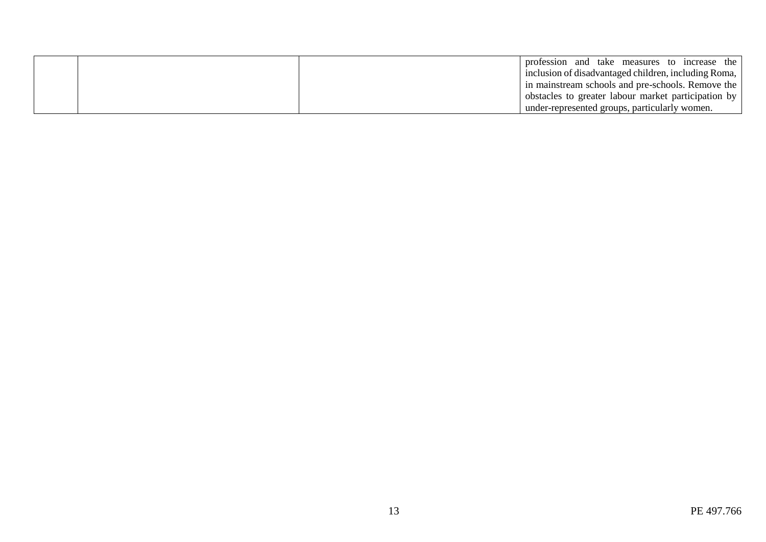| | | | |
|---|---|---|---|
| | | | profession and take measures to increase the inclusion of disadvantaged children, including Roma, in mainstream schools and pre-schools. Remove the obstacles to greater labour market participation by under-represented groups, particularly women. |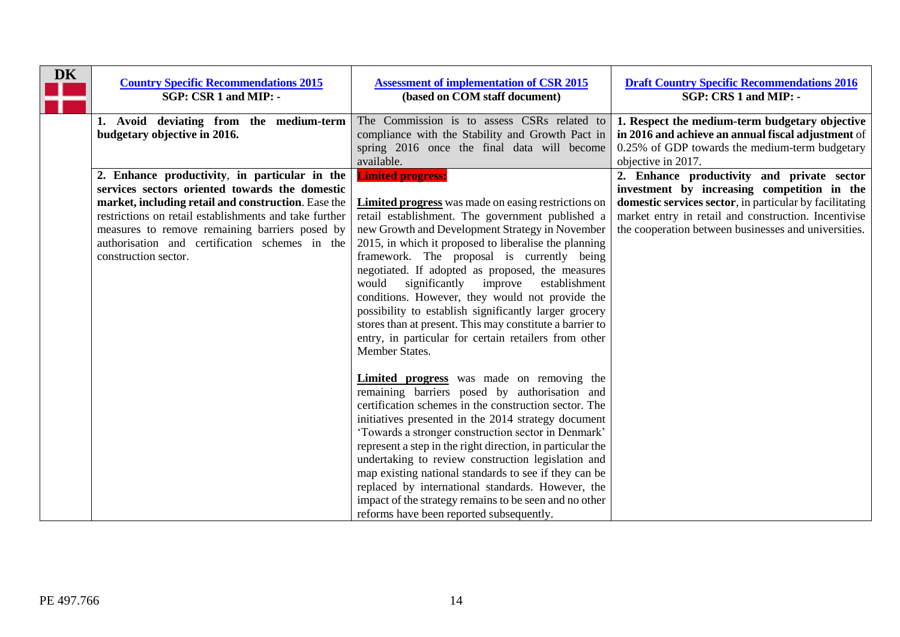| DK | [Country Specific Recommendations 2015](#) SGP: CSR 1 and MIP: - | [Assessment of implementation of CSR 2015](#) (based on COM staff document) | [Draft Country Specific Recommendations 2016](#) SGP: CRS 1 and MIP: - |
|---|---|---|---|
| | **1. Avoid deviating from the medium-term budgetary objective in 2016.** | The Commission is to assess CSRs related to compliance with the Stability and Growth Pact in spring 2016 once the final data will become available. | **1. Respect the medium-term budgetary objective in 2016 and achieve an annual fiscal adjustment** of 0.25% of GDP towards the medium-term budgetary objective in 2017. |
| | **2. Enhance productivity**, **in particular in the services sectors oriented towards the domestic market, including retail and construction**. Ease the restrictions on retail establishments and take further measures to remove remaining barriers posed by authorisation and certification schemes in the construction sector. | **Limited progress:**<br><br>**Limited progress** was made on easing restrictions on retail establishment. The government published a new Growth and Development Strategy in November 2015, in which it proposed to liberalise the planning framework. The proposal is currently being negotiated. If adopted as proposed, the measures would significantly improve establishment conditions. However, they would not provide the possibility to establish significantly larger grocery stores than at present. This may constitute a barrier to entry, in particular for certain retailers from other Member States.<br><br>**Limited progress** was made on removing the remaining barriers posed by authorisation and certification schemes in the construction sector. The initiatives presented in the 2014 strategy document 'Towards a stronger construction sector in Denmark' represent a step in the right direction, in particular the undertaking to review construction legislation and map existing national standards to see if they can be replaced by international standards. However, the impact of the strategy remains to be seen and no other reforms have been reported subsequently. | **2. Enhance productivity and private sector investment by increasing competition in the domestic services sector**, in particular by facilitating market entry in retail and construction. Incentivise the cooperation between businesses and universities. |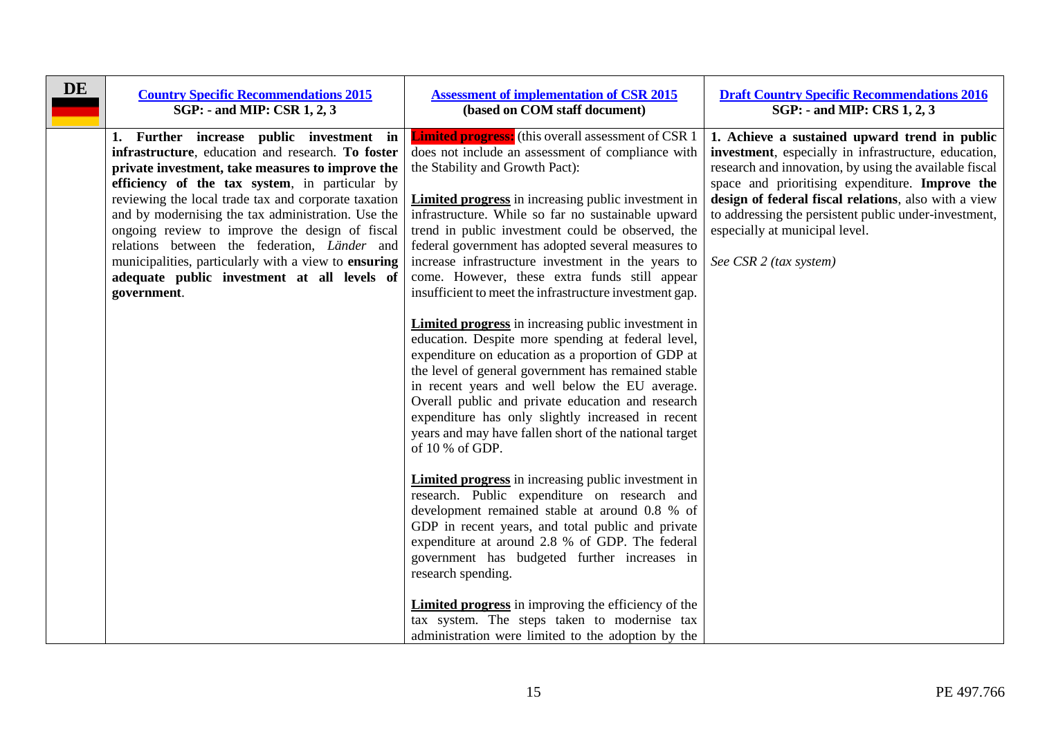| DE | [Country Specific Recommendations 2015](#) **SGP: - and MIP: CSR 1, 2, 3** | [Assessment of implementation of CSR 2015](#) **(based on COM staff document)** | [Draft Country Specific Recommendations 2016](#) **SGP: - and MIP: CRS 1, 2, 3** |
|---|---|---|---|
| | 1. **Further increase public investment in infrastructure**, education and research. **To foster private investment, take measures to improve the efficiency of the tax system**, in particular by reviewing the local trade tax and corporate taxation and by modernising the tax administration. Use the ongoing review to improve the design of fiscal relations between the federation, *Länder* and municipalities, particularly with a view to **ensuring adequate public investment at all levels of government**. | **Limited progress:** (this overall assessment of CSR 1 does not include an assessment of compliance with the Stability and Growth Pact):<br><br>**Limited progress** in increasing public investment in infrastructure. While so far no sustainable upward trend in public investment could be observed, the federal government has adopted several measures to increase infrastructure investment in the years to come. However, these extra funds still appear insufficient to meet the infrastructure investment gap.<br><br>**Limited progress** in increasing public investment in education. Despite more spending at federal level, expenditure on education as a proportion of GDP at the level of general government has remained stable in recent years and well below the EU average. Overall public and private education and research expenditure has only slightly increased in recent years and may have fallen short of the national target of 10 % of GDP.<br><br>**Limited progress** in increasing public investment in research. Public expenditure on research and development remained stable at around 0.8 % of GDP in recent years, and total public and private expenditure at around 2.8 % of GDP. The federal government has budgeted further increases in research spending.<br><br>**Limited progress** in improving the efficiency of the tax system. The steps taken to modernise tax administration were limited to the adoption by the | 1. **Achieve a sustained upward trend in public investment**, especially in infrastructure, education, research and innovation, by using the available fiscal space and prioritising expenditure. **Improve the design of federal fiscal relations**, also with a view to addressing the persistent public under-investment, especially at municipal level.<br><br>*See CSR 2 (tax system)* |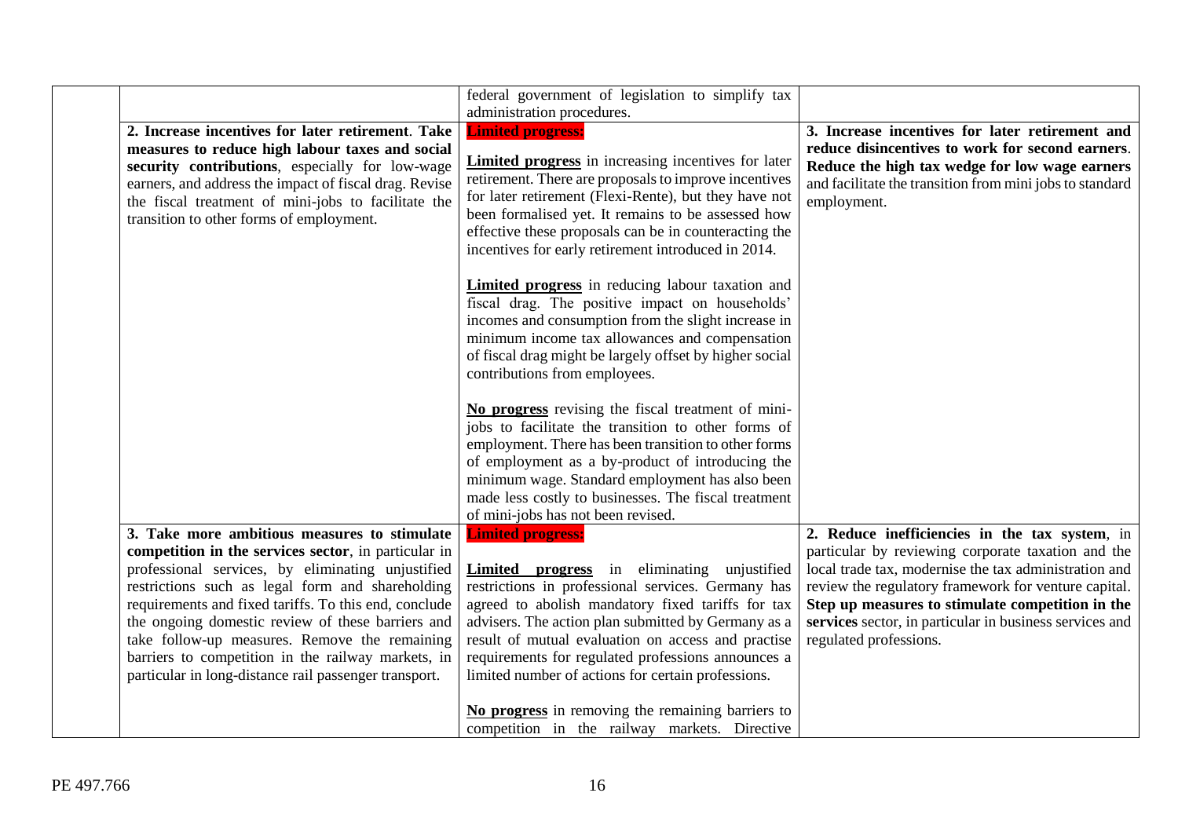| | | | |
|---|---|---|---|
| | | federal government of legislation to simplify tax administration procedures. | |
| | **2. Increase incentives for later retirement**. **Take measures to reduce high labour taxes and social security contributions**, especially for low-wage earners, and address the impact of fiscal drag. Revise the fiscal treatment of mini-jobs to facilitate the transition to other forms of employment. | **Limited progress:**<br><br>**Limited progress** in increasing incentives for later retirement. There are proposals to improve incentives for later retirement (Flexi-Rente), but they have not been formalised yet. It remains to be assessed how effective these proposals can be in counteracting the incentives for early retirement introduced in 2014.<br><br>**Limited progress** in reducing labour taxation and fiscal drag. The positive impact on households' incomes and consumption from the slight increase in minimum income tax allowances and compensation of fiscal drag might be largely offset by higher social contributions from employees.<br><br>**No progress** revising the fiscal treatment of mini-jobs to facilitate the transition to other forms of employment. There has been transition to other forms of employment as a by-product of introducing the minimum wage. Standard employment has also been made less costly to businesses. The fiscal treatment of mini-jobs has not been revised. | **3. Increase incentives for later retirement and reduce disincentives to work for second earners**. **Reduce the high tax wedge for low wage earners** and facilitate the transition from mini jobs to standard employment. |
| | **3. Take more ambitious measures to stimulate competition in the services sector**, in particular in professional services, by eliminating unjustified restrictions such as legal form and shareholding requirements and fixed tariffs. To this end, conclude the ongoing domestic review of these barriers and take follow-up measures. Remove the remaining barriers to competition in the railway markets, in particular in long-distance rail passenger transport. | **Limited progress:**<br><br>**Limited progress** in eliminating unjustified restrictions in professional services. Germany has agreed to abolish mandatory fixed tariffs for tax advisers. The action plan submitted by Germany as a result of mutual evaluation on access and practise requirements for regulated professions announces a limited number of actions for certain professions.<br><br>**No progress** in removing the remaining barriers to competition in the railway markets. Directive | **2. Reduce inefficiencies in the tax system**, in particular by reviewing corporate taxation and the local trade tax, modernise the tax administration and review the regulatory framework for venture capital. **Step up measures to stimulate competition in the services** sector, in particular in business services and regulated professions. |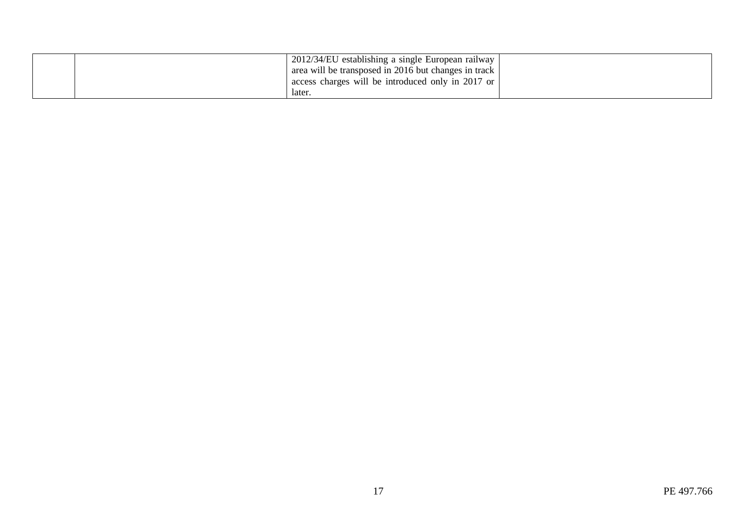| | | | |
|---|---|---|---|
| | | 2012/34/EU establishing a single European railway area will be transposed in 2016 but changes in track access charges will be introduced only in 2017 or later. | |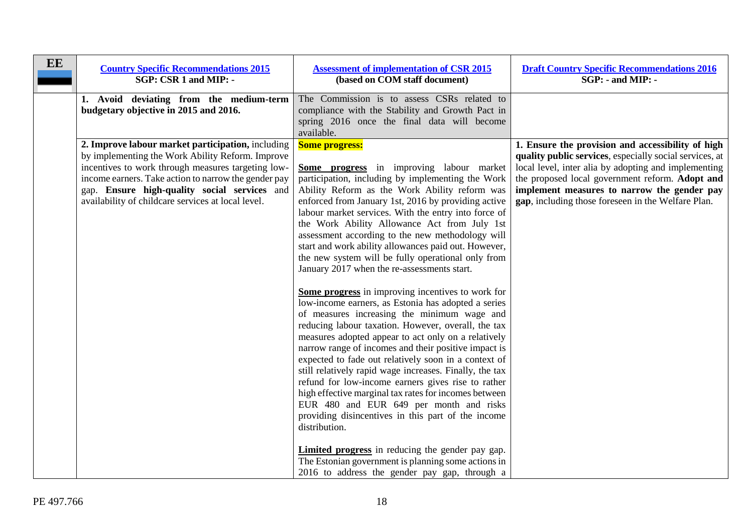| EE | [Country Specific Recommendations 2015](#)<br>**SGP: CSR 1 and MIP: -** | [Assessment of implementation of CSR 2015](#)<br>**(based on COM staff document)** | [Draft Country Specific Recommendations 2016](#)<br>**SGP: - and MIP: -** |
|---|---|---|---|
| | **1. Avoid deviating from the medium-term budgetary objective in 2015 and 2016.** | The Commission is to assess CSRs related to compliance with the Stability and Growth Pact in spring 2016 once the final data will become available. | |
| | **2. Improve labour market participation,** including by implementing the Work Ability Reform. Improve incentives to work through measures targeting low-income earners. Take action to narrow the gender pay gap. **Ensure high-quality social services** and availability of childcare services at local level. | **Some progress:**<br><br>**Some progress** in improving labour market participation, including by implementing the Work Ability Reform as the Work Ability reform was enforced from January 1st, 2016 by providing active labour market services. With the entry into force of the Work Ability Allowance Act from July 1st assessment according to the new methodology will start and work ability allowances paid out. However, the new system will be fully operational only from January 2017 when the re-assessments start.<br><br>**Some progress** in improving incentives to work for low-income earners, as Estonia has adopted a series of measures increasing the minimum wage and reducing labour taxation. However, overall, the tax measures adopted appear to act only on a relatively narrow range of incomes and their positive impact is expected to fade out relatively soon in a context of still relatively rapid wage increases. Finally, the tax refund for low-income earners gives rise to rather high effective marginal tax rates for incomes between EUR 480 and EUR 649 per month and risks providing disincentives in this part of the income distribution.<br><br>**Limited progress** in reducing the gender pay gap. The Estonian government is planning some actions in 2016 to address the gender pay gap, through a | **1. Ensure the provision and accessibility of high quality public services**, especially social services, at local level, inter alia by adopting and implementing the proposed local government reform. **Adopt and implement measures to narrow the gender pay gap**, including those foreseen in the Welfare Plan. |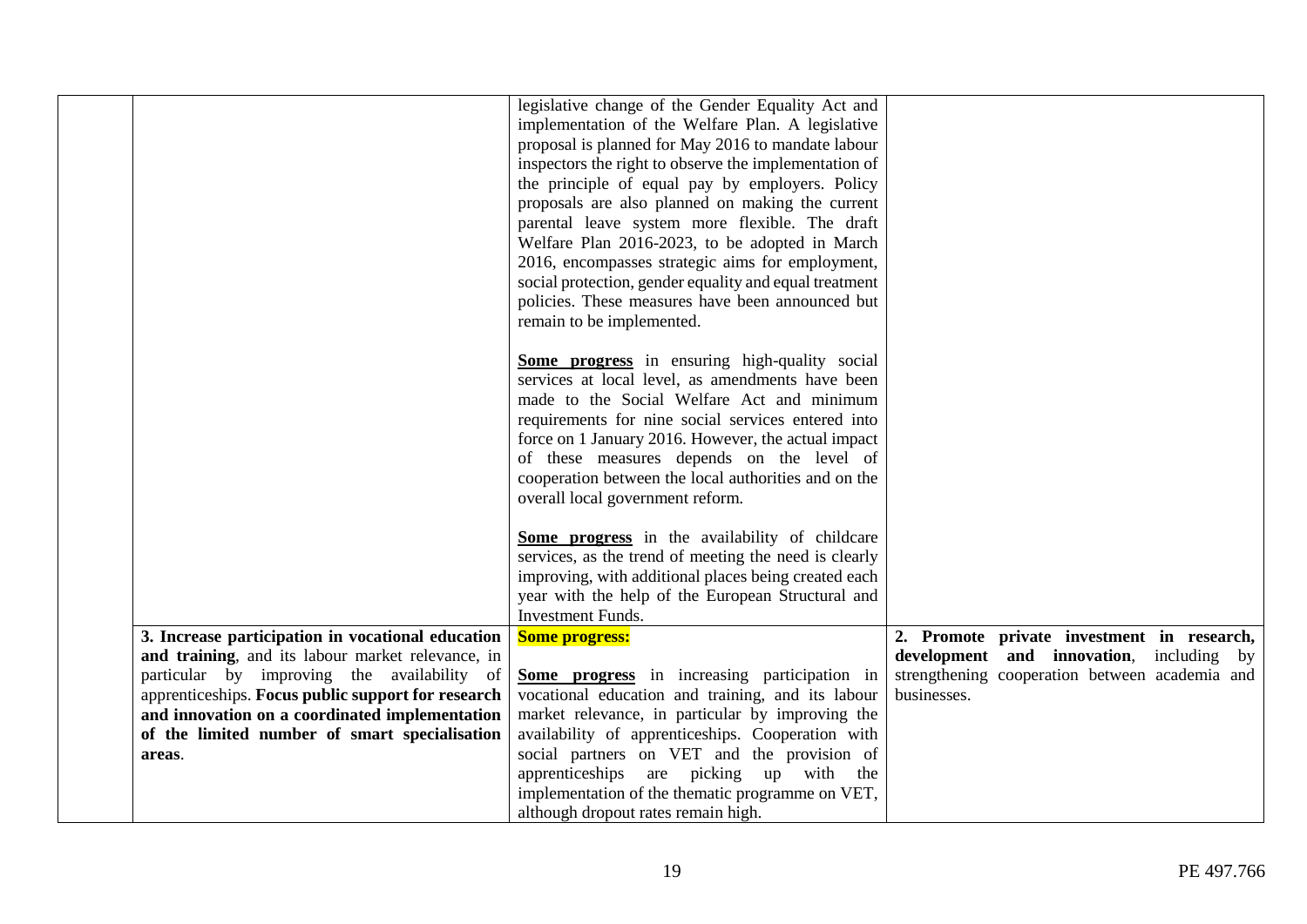| | | | |
|---|---|---|---|
| | | legislative change of the Gender Equality Act and implementation of the Welfare Plan. A legislative proposal is planned for May 2016 to mandate labour inspectors the right to observe the implementation of the principle of equal pay by employers. Policy proposals are also planned on making the current parental leave system more flexible. The draft Welfare Plan 2016-2023, to be adopted in March 2016, encompasses strategic aims for employment, social protection, gender equality and equal treatment policies. These measures have been announced but remain to be implemented.<br><br>**Some progress** in ensuring high-quality social services at local level, as amendments have been made to the Social Welfare Act and minimum requirements for nine social services entered into force on 1 January 2016. However, the actual impact of these measures depends on the level of cooperation between the local authorities and on the overall local government reform.<br><br>**Some progress** in the availability of childcare services, as the trend of meeting the need is clearly improving, with additional places being created each year with the help of the European Structural and Investment Funds. | |
| | **3. Increase participation in vocational education and training**, and its labour market relevance, in particular by improving the availability of apprenticeships. **Focus public support for research and innovation on a coordinated implementation of the limited number of smart specialisation areas**. | **Some progress:**<br><br>**Some progress** in increasing participation in vocational education and training, and its labour market relevance, in particular by improving the availability of apprenticeships. Cooperation with social partners on VET and the provision of apprenticeships are picking up with the implementation of the thematic programme on VET, although dropout rates remain high. | **2. Promote private investment in research, development and innovation**, including by strengthening cooperation between academia and businesses. |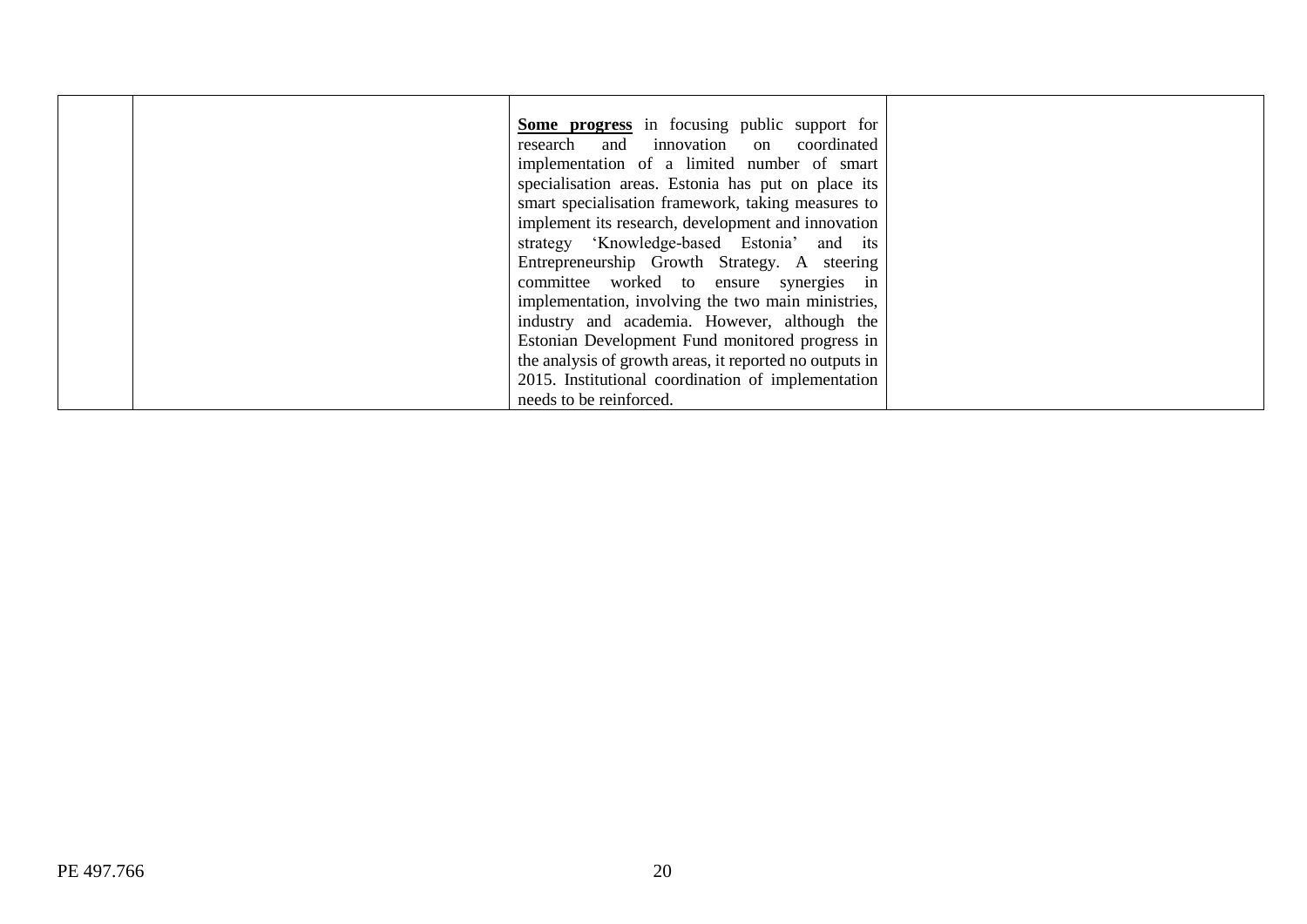| | | | |
|---|---|---|---|
| | | **Some progress** in focusing public support for research and innovation on coordinated implementation of a limited number of smart specialisation areas. Estonia has put on place its smart specialisation framework, taking measures to implement its research, development and innovation strategy 'Knowledge-based Estonia' and its Entrepreneurship Growth Strategy. A steering committee worked to ensure synergies in implementation, involving the two main ministries, industry and academia. However, although the Estonian Development Fund monitored progress in the analysis of growth areas, it reported no outputs in 2015. Institutional coordination of implementation needs to be reinforced. | |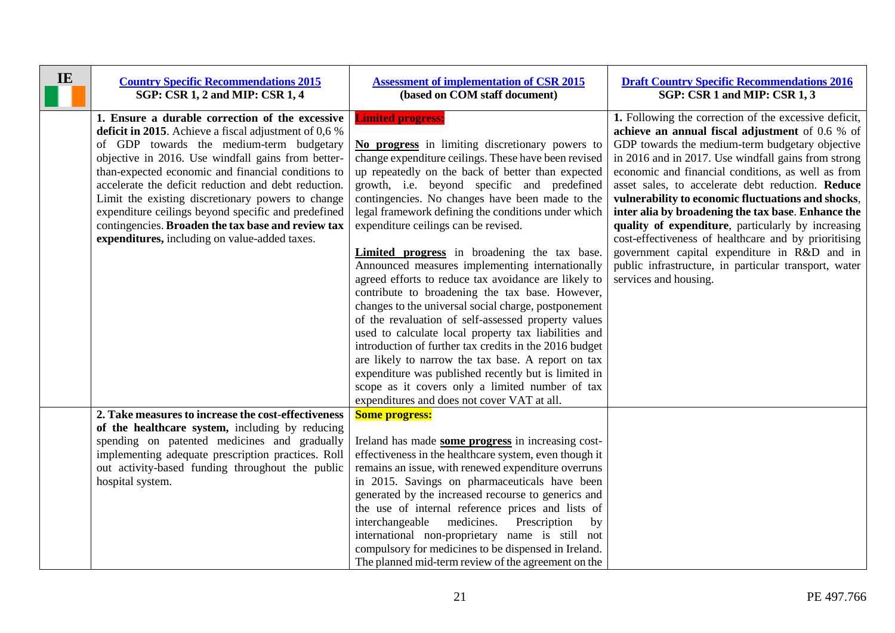| IE | [Country Specific Recommendations 2015](#) **SGP: CSR 1, 2 and MIP: CSR 1, 4** | [Assessment of implementation of CSR 2015](#) **(based on COM staff document)** | [Draft Country Specific Recommendations 2016](#) **SGP: CSR 1 and MIP: CSR 1, 3** |
|---|---|---|---|
| | **1. Ensure a durable correction of the excessive deficit in 2015**. Achieve a fiscal adjustment of 0,6 % of GDP towards the medium-term budgetary objective in 2016. Use windfall gains from better-than-expected economic and financial conditions to accelerate the deficit reduction and debt reduction. Limit the existing discretionary powers to change expenditure ceilings beyond specific and predefined contingencies. **Broaden the tax base and review tax expenditures,** including on value-added taxes. | **Limited progress:**<br><br>**No progress** in limiting discretionary powers to change expenditure ceilings. These have been revised up repeatedly on the back of better than expected growth, i.e. beyond specific and predefined contingencies. No changes have been made to the legal framework defining the conditions under which expenditure ceilings can be revised.<br><br>**Limited progress** in broadening the tax base. Announced measures implementing internationally agreed efforts to reduce tax avoidance are likely to contribute to broadening the tax base. However, changes to the universal social charge, postponement of the revaluation of self-assessed property values used to calculate local property tax liabilities and introduction of further tax credits in the 2016 budget are likely to narrow the tax base. A report on tax expenditure was published recently but is limited in scope as it covers only a limited number of tax expenditures and does not cover VAT at all. | **1.** Following the correction of the excessive deficit, **achieve an annual fiscal adjustment** of 0.6 % of GDP towards the medium-term budgetary objective in 2016 and in 2017. Use windfall gains from strong economic and financial conditions, as well as from asset sales, to accelerate debt reduction. **Reduce vulnerability to economic fluctuations and shocks**, **inter alia by broadening the tax base**. **Enhance the quality of expenditure**, particularly by increasing cost-effectiveness of healthcare and by prioritising government capital expenditure in R&D and in public infrastructure, in particular transport, water services and housing. |
| | **2. Take measures to increase the cost-effectiveness of the healthcare system,** including by reducing spending on patented medicines and gradually implementing adequate prescription practices. Roll out activity-based funding throughout the public hospital system. | **Some progress:**<br><br>Ireland has made **some progress** in increasing cost-effectiveness in the healthcare system, even though it remains an issue, with renewed expenditure overruns in 2015. Savings on pharmaceuticals have been generated by the increased recourse to generics and the use of internal reference prices and lists of interchangeable medicines. Prescription by international non-proprietary name is still not compulsory for medicines to be dispensed in Ireland. The planned mid-term review of the agreement on the | |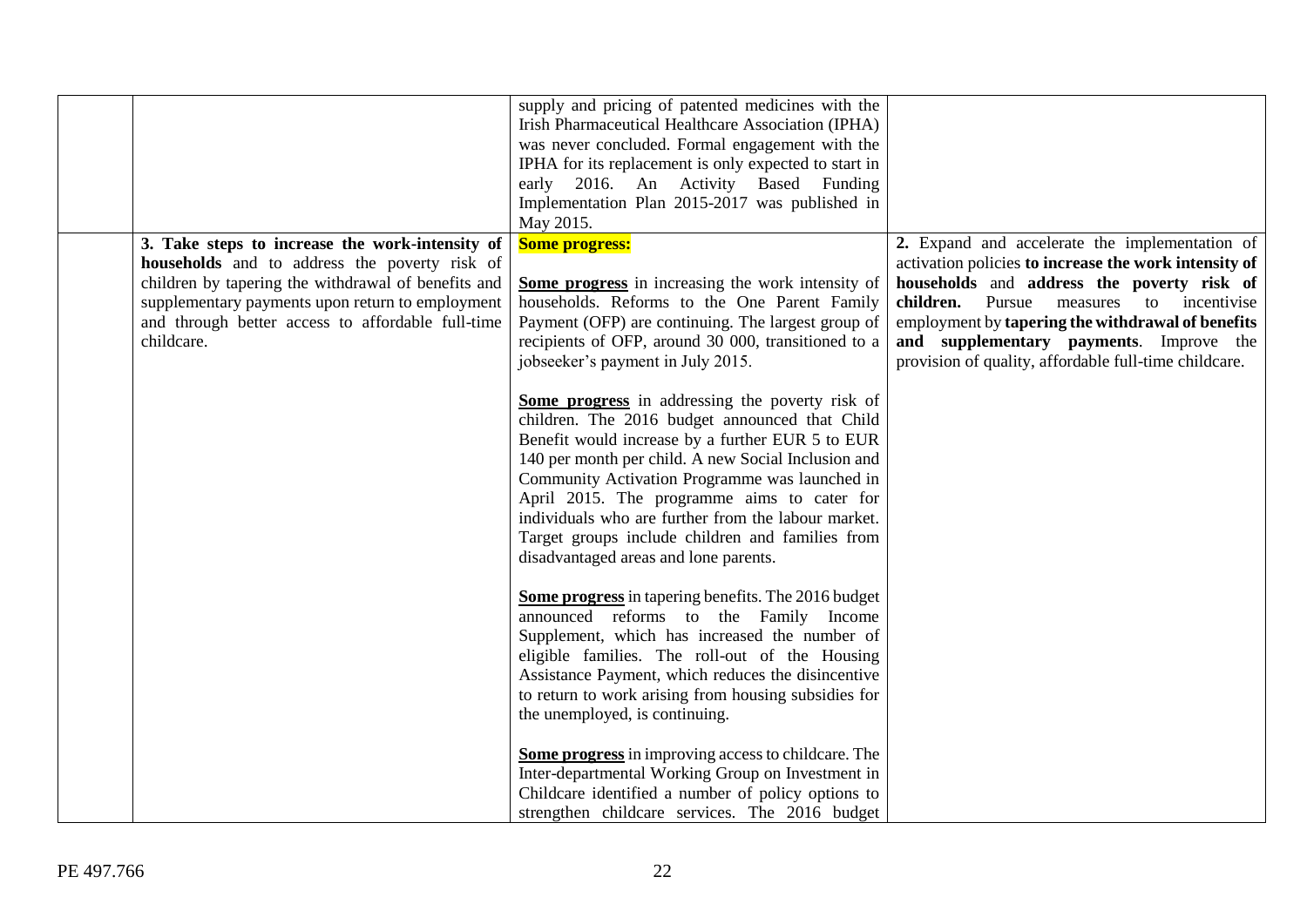| | | | |
|---|---|---|---|
| | | supply and pricing of patented medicines with the Irish Pharmaceutical Healthcare Association (IPHA) was never concluded. Formal engagement with the IPHA for its replacement is only expected to start in early 2016. An Activity Based Funding Implementation Plan 2015-2017 was published in May 2015. | |
| | **3. Take steps to increase the work-intensity of households** and to address the poverty risk of children by tapering the withdrawal of benefits and supplementary payments upon return to employment and through better access to affordable full-time childcare. | **Some progress:**<br><br>**Some progress** in increasing the work intensity of households. Reforms to the One Parent Family Payment (OFP) are continuing. The largest group of recipients of OFP, around 30 000, transitioned to a jobseeker's payment in July 2015.<br><br>**Some progress** in addressing the poverty risk of children. The 2016 budget announced that Child Benefit would increase by a further EUR 5 to EUR 140 per month per child. A new Social Inclusion and Community Activation Programme was launched in April 2015. The programme aims to cater for individuals who are further from the labour market. Target groups include children and families from disadvantaged areas and lone parents.<br><br>**Some progress** in tapering benefits. The 2016 budget announced reforms to the Family Income Supplement, which has increased the number of eligible families. The roll-out of the Housing Assistance Payment, which reduces the disincentive to return to work arising from housing subsidies for the unemployed, is continuing.<br><br>**Some progress** in improving access to childcare. The Inter-departmental Working Group on Investment in Childcare identified a number of policy options to strengthen childcare services. The 2016 budget | **2.** Expand and accelerate the implementation of activation policies **to increase the work intensity of households** and **address the poverty risk of children.** Pursue measures to incentivise employment by **tapering the withdrawal of benefits and supplementary payments**. Improve the provision of quality, affordable full-time childcare. |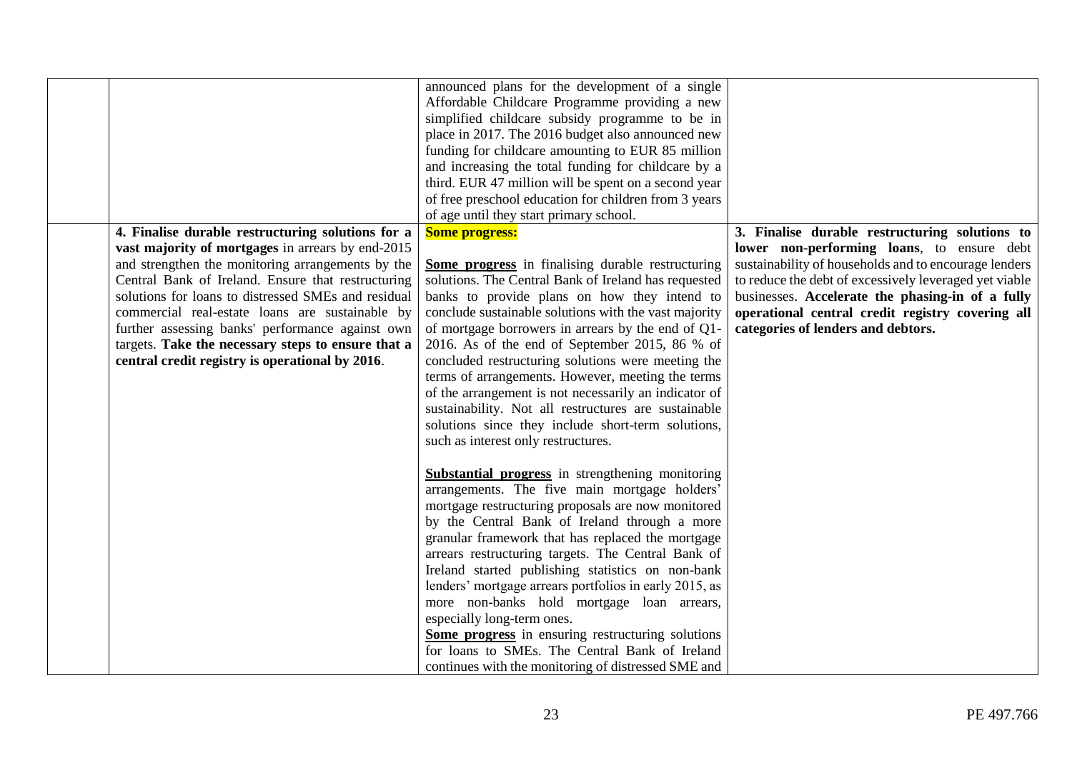| | | | |
|---|---|---|---|
| | | announced plans for the development of a single Affordable Childcare Programme providing a new simplified childcare subsidy programme to be in place in 2017. The 2016 budget also announced new funding for childcare amounting to EUR 85 million and increasing the total funding for childcare by a third. EUR 47 million will be spent on a second year of free preschool education for children from 3 years of age until they start primary school. | |
| | **4. Finalise durable restructuring solutions for a vast majority of mortgages** in arrears by end-2015 and strengthen the monitoring arrangements by the Central Bank of Ireland. Ensure that restructuring solutions for loans to distressed SMEs and residual commercial real-estate loans are sustainable by further assessing banks' performance against own targets. **Take the necessary steps to ensure that a central credit registry is operational by 2016**. | **Some progress:**<br><br>**Some progress** in finalising durable restructuring solutions. The Central Bank of Ireland has requested banks to provide plans on how they intend to conclude sustainable solutions with the vast majority of mortgage borrowers in arrears by the end of Q1-2016. As of the end of September 2015, 86 % of concluded restructuring solutions were meeting the terms of arrangements. However, meeting the terms of the arrangement is not necessarily an indicator of sustainability. Not all restructures are sustainable solutions since they include short-term solutions, such as interest only restructures.<br><br>**Substantial progress** in strengthening monitoring arrangements. The five main mortgage holders' mortgage restructuring proposals are now monitored by the Central Bank of Ireland through a more granular framework that has replaced the mortgage arrears restructuring targets. The Central Bank of Ireland started publishing statistics on non-bank lenders' mortgage arrears portfolios in early 2015, as more non-banks hold mortgage loan arrears, especially long-term ones.<br>**Some progress** in ensuring restructuring solutions for loans to SMEs. The Central Bank of Ireland continues with the monitoring of distressed SME and | **3. Finalise durable restructuring solutions to lower non-performing loans**, to ensure debt sustainability of households and to encourage lenders to reduce the debt of excessively leveraged yet viable businesses. **Accelerate the phasing-in of a fully operational central credit registry covering all categories of lenders and debtors.** |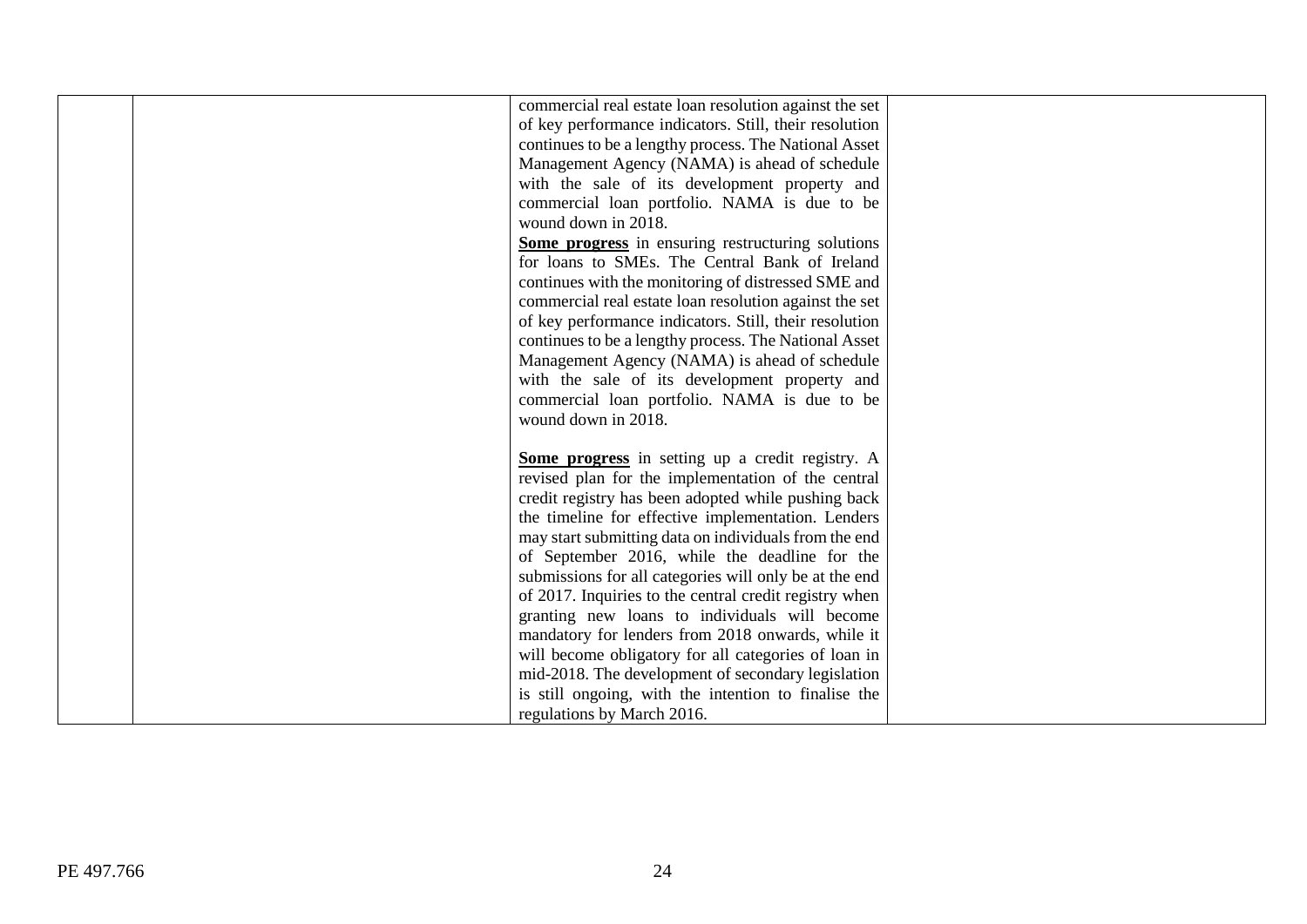| | | | |
|---|---|---|---|
| | | commercial real estate loan resolution against the set of key performance indicators. Still, their resolution continues to be a lengthy process. The National Asset Management Agency (NAMA) is ahead of schedule with the sale of its development property and commercial loan portfolio. NAMA is due to be wound down in 2018.<br>**Some progress** in ensuring restructuring solutions for loans to SMEs. The Central Bank of Ireland continues with the monitoring of distressed SME and commercial real estate loan resolution against the set of key performance indicators. Still, their resolution continues to be a lengthy process. The National Asset Management Agency (NAMA) is ahead of schedule with the sale of its development property and commercial loan portfolio. NAMA is due to be wound down in 2018.<br><br>**Some progress** in setting up a credit registry. A revised plan for the implementation of the central credit registry has been adopted while pushing back the timeline for effective implementation. Lenders may start submitting data on individuals from the end of September 2016, while the deadline for the submissions for all categories will only be at the end of 2017. Inquiries to the central credit registry when granting new loans to individuals will become mandatory for lenders from 2018 onwards, while it will become obligatory for all categories of loan in mid-2018. The development of secondary legislation is still ongoing, with the intention to finalise the regulations by March 2016. | |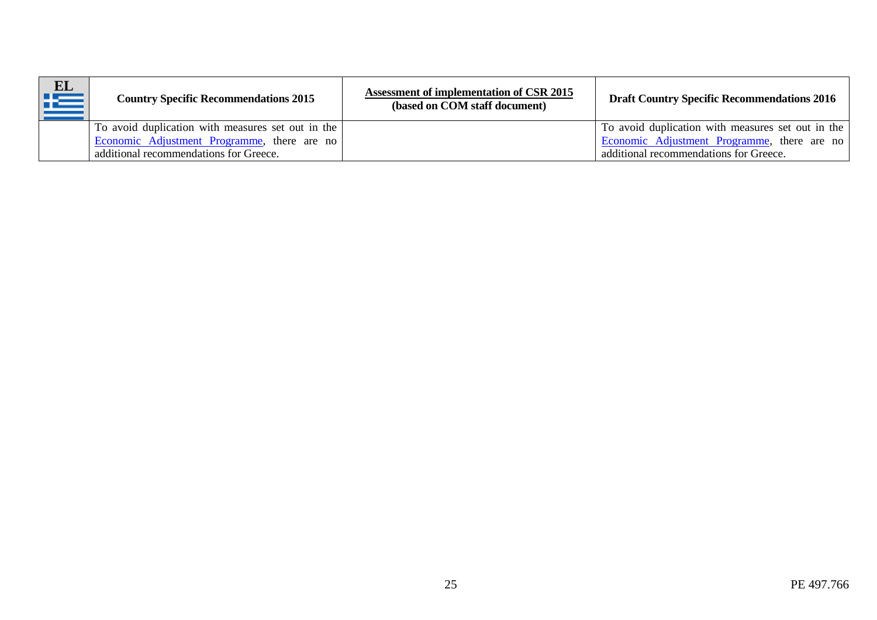| EL | Country Specific Recommendations 2015 | Assessment of implementation of CSR 2015 (based on COM staff document) | Draft Country Specific Recommendations 2016 |
|---|---|---|---|
| | To avoid duplication with measures set out in the Economic Adjustment Programme, there are no additional recommendations for Greece. | | To avoid duplication with measures set out in the Economic Adjustment Programme, there are no additional recommendations for Greece. |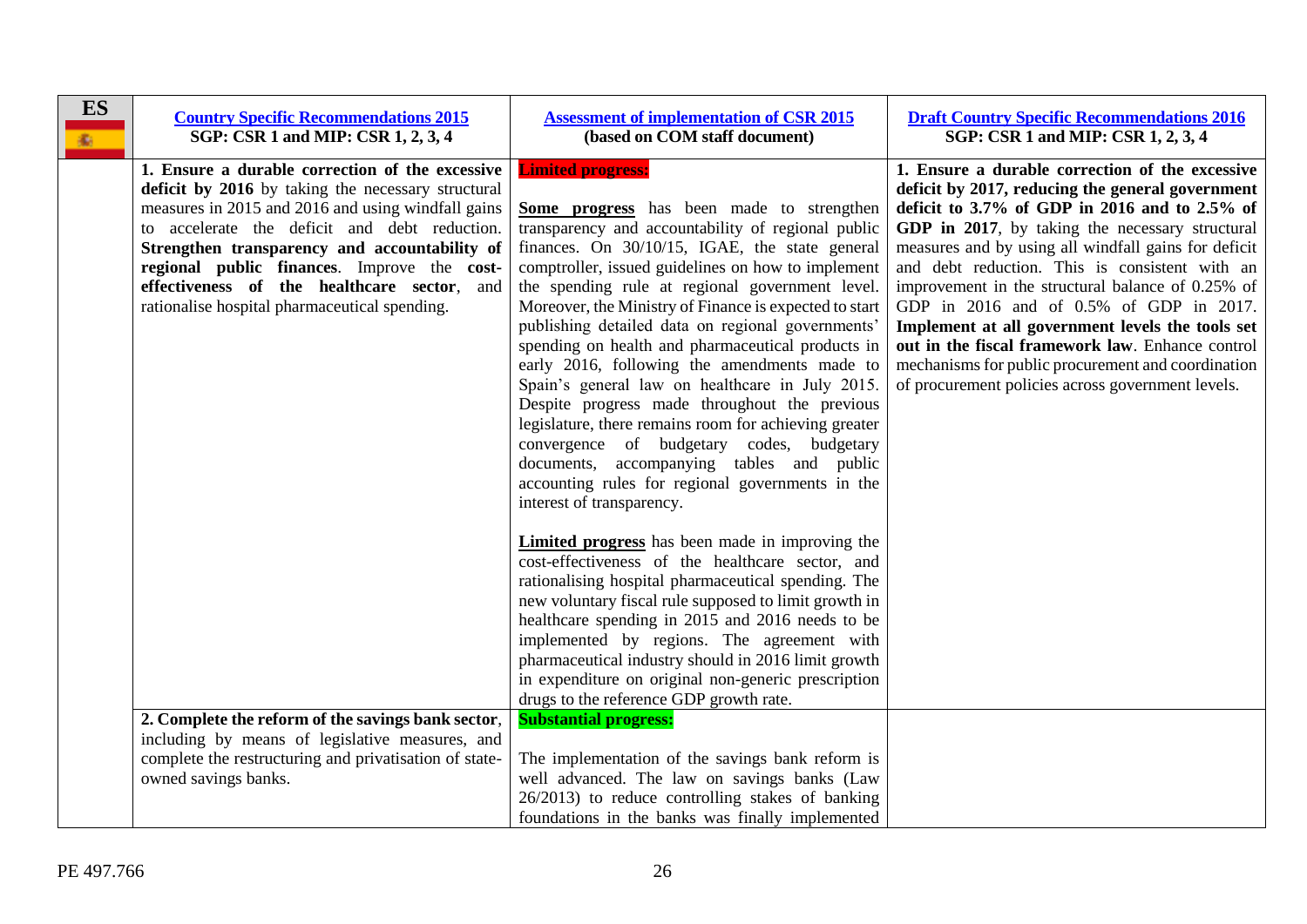| ES | [Country Specific Recommendations 2015](#) **SGP: CSR 1 and MIP: CSR 1, 2, 3, 4** | [Assessment of implementation of CSR 2015](#) **(based on COM staff document)** | [Draft Country Specific Recommendations 2016](#) **SGP: CSR 1 and MIP: CSR 1, 2, 3, 4** |
|---|---|---|---|
| | **1. Ensure a durable correction of the excessive deficit by 2016** by taking the necessary structural measures in 2015 and 2016 and using windfall gains to accelerate the deficit and debt reduction. **Strengthen transparency and accountability of regional public finances**. Improve the **cost-effectiveness of the healthcare sector**, and rationalise hospital pharmaceutical spending. | **Limited progress:**<br><br>**Some progress** has been made to strengthen transparency and accountability of regional public finances. On 30/10/15, IGAE, the state general comptroller, issued guidelines on how to implement the spending rule at regional government level. Moreover, the Ministry of Finance is expected to start publishing detailed data on regional governments' spending on health and pharmaceutical products in early 2016, following the amendments made to Spain's general law on healthcare in July 2015. Despite progress made throughout the previous legislature, there remains room for achieving greater convergence of budgetary codes, budgetary documents, accompanying tables and public accounting rules for regional governments in the interest of transparency.<br><br>**Limited progress** has been made in improving the cost-effectiveness of the healthcare sector, and rationalising hospital pharmaceutical spending. The new voluntary fiscal rule supposed to limit growth in healthcare spending in 2015 and 2016 needs to be implemented by regions. The agreement with pharmaceutical industry should in 2016 limit growth in expenditure on original non-generic prescription drugs to the reference GDP growth rate. | **1. Ensure a durable correction of the excessive deficit by 2017, reducing the general government deficit to 3.7% of GDP in 2016 and to 2.5% of GDP in 2017**, by taking the necessary structural measures and by using all windfall gains for deficit and debt reduction. This is consistent with an improvement in the structural balance of 0.25% of GDP in 2016 and of 0.5% of GDP in 2017. **Implement at all government levels the tools set out in the fiscal framework law**. Enhance control mechanisms for public procurement and coordination of procurement policies across government levels. |
| | **2. Complete the reform of the savings bank sector**, including by means of legislative measures, and complete the restructuring and privatisation of state-owned savings banks. | **Substantial progress:**<br><br>The implementation of the savings bank reform is well advanced. The law on savings banks (Law 26/2013) to reduce controlling stakes of banking foundations in the banks was finally implemented | |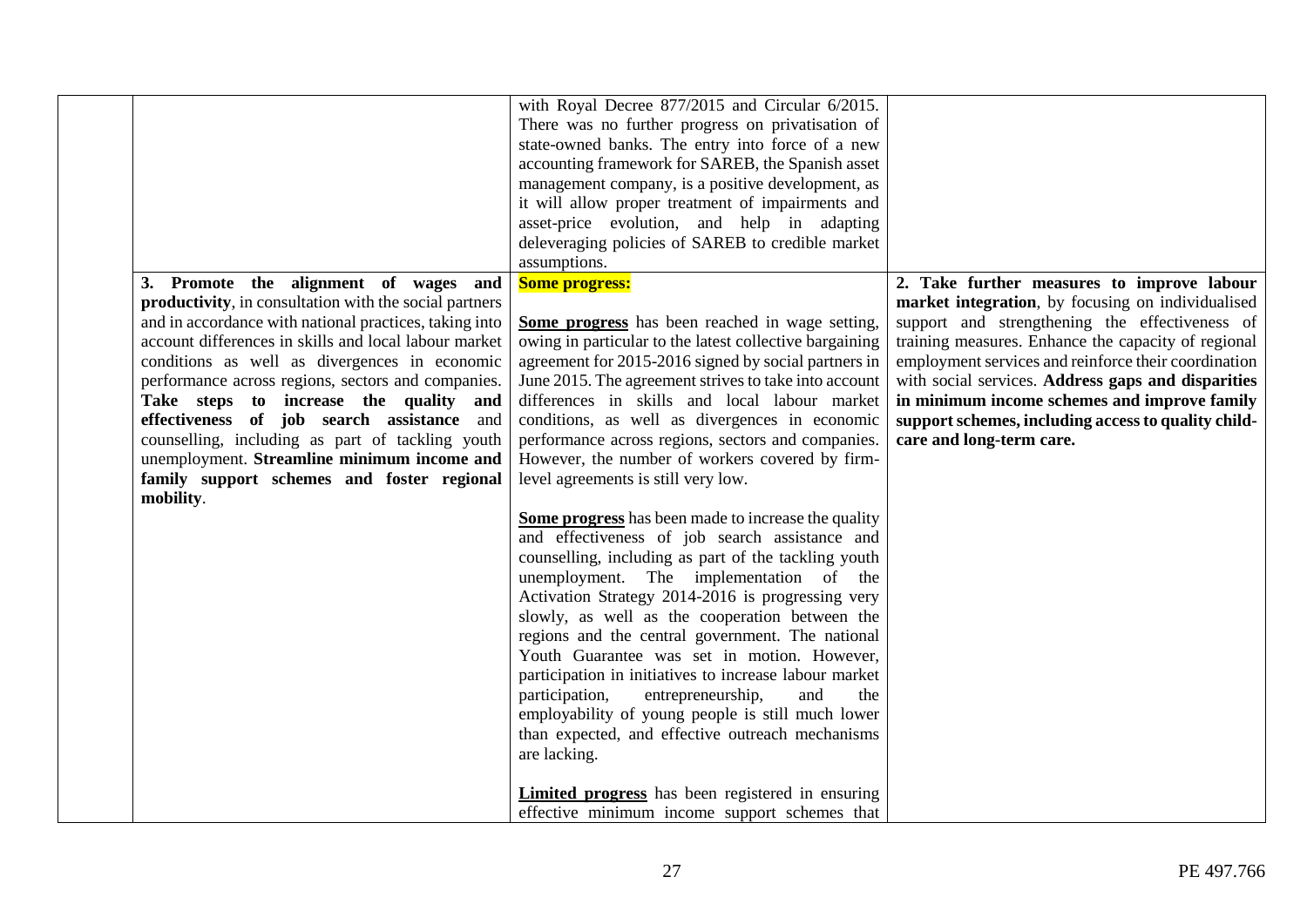| | | | |
|---|---|---|---|
| | | with Royal Decree 877/2015 and Circular 6/2015. There was no further progress on privatisation of state-owned banks. The entry into force of a new accounting framework for SAREB, the Spanish asset management company, is a positive development, as it will allow proper treatment of impairments and asset-price evolution, and help in adapting deleveraging policies of SAREB to credible market assumptions. | |
| | **3. Promote the alignment of wages and productivity**, in consultation with the social partners and in accordance with national practices, taking into account differences in skills and local labour market conditions as well as divergences in economic performance across regions, sectors and companies. **Take steps to increase the quality and effectiveness of job search assistance** and counselling, including as part of tackling youth unemployment. **Streamline minimum income and family support schemes and foster regional mobility**. | **Some progress:**<br><br>**Some progress** has been reached in wage setting, owing in particular to the latest collective bargaining agreement for 2015-2016 signed by social partners in June 2015. The agreement strives to take into account differences in skills and local labour market conditions, as well as divergences in economic performance across regions, sectors and companies. However, the number of workers covered by firm-level agreements is still very low.<br><br>**Some progress** has been made to increase the quality and effectiveness of job search assistance and counselling, including as part of the tackling youth unemployment. The implementation of the Activation Strategy 2014-2016 is progressing very slowly, as well as the cooperation between the regions and the central government. The national Youth Guarantee was set in motion. However, participation in initiatives to increase labour market participation, entrepreneurship, and the employability of young people is still much lower than expected, and effective outreach mechanisms are lacking.<br><br>**Limited progress** has been registered in ensuring effective minimum income support schemes that | **2. Take further measures to improve labour market integration**, by focusing on individualised support and strengthening the effectiveness of training measures. Enhance the capacity of regional employment services and reinforce their coordination with social services. **Address gaps and disparities in minimum income schemes and improve family support schemes, including access to quality child-care and long-term care.** |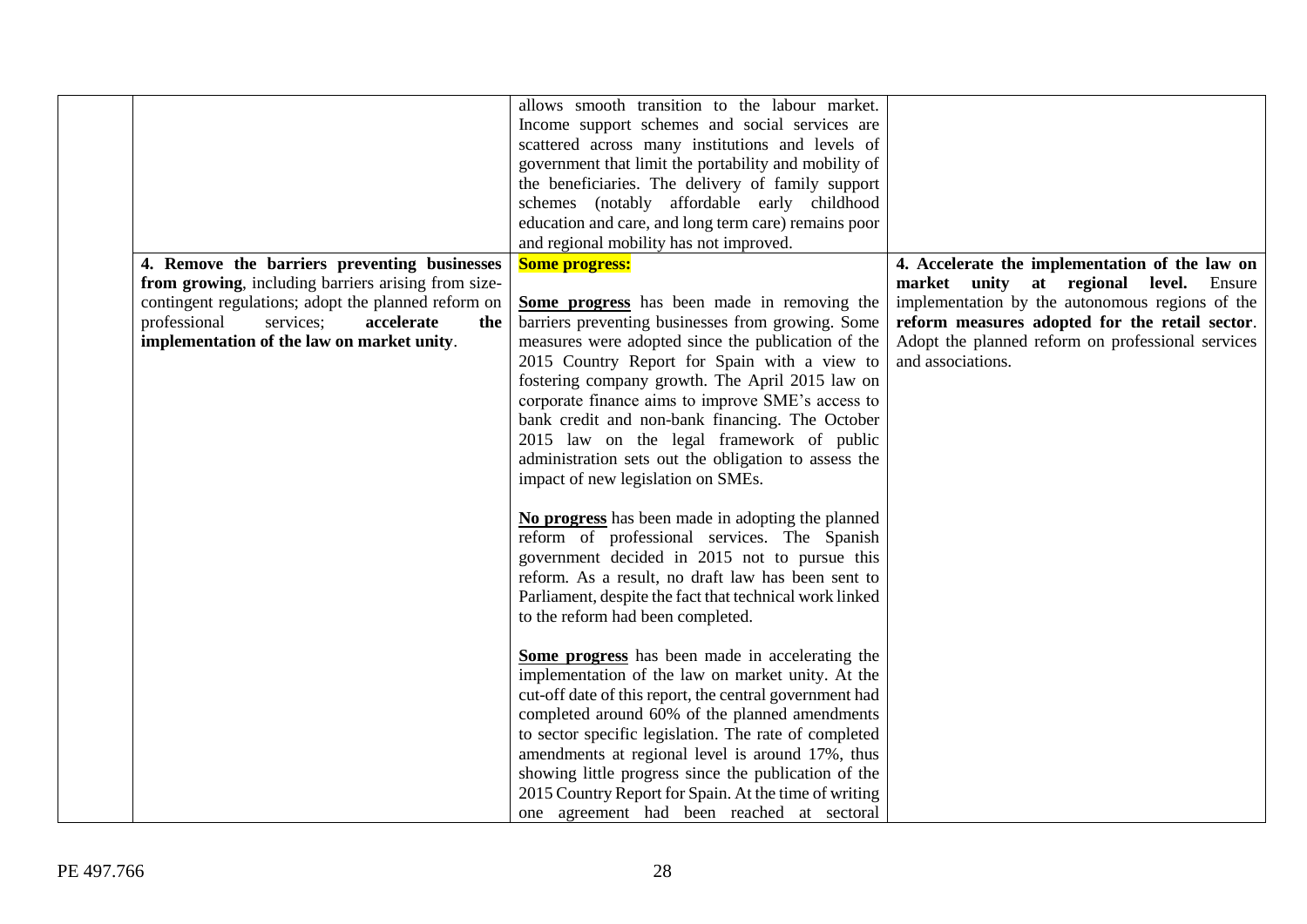| | | | |
|---|---|---|---|
| | | allows smooth transition to the labour market. Income support schemes and social services are scattered across many institutions and levels of government that limit the portability and mobility of the beneficiaries. The delivery of family support schemes (notably affordable early childhood education and care, and long term care) remains poor and regional mobility has not improved. | |
| | **4. Remove the barriers preventing businesses from growing**, including barriers arising from size-contingent regulations; adopt the planned reform on professional services; **accelerate the implementation of the law on market unity**. | **Some progress:**<br><br>**Some progress** has been made in removing the barriers preventing businesses from growing. Some measures were adopted since the publication of the 2015 Country Report for Spain with a view to fostering company growth. The April 2015 law on corporate finance aims to improve SME's access to bank credit and non-bank financing. The October 2015 law on the legal framework of public administration sets out the obligation to assess the impact of new legislation on SMEs.<br><br>**No progress** has been made in adopting the planned reform of professional services. The Spanish government decided in 2015 not to pursue this reform. As a result, no draft law has been sent to Parliament, despite the fact that technical work linked to the reform had been completed.<br><br>**Some progress** has been made in accelerating the implementation of the law on market unity. At the cut-off date of this report, the central government had completed around 60% of the planned amendments to sector specific legislation. The rate of completed amendments at regional level is around 17%, thus showing little progress since the publication of the 2015 Country Report for Spain. At the time of writing one agreement had been reached at sectoral | **4. Accelerate the implementation of the law on market unity at regional level.** Ensure implementation by the autonomous regions of the **reform measures adopted for the retail sector**. Adopt the planned reform on professional services and associations. |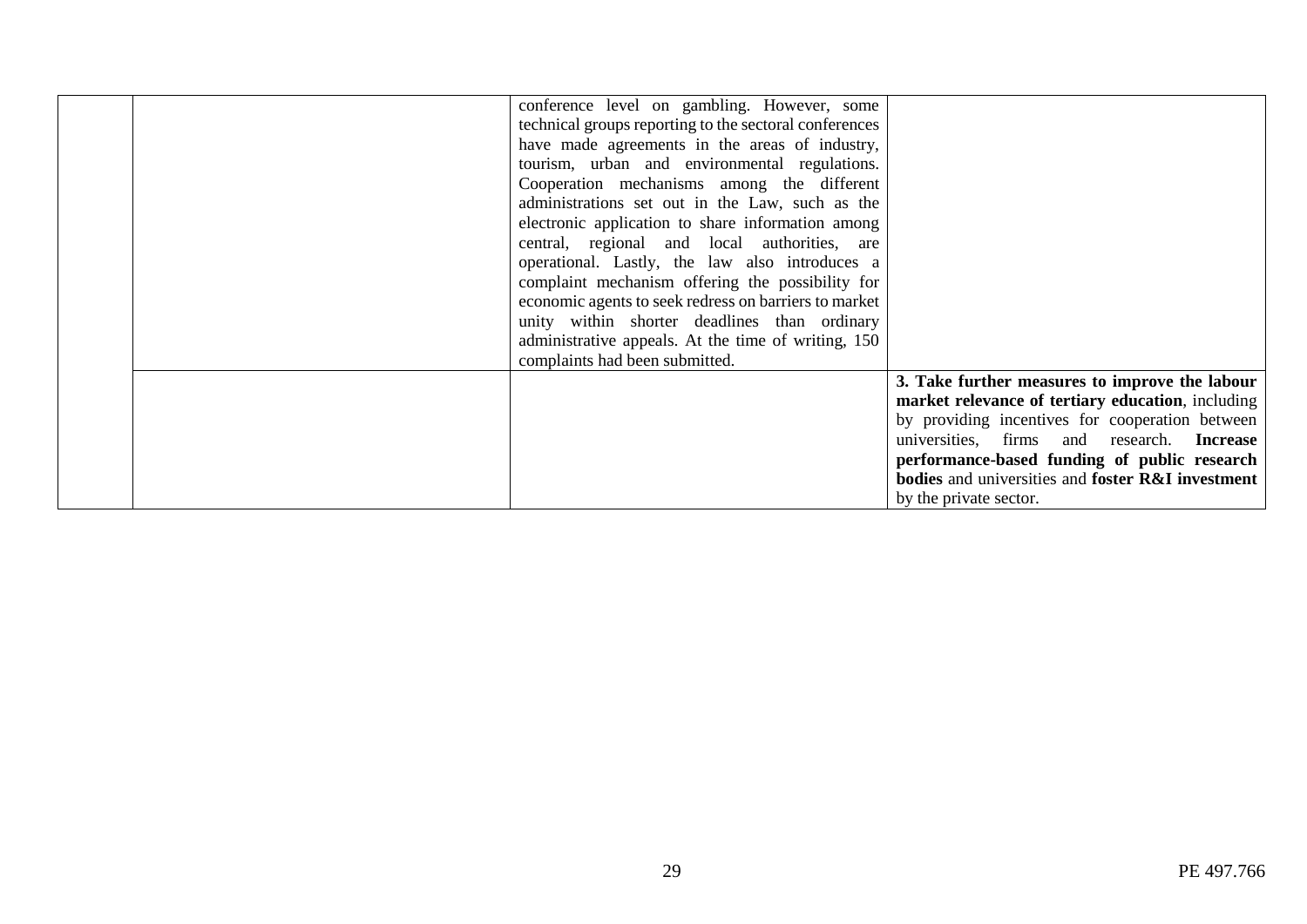| | | | |
|---|---|---|---|
| | | conference level on gambling. However, some technical groups reporting to the sectoral conferences have made agreements in the areas of industry, tourism, urban and environmental regulations. Cooperation mechanisms among the different administrations set out in the Law, such as the electronic application to share information among central, regional and local authorities, are operational. Lastly, the law also introduces a complaint mechanism offering the possibility for economic agents to seek redress on barriers to market unity within shorter deadlines than ordinary administrative appeals. At the time of writing, 150 complaints had been submitted. | |
| | | | **3. Take further measures to improve the labour market relevance of tertiary education**, including by providing incentives for cooperation between universities, firms and research. **Increase performance-based funding of public research bodies** and universities and **foster R&I investment** by the private sector. |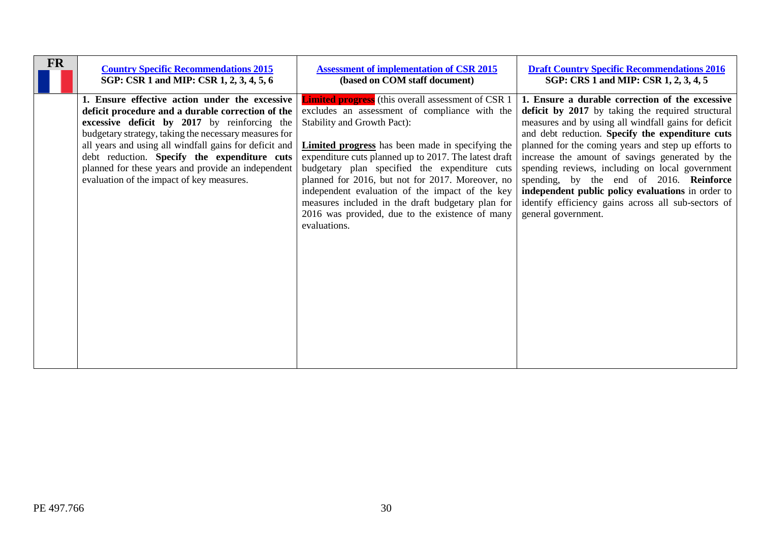| FR | [Country Specific Recommendations 2015](#) SGP: CSR 1 and MIP: CSR 1, 2, 3, 4, 5, 6 | [Assessment of implementation of CSR 2015](#) (based on COM staff document) | [Draft Country Specific Recommendations 2016](#) SGP: CRS 1 and MIP: CSR 1, 2, 3, 4, 5 |
|---|---|---|---|
| | **1. Ensure effective action under the excessive deficit procedure and a durable correction of the excessive deficit by 2017** by reinforcing the budgetary strategy, taking the necessary measures for all years and using all windfall gains for deficit and debt reduction. **Specify the expenditure cuts** planned for these years and provide an independent evaluation of the impact of key measures. | **Limited progress** (this overall assessment of CSR 1 excludes an assessment of compliance with the Stability and Growth Pact):<br><br>**Limited progress** has been made in specifying the expenditure cuts planned up to 2017. The latest draft budgetary plan specified the expenditure cuts planned for 2016, but not for 2017. Moreover, no independent evaluation of the impact of the key measures included in the draft budgetary plan for 2016 was provided, due to the existence of many evaluations. | **1. Ensure a durable correction of the excessive deficit by 2017** by taking the required structural measures and by using all windfall gains for deficit and debt reduction. **Specify the expenditure cuts** planned for the coming years and step up efforts to increase the amount of savings generated by the spending reviews, including on local government spending, by the end of 2016. **Reinforce independent public policy evaluations** in order to identify efficiency gains across all sub-sectors of general government. |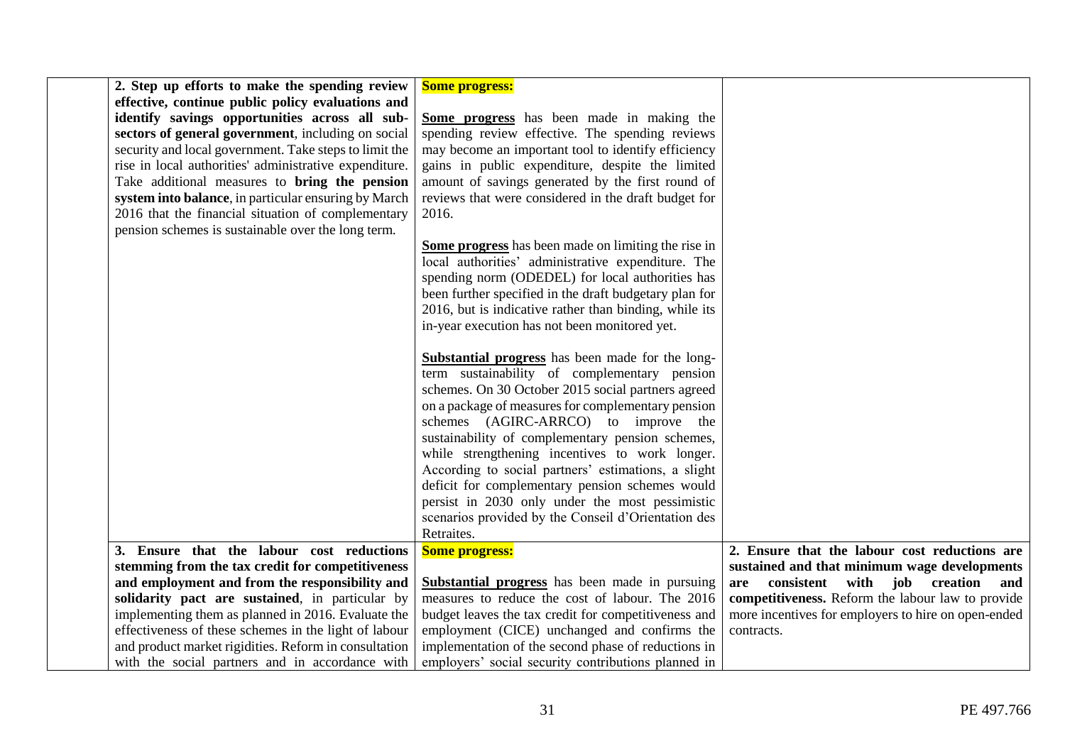| | | | |
|---|---|---|---|
| | **2. Step up efforts to make the spending review effective, continue public policy evaluations and identify savings opportunities across all sub-sectors of general government**, including on social security and local government. Take steps to limit the rise in local authorities' administrative expenditure. Take additional measures to **bring the pension system into balance**, in particular ensuring by March 2016 that the financial situation of complementary pension schemes is sustainable over the long term. | **Some progress:**<br><br>**Some progress** has been made in making the spending review effective. The spending reviews may become an important tool to identify efficiency gains in public expenditure, despite the limited amount of savings generated by the first round of reviews that were considered in the draft budget for 2016.<br><br>**Some progress** has been made on limiting the rise in local authorities' administrative expenditure. The spending norm (ODEDEL) for local authorities has been further specified in the draft budgetary plan for 2016, but is indicative rather than binding, while its in-year execution has not been monitored yet.<br><br>**Substantial progress** has been made for the long-term sustainability of complementary pension schemes. On 30 October 2015 social partners agreed on a package of measures for complementary pension schemes (AGIRC-ARRCO) to improve the sustainability of complementary pension schemes, while strengthening incentives to work longer. According to social partners' estimations, a slight deficit for complementary pension schemes would persist in 2030 only under the most pessimistic scenarios provided by the Conseil d'Orientation des Retraites. | |
| | **3. Ensure that the labour cost reductions stemming from the tax credit for competitiveness and employment and from the responsibility and solidarity pact are sustained**, in particular by implementing them as planned in 2016. Evaluate the effectiveness of these schemes in the light of labour and product market rigidities. Reform in consultation with the social partners and in accordance with | **Some progress:**<br><br>**Substantial progress** has been made in pursuing measures to reduce the cost of labour. The 2016 budget leaves the tax credit for competitiveness and employment (CICE) unchanged and confirms the implementation of the second phase of reductions in employers' social security contributions planned in | **2. Ensure that the labour cost reductions are sustained and that minimum wage developments are consistent with job creation and competitiveness.** Reform the labour law to provide more incentives for employers to hire on open-ended contracts. |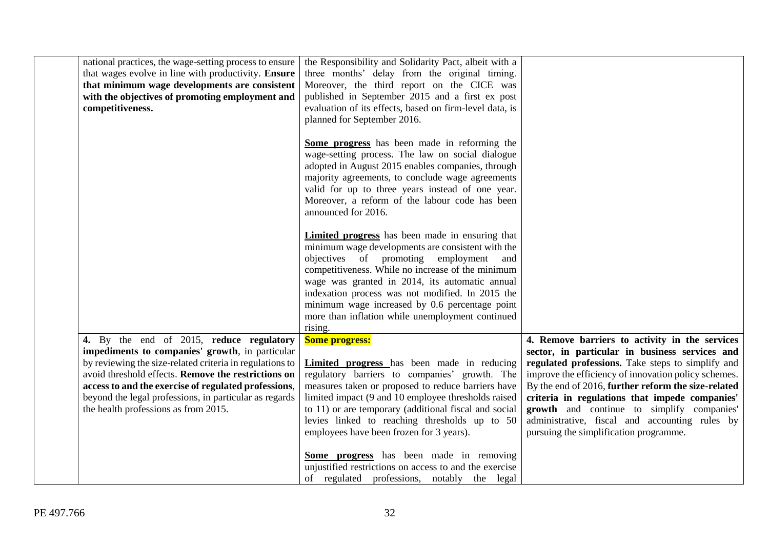| | | | |
|---|---|---|---|
| | national practices, the wage-setting process to ensure that wages evolve in line with productivity. **Ensure that minimum wage developments are consistent with the objectives of promoting employment and competitiveness.** | the Responsibility and Solidarity Pact, albeit with a three months' delay from the original timing. Moreover, the third report on the CICE was published in September 2015 and a first ex post evaluation of its effects, based on firm-level data, is planned for September 2016.<br><br>**Some progress** has been made in reforming the wage-setting process. The law on social dialogue adopted in August 2015 enables companies, through majority agreements, to conclude wage agreements valid for up to three years instead of one year. Moreover, a reform of the labour code has been announced for 2016.<br><br>**Limited progress** has been made in ensuring that minimum wage developments are consistent with the objectives of promoting employment and competitiveness. While no increase of the minimum wage was granted in 2014, its automatic annual indexation process was not modified. In 2015 the minimum wage increased by 0.6 percentage point more than inflation while unemployment continued rising. | |
| | **4.** By the end of 2015, **reduce regulatory impediments to companies' growth**, in particular by reviewing the size-related criteria in regulations to avoid threshold effects. **Remove the restrictions on access to and the exercise of regulated professions**, beyond the legal professions, in particular as regards the health professions as from 2015. | **Some progress:**<br><br>**Limited progress** has been made in reducing regulatory barriers to companies' growth. The measures taken or proposed to reduce barriers have limited impact (9 and 10 employee thresholds raised to 11) or are temporary (additional fiscal and social levies linked to reaching thresholds up to 50 employees have been frozen for 3 years).<br><br>**Some progress** has been made in removing unjustified restrictions on access to and the exercise of regulated professions, notably the legal | **4. Remove barriers to activity in the services sector, in particular in business services and regulated professions.** Take steps to simplify and improve the efficiency of innovation policy schemes. By the end of 2016, **further reform the size-related criteria in regulations that impede companies' growth** and continue to simplify companies' administrative, fiscal and accounting rules by pursuing the simplification programme. |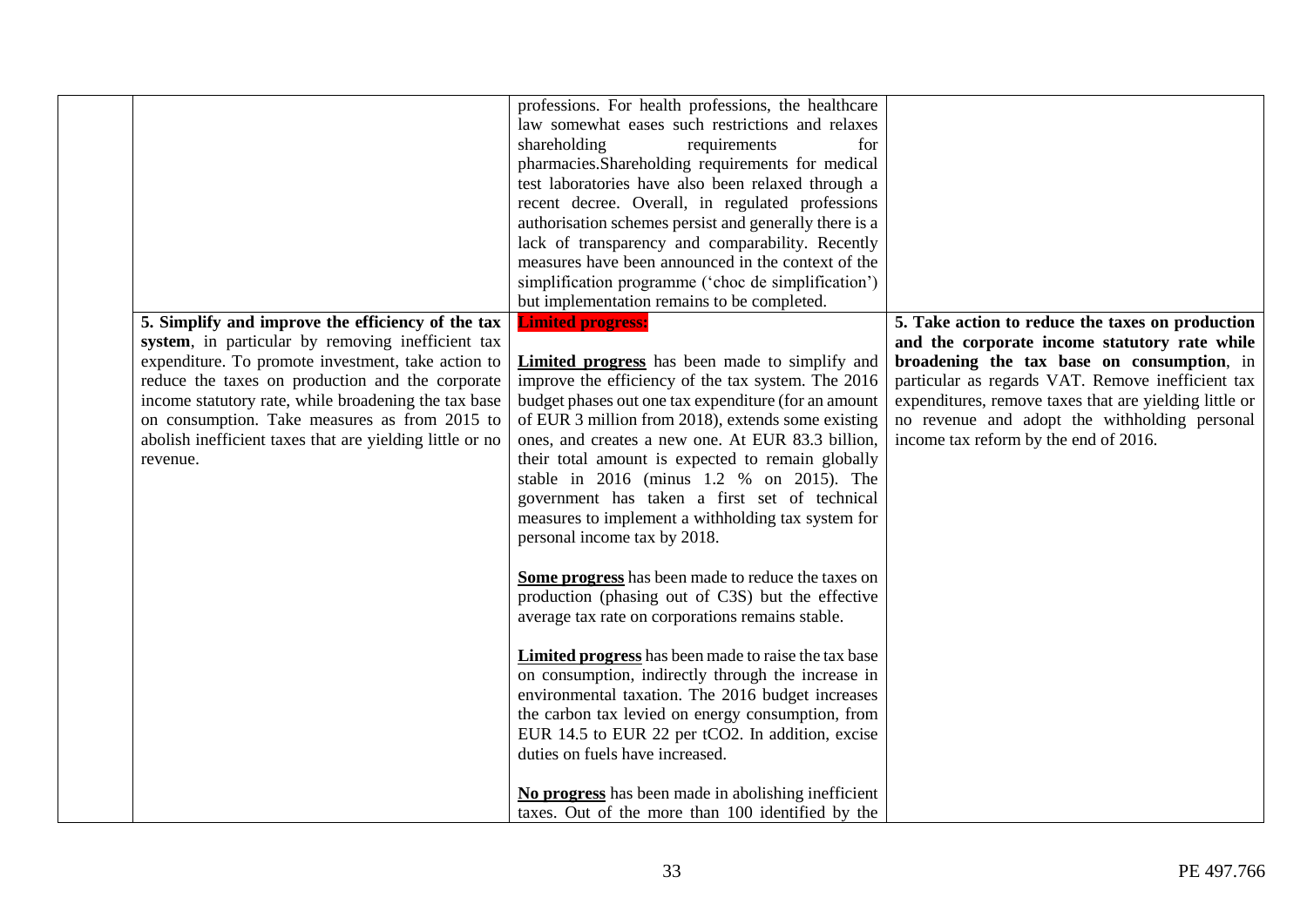| | | | |
|---|---|---|---|
| | | professions. For health professions, the healthcare law somewhat eases such restrictions and relaxes shareholding requirements for pharmacies.Shareholding requirements for medical test laboratories have also been relaxed through a recent decree. Overall, in regulated professions authorisation schemes persist and generally there is a lack of transparency and comparability. Recently measures have been announced in the context of the simplification programme ('choc de simplification') but implementation remains to be completed. | |
| | **5. Simplify and improve the efficiency of the tax system**, in particular by removing inefficient tax expenditure. To promote investment, take action to reduce the taxes on production and the corporate income statutory rate, while broadening the tax base on consumption. Take measures as from 2015 to abolish inefficient taxes that are yielding little or no revenue. | **Limited progress:**<br><br>**Limited progress** has been made to simplify and improve the efficiency of the tax system. The 2016 budget phases out one tax expenditure (for an amount of EUR 3 million from 2018), extends some existing ones, and creates a new one. At EUR 83.3 billion, their total amount is expected to remain globally stable in 2016 (minus 1.2 % on 2015). The government has taken a first set of technical measures to implement a withholding tax system for personal income tax by 2018.<br><br>**Some progress** has been made to reduce the taxes on production (phasing out of C3S) but the effective average tax rate on corporations remains stable.<br><br>**Limited progress** has been made to raise the tax base on consumption, indirectly through the increase in environmental taxation. The 2016 budget increases the carbon tax levied on energy consumption, from EUR 14.5 to EUR 22 per tCO2. In addition, excise duties on fuels have increased.<br><br>**No progress** has been made in abolishing inefficient taxes. Out of the more than 100 identified by the | **5. Take action to reduce the taxes on production and the corporate income statutory rate while broadening the tax base on consumption**, in particular as regards VAT. Remove inefficient tax expenditures, remove taxes that are yielding little or no revenue and adopt the withholding personal income tax reform by the end of 2016. |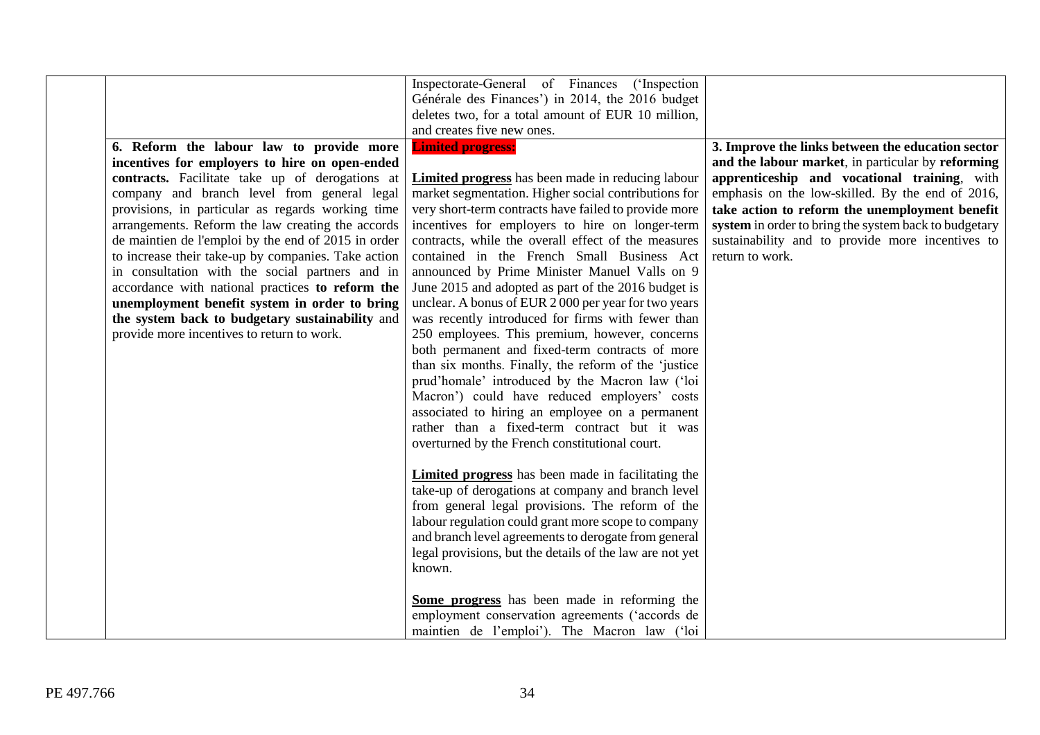| | | | |
|---|---|---|---|
| | | Inspectorate-General of Finances ('Inspection Générale des Finances') in 2014, the 2016 budget deletes two, for a total amount of EUR 10 million, and creates five new ones. | |
| | **6. Reform the labour law to provide more incentives for employers to hire on open-ended contracts.** Facilitate take up of derogations at company and branch level from general legal provisions, in particular as regards working time arrangements. Reform the law creating the accords de maintien de l'emploi by the end of 2015 in order to increase their take-up by companies. Take action in consultation with the social partners and in accordance with national practices **to reform the unemployment benefit system in order to bring the system back to budgetary sustainability** and provide more incentives to return to work. | **Limited progress:**<br><br>**Limited progress** has been made in reducing labour market segmentation. Higher social contributions for very short-term contracts have failed to provide more incentives for employers to hire on longer-term contracts, while the overall effect of the measures contained in the French Small Business Act announced by Prime Minister Manuel Valls on 9 June 2015 and adopted as part of the 2016 budget is unclear. A bonus of EUR 2 000 per year for two years was recently introduced for firms with fewer than 250 employees. This premium, however, concerns both permanent and fixed-term contracts of more than six months. Finally, the reform of the 'justice prud'homale' introduced by the Macron law ('loi Macron') could have reduced employers' costs associated to hiring an employee on a permanent rather than a fixed-term contract but it was overturned by the French constitutional court.<br><br>**Limited progress** has been made in facilitating the take-up of derogations at company and branch level from general legal provisions. The reform of the labour regulation could grant more scope to company and branch level agreements to derogate from general legal provisions, but the details of the law are not yet known.<br><br>**Some progress** has been made in reforming the employment conservation agreements ('accords de maintien de l'emploi'). The Macron law ('loi | **3. Improve the links between the education sector and the labour market**, in particular by **reforming apprenticeship and vocational training**, with emphasis on the low-skilled. By the end of 2016, **take action to reform the unemployment benefit system** in order to bring the system back to budgetary sustainability and to provide more incentives to return to work. |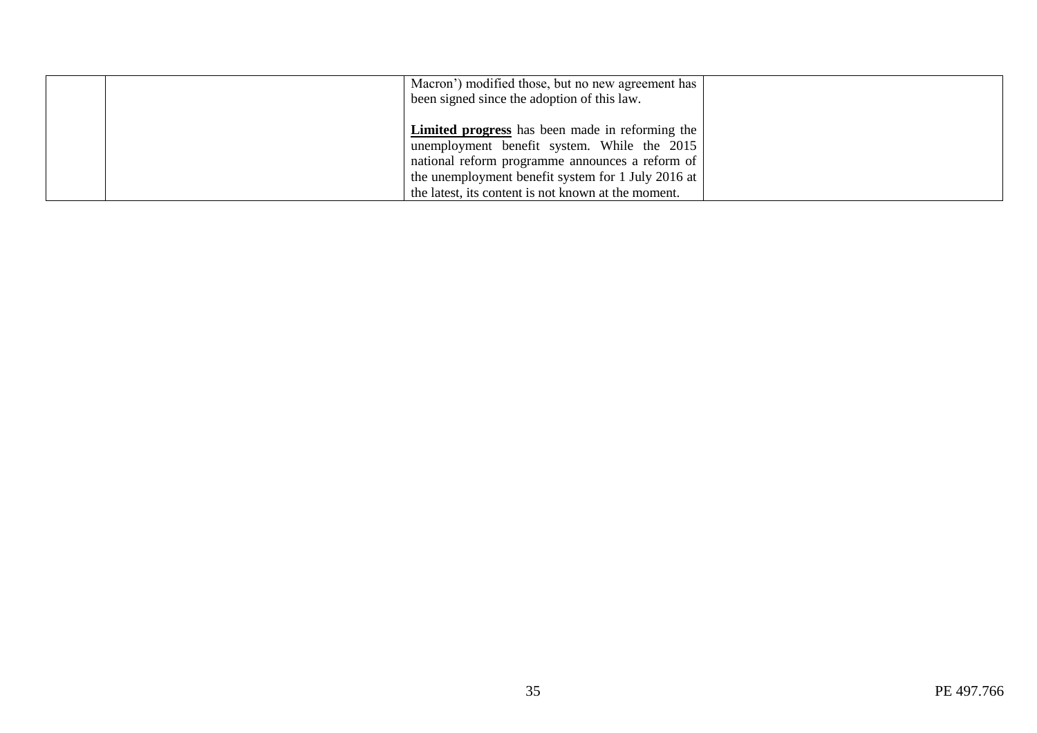|  |  |  |  |
|---|---|---|---|
|  |  | Macron') modified those, but no new agreement has been signed since the adoption of this law.<br><br>**Limited progress** has been made in reforming the unemployment benefit system. While the 2015 national reform programme announces a reform of the unemployment benefit system for 1 July 2016 at the latest, its content is not known at the moment. |  |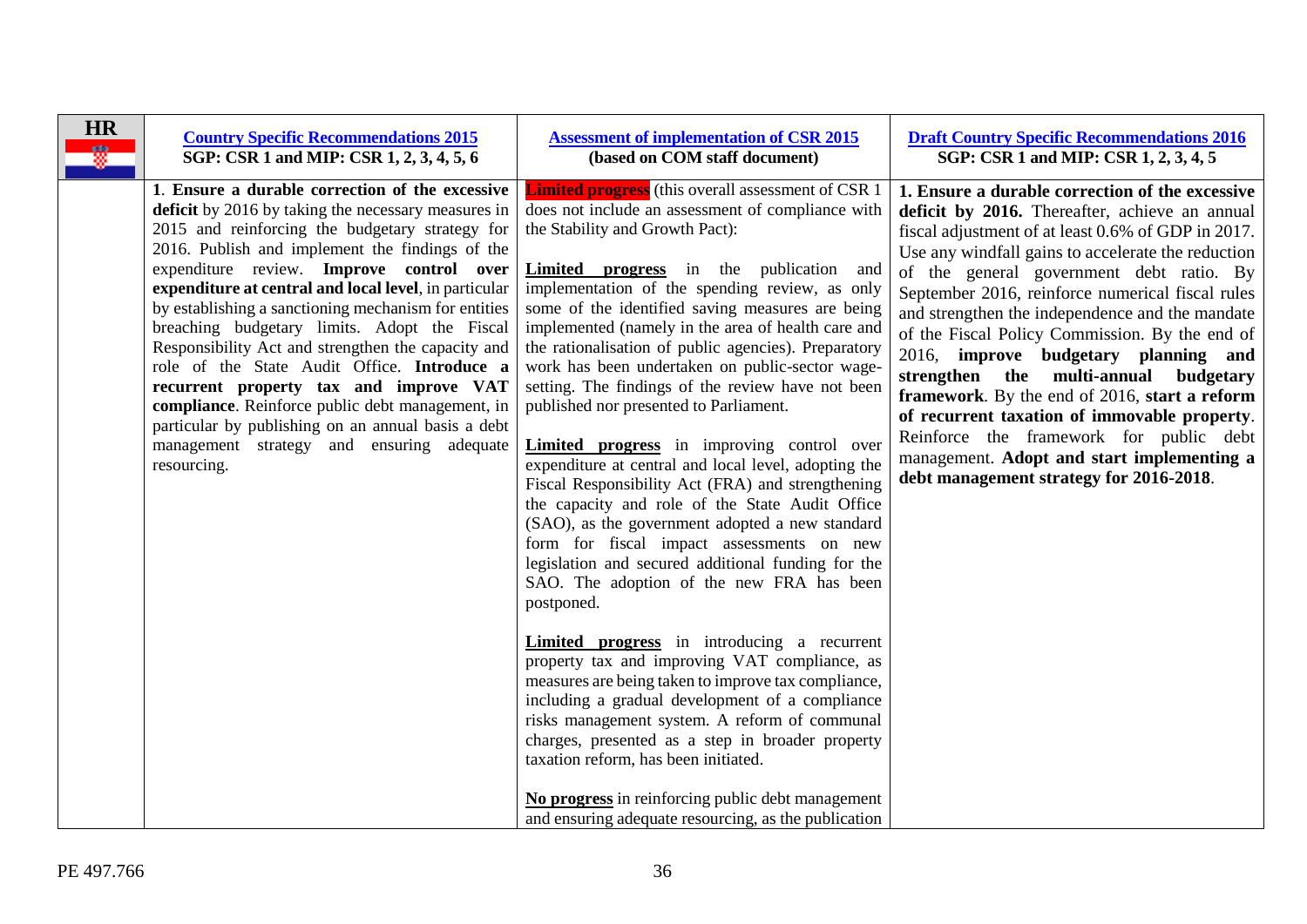| HR | [Country Specific Recommendations 2015](#) SGP: CSR 1 and MIP: CSR 1, 2, 3, 4, 5, 6 | [Assessment of implementation of CSR 2015](#) (based on COM staff document) | [Draft Country Specific Recommendations 2016](#) SGP: CSR 1 and MIP: CSR 1, 2, 3, 4, 5 |
|---|---|---|---|
| | 1. **Ensure a durable correction of the excessive deficit** by 2016 by taking the necessary measures in 2015 and reinforcing the budgetary strategy for 2016. Publish and implement the findings of the expenditure review. **Improve control over expenditure at central and local level**, in particular by establishing a sanctioning mechanism for entities breaching budgetary limits. Adopt the Fiscal Responsibility Act and strengthen the capacity and role of the State Audit Office. **Introduce a recurrent property tax and improve VAT compliance**. Reinforce public debt management, in particular by publishing on an annual basis a debt management strategy and ensuring adequate resourcing. | **Limited progress** (this overall assessment of CSR 1 does not include an assessment of compliance with the Stability and Growth Pact):<br><br>**Limited progress** in the publication and implementation of the spending review, as only some of the identified saving measures are being implemented (namely in the area of health care and the rationalisation of public agencies). Preparatory work has been undertaken on public-sector wage-setting. The findings of the review have not been published nor presented to Parliament.<br><br>**Limited progress** in improving control over expenditure at central and local level, adopting the Fiscal Responsibility Act (FRA) and strengthening the capacity and role of the State Audit Office (SAO), as the government adopted a new standard form for fiscal impact assessments on new legislation and secured additional funding for the SAO. The adoption of the new FRA has been postponed.<br><br>**Limited progress** in introducing a recurrent property tax and improving VAT compliance, as measures are being taken to improve tax compliance, including a gradual development of a compliance risks management system. A reform of communal charges, presented as a step in broader property taxation reform, has been initiated.<br><br>**No progress** in reinforcing public debt management and ensuring adequate resourcing, as the publication | **1. Ensure a durable correction of the excessive deficit by 2016.** Thereafter, achieve an annual fiscal adjustment of at least 0.6% of GDP in 2017. Use any windfall gains to accelerate the reduction of the general government debt ratio. By September 2016, reinforce numerical fiscal rules and strengthen the independence and the mandate of the Fiscal Policy Commission. By the end of 2016, **improve budgetary planning and strengthen the multi-annual budgetary framework**. By the end of 2016, **start a reform of recurrent taxation of immovable property**. Reinforce the framework for public debt management. **Adopt and start implementing a debt management strategy for 2016-2018**. |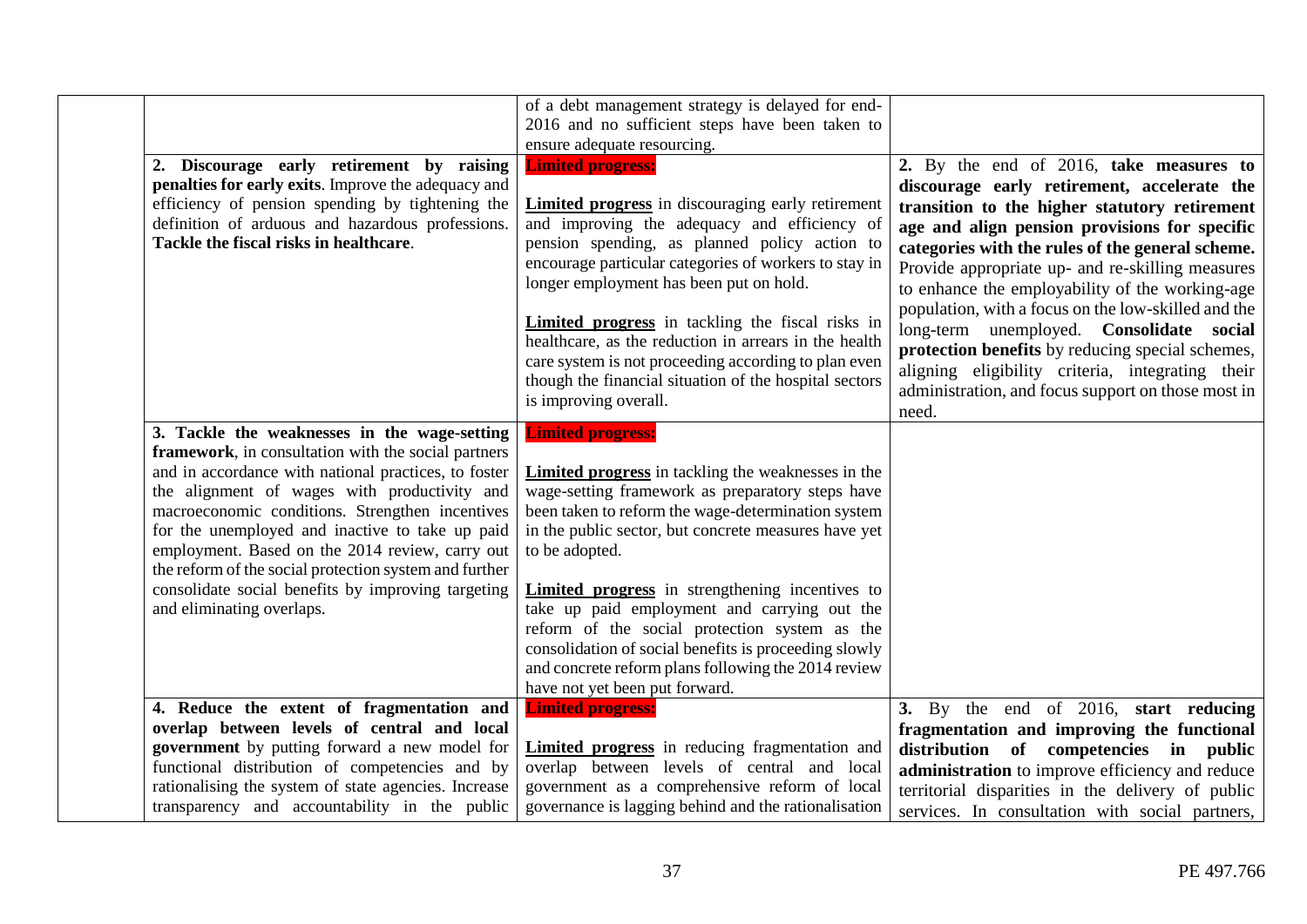| | | | |
|---|---|---|---|
| | | of a debt management strategy is delayed for end-2016 and no sufficient steps have been taken to ensure adequate resourcing. | |
| | **2. Discourage early retirement by raising penalties for early exits**. Improve the adequacy and efficiency of pension spending by tightening the definition of arduous and hazardous professions. **Tackle the fiscal risks in healthcare**. | **Limited progress:**<br><br>**Limited progress** in discouraging early retirement and improving the adequacy and efficiency of pension spending, as planned policy action to encourage particular categories of workers to stay in longer employment has been put on hold.<br><br>**Limited progress** in tackling the fiscal risks in healthcare, as the reduction in arrears in the health care system is not proceeding according to plan even though the financial situation of the hospital sectors is improving overall. | **2.** By the end of 2016, **take measures to discourage early retirement, accelerate the transition to the higher statutory retirement age and align pension provisions for specific categories with the rules of the general scheme.** Provide appropriate up- and re-skilling measures to enhance the employability of the working-age population, with a focus on the low-skilled and the long-term unemployed. **Consolidate social protection benefits** by reducing special schemes, aligning eligibility criteria, integrating their administration, and focus support on those most in need. |
| | **3. Tackle the weaknesses in the wage-setting framework**, in consultation with the social partners and in accordance with national practices, to foster the alignment of wages with productivity and macroeconomic conditions. Strengthen incentives for the unemployed and inactive to take up paid employment. Based on the 2014 review, carry out the reform of the social protection system and further consolidate social benefits by improving targeting and eliminating overlaps. | **Limited progress:**<br><br>**Limited progress** in tackling the weaknesses in the wage-setting framework as preparatory steps have been taken to reform the wage-determination system in the public sector, but concrete measures have yet to be adopted.<br><br>**Limited progress** in strengthening incentives to take up paid employment and carrying out the reform of the social protection system as the consolidation of social benefits is proceeding slowly and concrete reform plans following the 2014 review have not yet been put forward. | |
| | **4. Reduce the extent of fragmentation and overlap between levels of central and local government** by putting forward a new model for functional distribution of competencies and by rationalising the system of state agencies. Increase transparency and accountability in the public | **Limited progress:**<br><br>**Limited progress** in reducing fragmentation and overlap between levels of central and local government as a comprehensive reform of local governance is lagging behind and the rationalisation | **3.** By the end of 2016, **start reducing fragmentation and improving the functional distribution of competencies in public administration** to improve efficiency and reduce territorial disparities in the delivery of public services. In consultation with social partners, |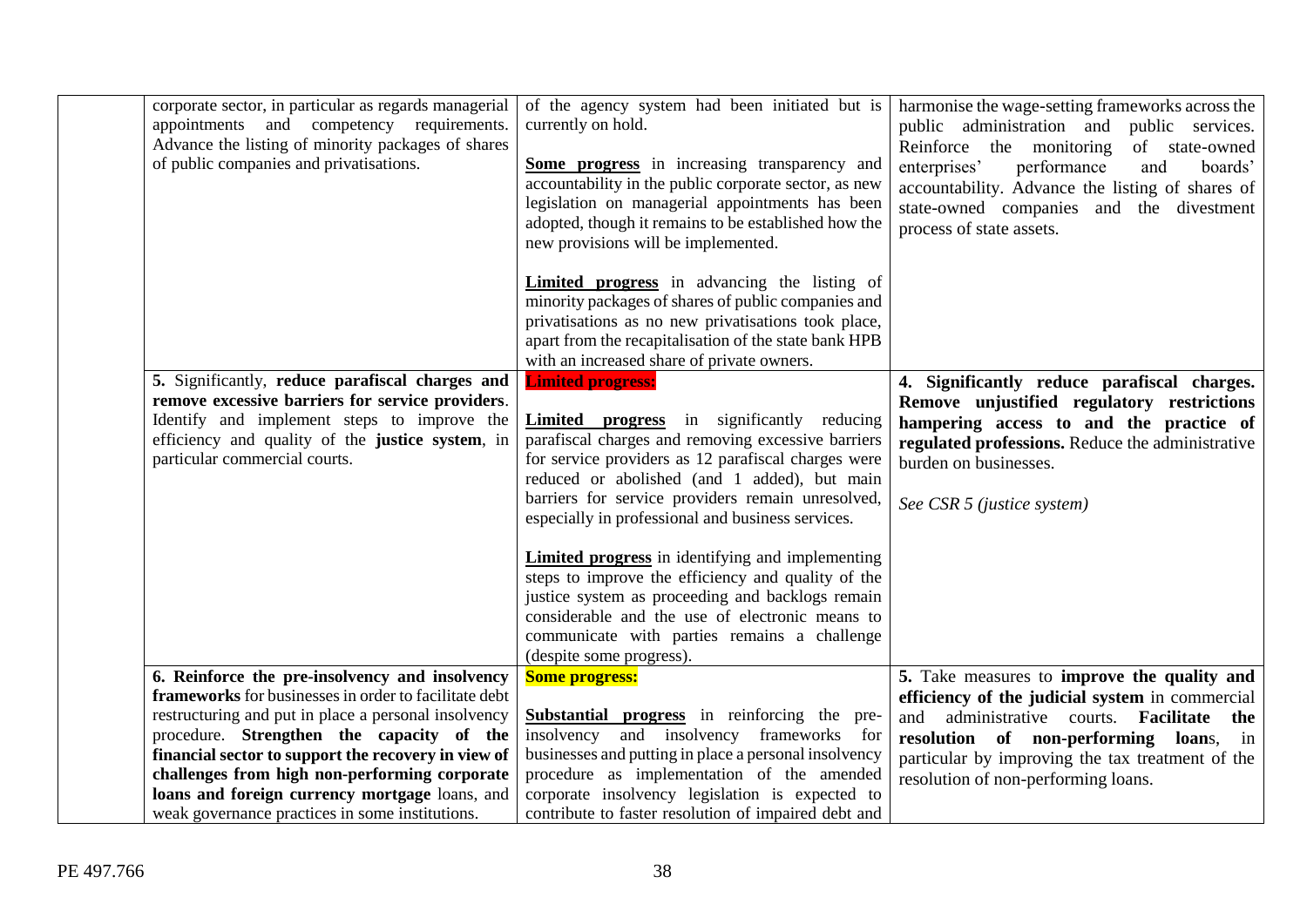| | | | |
|---|---|---|---|
| | corporate sector, in particular as regards managerial appointments and competency requirements. Advance the listing of minority packages of shares of public companies and privatisations. | of the agency system had been initiated but is currently on hold.<br><br>**Some progress** in increasing transparency and accountability in the public corporate sector, as new legislation on managerial appointments has been adopted, though it remains to be established how the new provisions will be implemented.<br><br>**Limited progress** in advancing the listing of minority packages of shares of public companies and privatisations as no new privatisations took place, apart from the recapitalisation of the state bank HPB with an increased share of private owners. | harmonise the wage-setting frameworks across the public administration and public services. Reinforce the monitoring of state-owned enterprises' performance and boards' accountability. Advance the listing of shares of state-owned companies and the divestment process of state assets. |
| | 5. Significantly, **reduce parafiscal charges and remove excessive barriers for service providers**. Identify and implement steps to improve the efficiency and quality of the **justice system**, in particular commercial courts. | **Limited progress:**<br><br>**Limited progress** in significantly reducing parafiscal charges and removing excessive barriers for service providers as 12 parafiscal charges were reduced or abolished (and 1 added), but main barriers for service providers remain unresolved, especially in professional and business services.<br><br>**Limited progress** in identifying and implementing steps to improve the efficiency and quality of the justice system as proceeding and backlogs remain considerable and the use of electronic means to communicate with parties remains a challenge (despite some progress). | **4. Significantly reduce parafiscal charges. Remove unjustified regulatory restrictions hampering access to and the practice of regulated professions.** Reduce the administrative burden on businesses.<br><br>*See CSR 5 (justice system)* |
| | **6. Reinforce the pre-insolvency and insolvency frameworks** for businesses in order to facilitate debt restructuring and put in place a personal insolvency procedure. **Strengthen the capacity of the financial sector to support the recovery in view of challenges from high non-performing corporate loans and foreign currency mortgage** loans, and weak governance practices in some institutions. | **Some progress:**<br><br>**Substantial progress** in reinforcing the pre-insolvency and insolvency frameworks for businesses and putting in place a personal insolvency procedure as implementation of the amended corporate insolvency legislation is expected to contribute to faster resolution of impaired debt and | 5. Take measures to **improve the quality and efficiency of the judicial system** in commercial and administrative courts. **Facilitate the resolution of non-performing loan**s, in particular by improving the tax treatment of the resolution of non-performing loans. |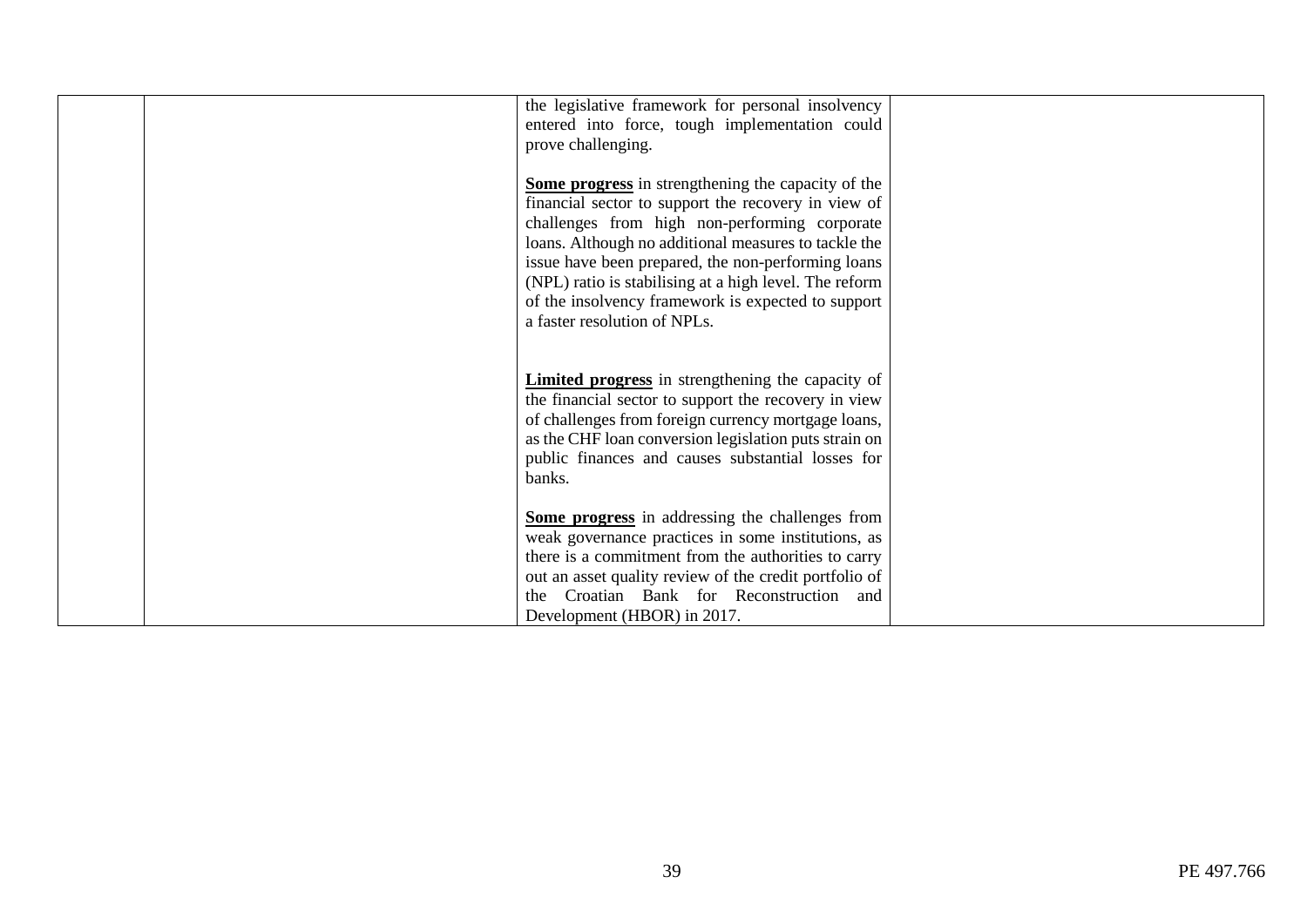|  |  |  |  |
|---|---|---|---|
|  |  | the legislative framework for personal insolvency entered into force, tough implementation could prove challenging.<br><br>**Some progress** in strengthening the capacity of the financial sector to support the recovery in view of challenges from high non-performing corporate loans. Although no additional measures to tackle the issue have been prepared, the non-performing loans (NPL) ratio is stabilising at a high level. The reform of the insolvency framework is expected to support a faster resolution of NPLs.<br><br>**Limited progress** in strengthening the capacity of the financial sector to support the recovery in view of challenges from foreign currency mortgage loans, as the CHF loan conversion legislation puts strain on public finances and causes substantial losses for banks.<br><br>**Some progress** in addressing the challenges from weak governance practices in some institutions, as there is a commitment from the authorities to carry out an asset quality review of the credit portfolio of the Croatian Bank for Reconstruction and Development (HBOR) in 2017. |  |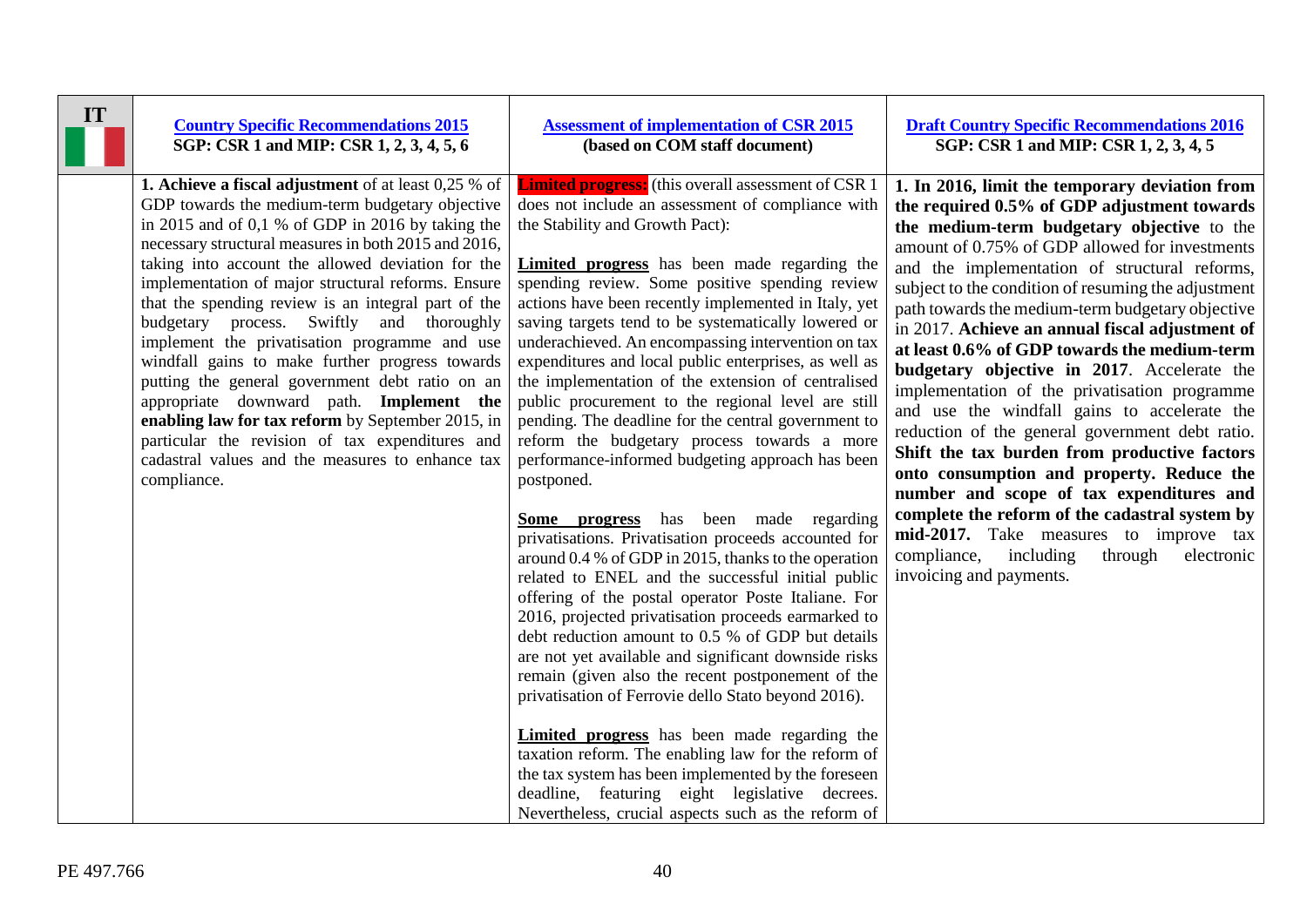| IT | [Country Specific Recommendations 2015](#) **SGP: CSR 1 and MIP: CSR 1, 2, 3, 4, 5, 6** | [Assessment of implementation of CSR 2015](#) **(based on COM staff document)** | [Draft Country Specific Recommendations 2016](#) **SGP: CSR 1 and MIP: CSR 1, 2, 3, 4, 5** |
|---|---|---|---|
| | **1. Achieve a fiscal adjustment** of at least 0,25 % of GDP towards the medium-term budgetary objective in 2015 and of 0,1 % of GDP in 2016 by taking the necessary structural measures in both 2015 and 2016, taking into account the allowed deviation for the implementation of major structural reforms. Ensure that the spending review is an integral part of the budgetary process. Swiftly and thoroughly implement the privatisation programme and use windfall gains to make further progress towards putting the general government debt ratio on an appropriate downward path. **Implement the enabling law for tax reform** by September 2015, in particular the revision of tax expenditures and cadastral values and the measures to enhance tax compliance. | **Limited progress:** (this overall assessment of CSR 1 does not include an assessment of compliance with the Stability and Growth Pact):<br><br>**Limited progress** has been made regarding the spending review. Some positive spending review actions have been recently implemented in Italy, yet saving targets tend to be systematically lowered or underachieved. An encompassing intervention on tax expenditures and local public enterprises, as well as the implementation of the extension of centralised public procurement to the regional level are still pending. The deadline for the central government to reform the budgetary process towards a more performance-informed budgeting approach has been postponed.<br><br>**Some progress** has been made regarding privatisations. Privatisation proceeds accounted for around 0.4 % of GDP in 2015, thanks to the operation related to ENEL and the successful initial public offering of the postal operator Poste Italiane. For 2016, projected privatisation proceeds earmarked to debt reduction amount to 0.5 % of GDP but details are not yet available and significant downside risks remain (given also the recent postponement of the privatisation of Ferrovie dello Stato beyond 2016).<br><br>**Limited progress** has been made regarding the taxation reform. The enabling law for the reform of the tax system has been implemented by the foreseen deadline, featuring eight legislative decrees. Nevertheless, crucial aspects such as the reform of | **1. In 2016, limit the temporary deviation from the required 0.5% of GDP adjustment towards the medium-term budgetary objective** to the amount of 0.75% of GDP allowed for investments and the implementation of structural reforms, subject to the condition of resuming the adjustment path towards the medium-term budgetary objective in 2017. **Achieve an annual fiscal adjustment of at least 0.6% of GDP towards the medium-term budgetary objective in 2017**. Accelerate the implementation of the privatisation programme and use the windfall gains to accelerate the reduction of the general government debt ratio. **Shift the tax burden from productive factors onto consumption and property. Reduce the number and scope of tax expenditures and complete the reform of the cadastral system by mid-2017.** Take measures to improve tax compliance, including through electronic invoicing and payments. |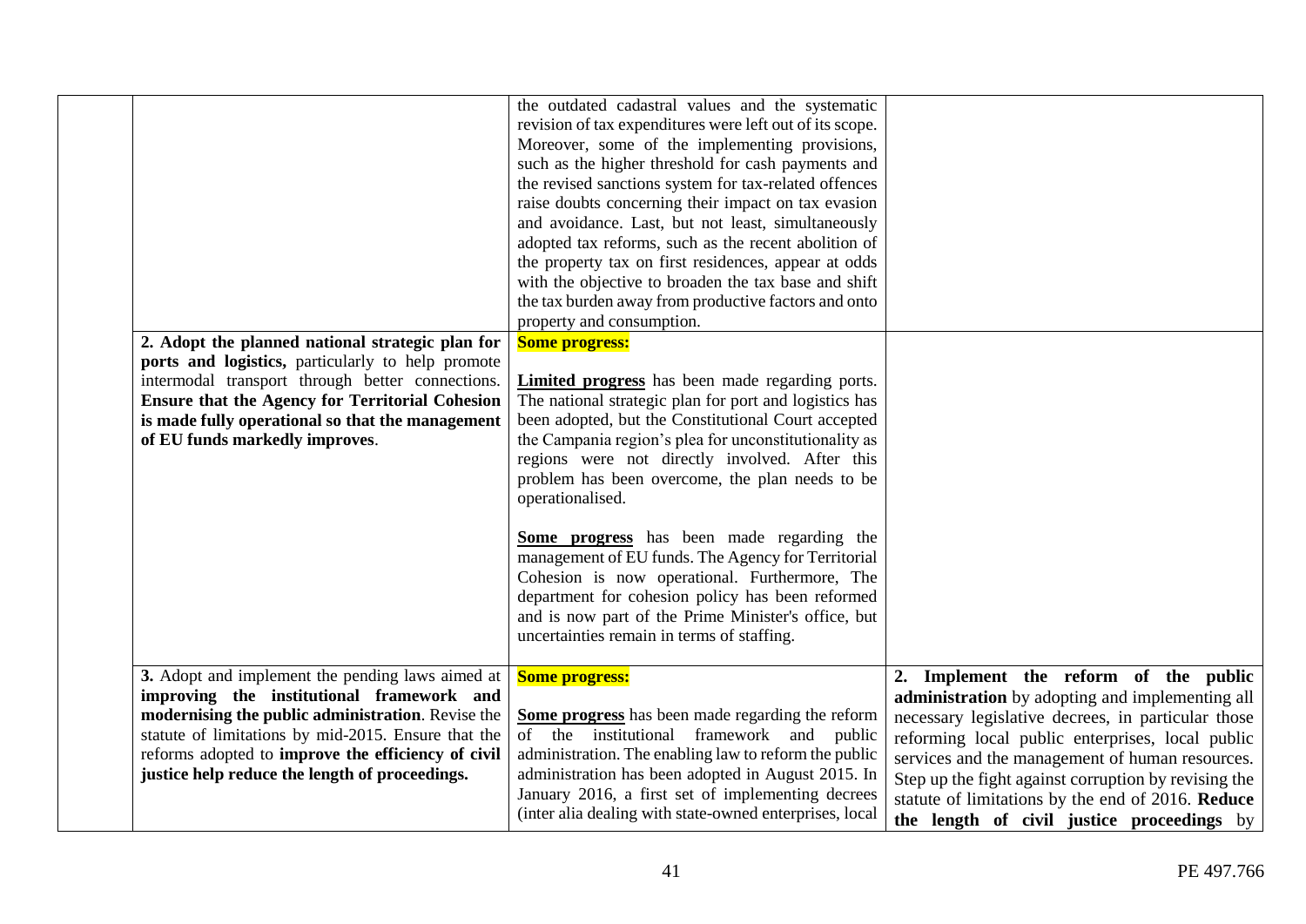| | | | |
|---|---|---|---|
| | | the outdated cadastral values and the systematic revision of tax expenditures were left out of its scope. Moreover, some of the implementing provisions, such as the higher threshold for cash payments and the revised sanctions system for tax-related offences raise doubts concerning their impact on tax evasion and avoidance. Last, but not least, simultaneously adopted tax reforms, such as the recent abolition of the property tax on first residences, appear at odds with the objective to broaden the tax base and shift the tax burden away from productive factors and onto property and consumption. | |
| | **2. Adopt the planned national strategic plan for ports and logistics,** particularly to help promote intermodal transport through better connections. **Ensure that the Agency for Territorial Cohesion is made fully operational so that the management of EU funds markedly improves**. | **Some progress:**<br><br>**Limited progress** has been made regarding ports. The national strategic plan for port and logistics has been adopted, but the Constitutional Court accepted the Campania region's plea for unconstitutionality as regions were not directly involved. After this problem has been overcome, the plan needs to be operationalised.<br><br>**Some progress** has been made regarding the management of EU funds. The Agency for Territorial Cohesion is now operational. Furthermore, The department for cohesion policy has been reformed and is now part of the Prime Minister's office, but uncertainties remain in terms of staffing. | |
| | **3.** Adopt and implement the pending laws aimed at **improving the institutional framework and modernising the public administration**. Revise the statute of limitations by mid-2015. Ensure that the reforms adopted to **improve the efficiency of civil justice help reduce the length of proceedings.** | **Some progress:**<br><br>**Some progress** has been made regarding the reform of the institutional framework and public administration. The enabling law to reform the public administration has been adopted in August 2015. In January 2016, a first set of implementing decrees (inter alia dealing with state-owned enterprises, local | **2. Implement the reform of the public administration** by adopting and implementing all necessary legislative decrees, in particular those reforming local public enterprises, local public services and the management of human resources. Step up the fight against corruption by revising the statute of limitations by the end of 2016. **Reduce the length of civil justice proceedings** by |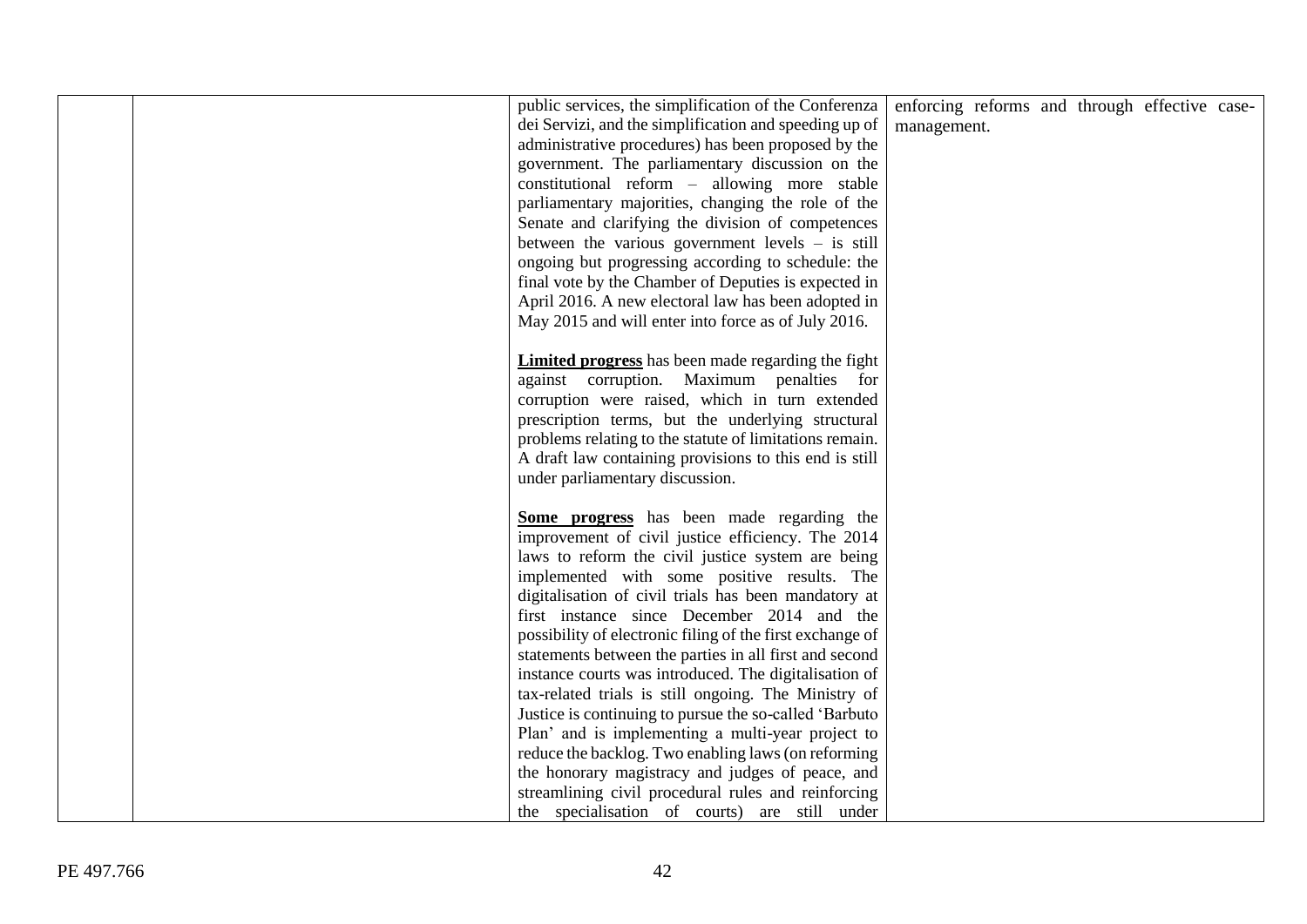|  |  | public services, the simplification of the Conferenza dei Servizi, and the simplification and speeding up of administrative procedures) has been proposed by the government. The parliamentary discussion on the constitutional reform – allowing more stable parliamentary majorities, changing the role of the Senate and clarifying the division of competences between the various government levels – is still ongoing but progressing according to schedule: the final vote by the Chamber of Deputies is expected in April 2016. A new electoral law has been adopted in May 2015 and will enter into force as of July 2016.<br><br>**Limited progress** has been made regarding the fight against corruption. Maximum penalties for corruption were raised, which in turn extended prescription terms, but the underlying structural problems relating to the statute of limitations remain. A draft law containing provisions to this end is still under parliamentary discussion.<br><br>**Some progress** has been made regarding the improvement of civil justice efficiency. The 2014 laws to reform the civil justice system are being implemented with some positive results. The digitalisation of civil trials has been mandatory at first instance since December 2014 and the possibility of electronic filing of the first exchange of statements between the parties in all first and second instance courts was introduced. The digitalisation of tax-related trials is still ongoing. The Ministry of Justice is continuing to pursue the so-called 'Barbuto Plan' and is implementing a multi-year project to reduce the backlog. Two enabling laws (on reforming the honorary magistracy and judges of peace, and streamlining civil procedural rules and reinforcing the specialisation of courts) are still under | enforcing reforms and through effective case-management. |
|---|---|---|---|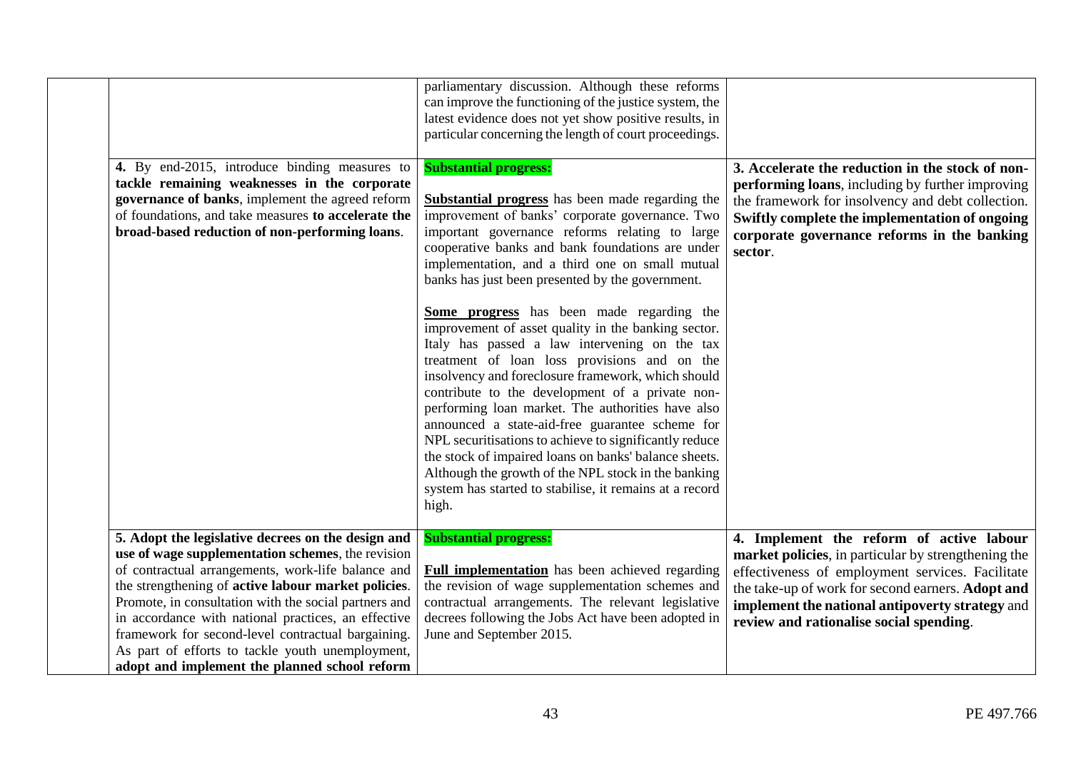| | | | |
|---|---|---|---|
| | | parliamentary discussion. Although these reforms can improve the functioning of the justice system, the latest evidence does not yet show positive results, in particular concerning the length of court proceedings. | |
| | **4.** By end-2015, introduce binding measures to **tackle remaining weaknesses in the corporate governance of banks**, implement the agreed reform of foundations, and take measures **to accelerate the broad-based reduction of non-performing loans**. | **Substantial progress:**<br><br>**Substantial progress** has been made regarding the improvement of banks' corporate governance. Two important governance reforms relating to large cooperative banks and bank foundations are under implementation, and a third one on small mutual banks has just been presented by the government.<br><br>**Some progress** has been made regarding the improvement of asset quality in the banking sector. Italy has passed a law intervening on the tax treatment of loan loss provisions and on the insolvency and foreclosure framework, which should contribute to the development of a private non-performing loan market. The authorities have also announced a state-aid-free guarantee scheme for NPL securitisations to achieve to significantly reduce the stock of impaired loans on banks' balance sheets. Although the growth of the NPL stock in the banking system has started to stabilise, it remains at a record high. | **3. Accelerate the reduction in the stock of non-performing loans**, including by further improving the framework for insolvency and debt collection. **Swiftly complete the implementation of ongoing corporate governance reforms in the banking sector**. |
| | **5. Adopt the legislative decrees on the design and use of wage supplementation schemes**, the revision of contractual arrangements, work-life balance and the strengthening of **active labour market policies**. Promote, in consultation with the social partners and in accordance with national practices, an effective framework for second-level contractual bargaining. As part of efforts to tackle youth unemployment, **adopt and implement the planned school reform** | **Substantial progress:**<br><br>**Full implementation** has been achieved regarding the revision of wage supplementation schemes and contractual arrangements. The relevant legislative decrees following the Jobs Act have been adopted in June and September 2015. | **4. Implement the reform of active labour market policies**, in particular by strengthening the effectiveness of employment services. Facilitate the take-up of work for second earners. **Adopt and implement the national antipoverty strategy** and **review and rationalise social spending**. |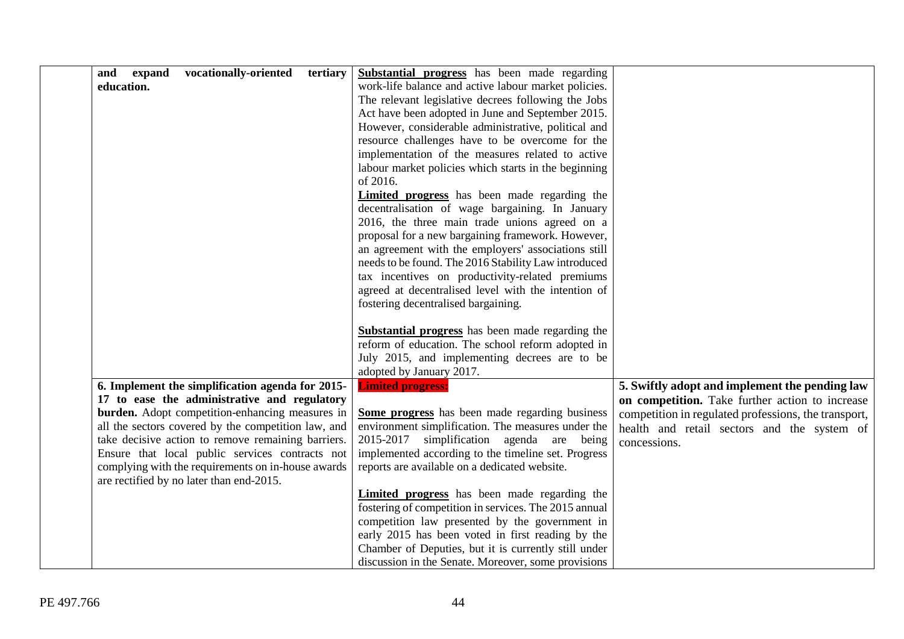|  |  |  |  |
|---|---|---|---|
|  | **and expand vocationally-oriented tertiary education.** | **Substantial progress** has been made regarding work-life balance and active labour market policies. The relevant legislative decrees following the Jobs Act have been adopted in June and September 2015. However, considerable administrative, political and resource challenges have to be overcome for the implementation of the measures related to active labour market policies which starts in the beginning of 2016.<br>**Limited progress** has been made regarding the decentralisation of wage bargaining. In January 2016, the three main trade unions agreed on a proposal for a new bargaining framework. However, an agreement with the employers' associations still needs to be found. The 2016 Stability Law introduced tax incentives on productivity-related premiums agreed at decentralised level with the intention of fostering decentralised bargaining.<br><br>**Substantial progress** has been made regarding the reform of education. The school reform adopted in July 2015, and implementing decrees are to be adopted by January 2017. |  |
|  | **6. Implement the simplification agenda for 2015-17 to ease the administrative and regulatory burden.** Adopt competition-enhancing measures in all the sectors covered by the competition law, and take decisive action to remove remaining barriers. Ensure that local public services contracts not complying with the requirements on in-house awards are rectified by no later than end-2015. | **Limited progress:**<br><br>**Some progress** has been made regarding business environment simplification. The measures under the 2015-2017 simplification agenda are being implemented according to the timeline set. Progress reports are available on a dedicated website.<br><br>**Limited progress** has been made regarding the fostering of competition in services. The 2015 annual competition law presented by the government in early 2015 has been voted in first reading by the Chamber of Deputies, but it is currently still under discussion in the Senate. Moreover, some provisions | **5. Swiftly adopt and implement the pending law on competition.** Take further action to increase competition in regulated professions, the transport, health and retail sectors and the system of concessions. |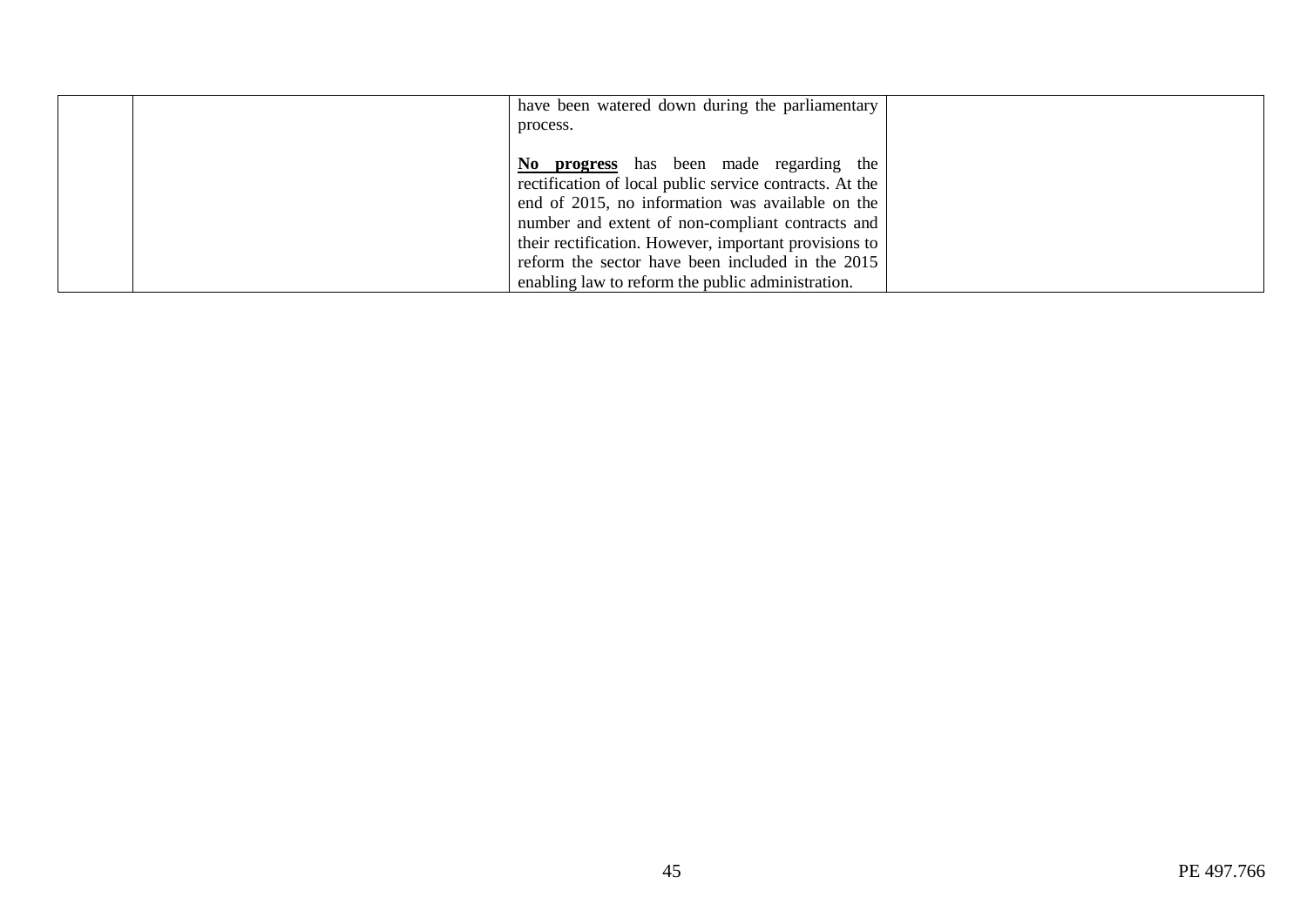| | | | |
|---|---|---|---|
| | | have been watered down during the parliamentary process.<br><br>**No progress** has been made regarding the rectification of local public service contracts. At the end of 2015, no information was available on the number and extent of non-compliant contracts and their rectification. However, important provisions to reform the sector have been included in the 2015 enabling law to reform the public administration. | |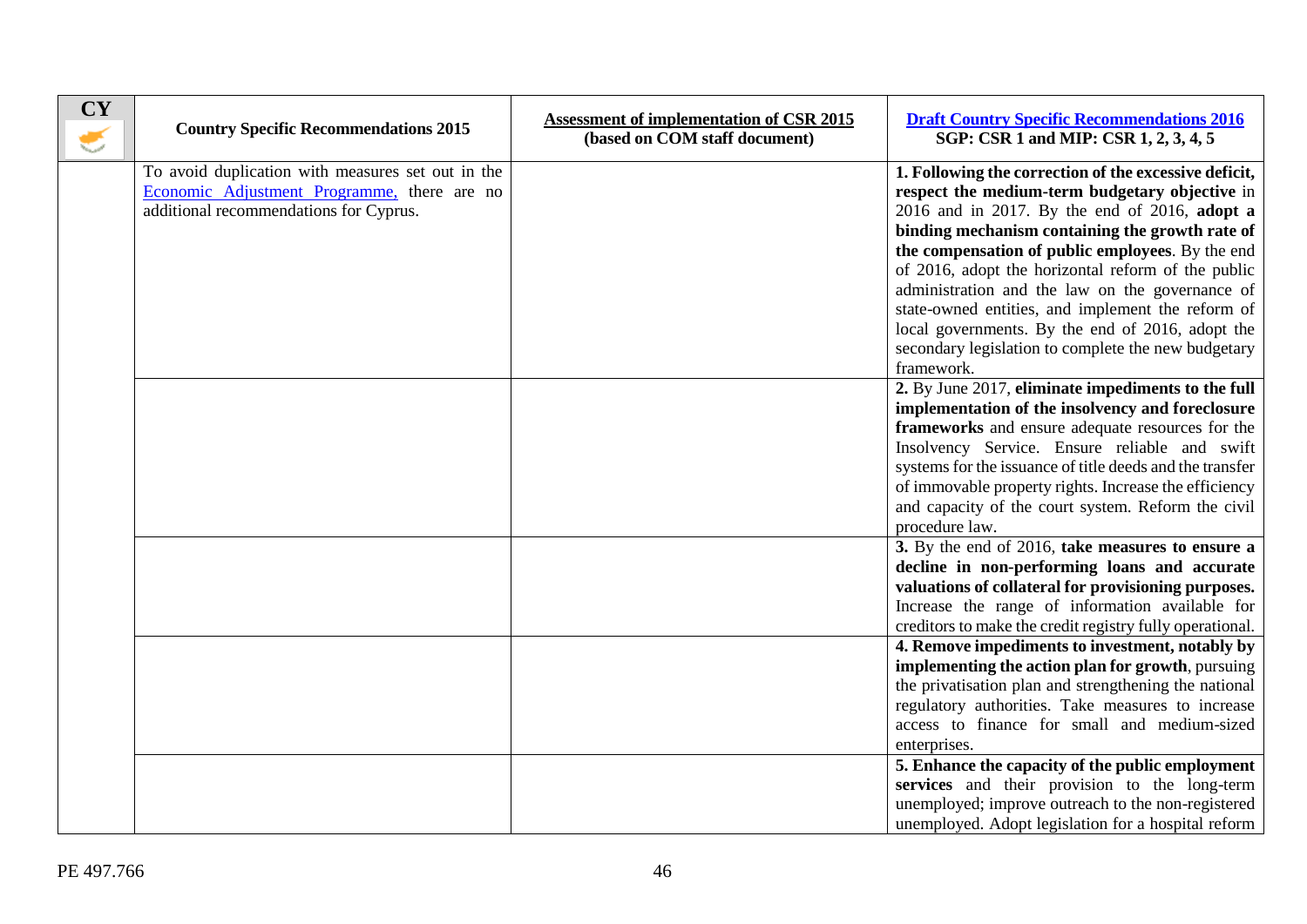| CY | Country Specific Recommendations 2015 | Assessment of implementation of CSR 2015 (based on COM staff document) | Draft Country Specific Recommendations 2016 SGP: CSR 1 and MIP: CSR 1, 2, 3, 4, 5 |
|---|---|---|---|
| | To avoid duplication with measures set out in the Economic Adjustment Programme, there are no additional recommendations for Cyprus. | | **1. Following the correction of the excessive deficit, respect the medium-term budgetary objective** in 2016 and in 2017. By the end of 2016, **adopt a binding mechanism containing the growth rate of the compensation of public employees**. By the end of 2016, adopt the horizontal reform of the public administration and the law on the governance of state-owned entities, and implement the reform of local governments. By the end of 2016, adopt the secondary legislation to complete the new budgetary framework. |
| | | | **2.** By June 2017, **eliminate impediments to the full implementation of the insolvency and foreclosure frameworks** and ensure adequate resources for the Insolvency Service. Ensure reliable and swift systems for the issuance of title deeds and the transfer of immovable property rights. Increase the efficiency and capacity of the court system. Reform the civil procedure law. |
| | | | **3.** By the end of 2016, **take measures to ensure a decline in non-performing loans and accurate valuations of collateral for provisioning purposes.** Increase the range of information available for creditors to make the credit registry fully operational. |
| | | | **4. Remove impediments to investment, notably by implementing the action plan for growth**, pursuing the privatisation plan and strengthening the national regulatory authorities. Take measures to increase access to finance for small and medium-sized enterprises. |
| | | | **5. Enhance the capacity of the public employment services** and their provision to the long-term unemployed; improve outreach to the non-registered unemployed. Adopt legislation for a hospital reform |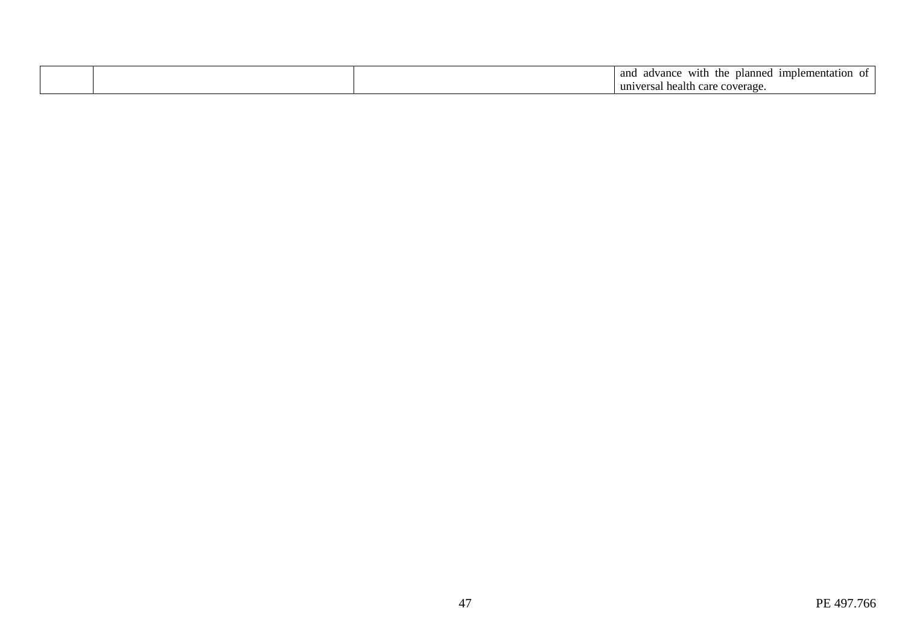| | | | |
|---|---|---|---|
| | | | and advance with the planned implementation of universal health care coverage. |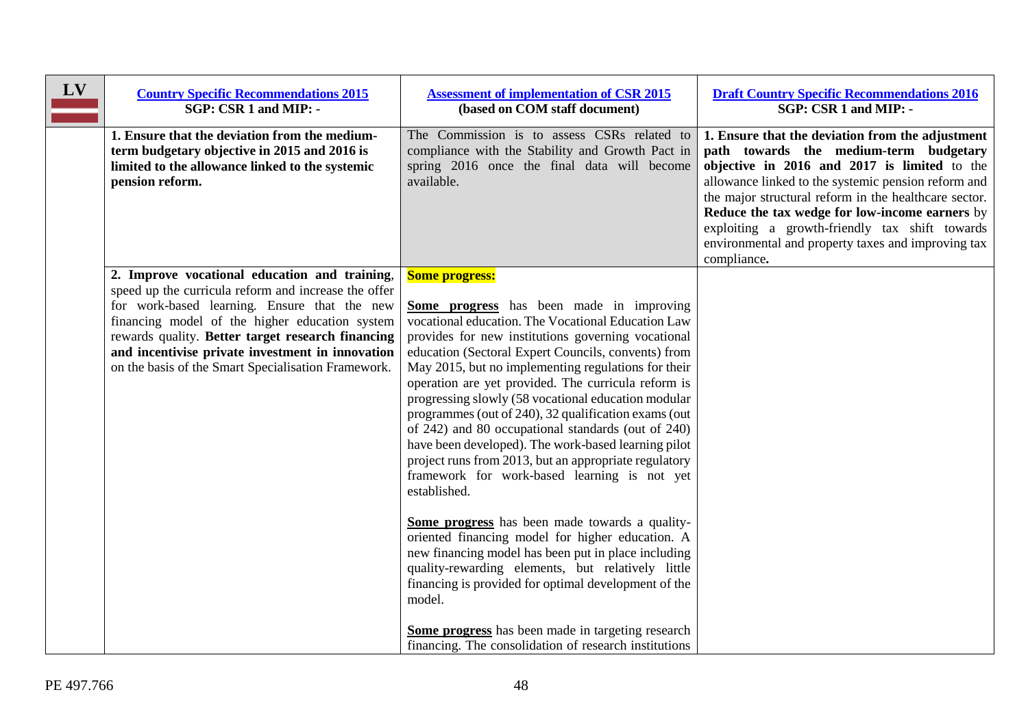| LV | [Country Specific Recommendations 2015](#) **SGP: CSR 1 and MIP: -** | [Assessment of implementation of CSR 2015](#) **(based on COM staff document)** | [Draft Country Specific Recommendations 2016](#) **SGP: CSR 1 and MIP: -** |
|---|---|---|---|
| | **1. Ensure that the deviation from the medium-term budgetary objective in 2015 and 2016 is limited to the allowance linked to the systemic pension reform.** | The Commission is to assess CSRs related to compliance with the Stability and Growth Pact in spring 2016 once the final data will become available. | **1. Ensure that the deviation from the adjustment path towards the medium-term budgetary objective in 2016 and 2017 is limited** to the allowance linked to the systemic pension reform and the major structural reform in the healthcare sector. **Reduce the tax wedge for low-income earners** by exploiting a growth-friendly tax shift towards environmental and property taxes and improving tax compliance**.** |
| | **2. Improve vocational education and training**, speed up the curricula reform and increase the offer for work-based learning. Ensure that the new financing model of the higher education system rewards quality. **Better target research financing and incentivise private investment in innovation** on the basis of the Smart Specialisation Framework. | **Some progress:**<br><br>**Some progress** has been made in improving vocational education. The Vocational Education Law provides for new institutions governing vocational education (Sectoral Expert Councils, convents) from May 2015, but no implementing regulations for their operation are yet provided. The curricula reform is progressing slowly (58 vocational education modular programmes (out of 240), 32 qualification exams (out of 242) and 80 occupational standards (out of 240) have been developed). The work-based learning pilot project runs from 2013, but an appropriate regulatory framework for work-based learning is not yet established.<br><br>**Some progress** has been made towards a quality-oriented financing model for higher education. A new financing model has been put in place including quality-rewarding elements, but relatively little financing is provided for optimal development of the model.<br><br>**Some progress** has been made in targeting research financing. The consolidation of research institutions | |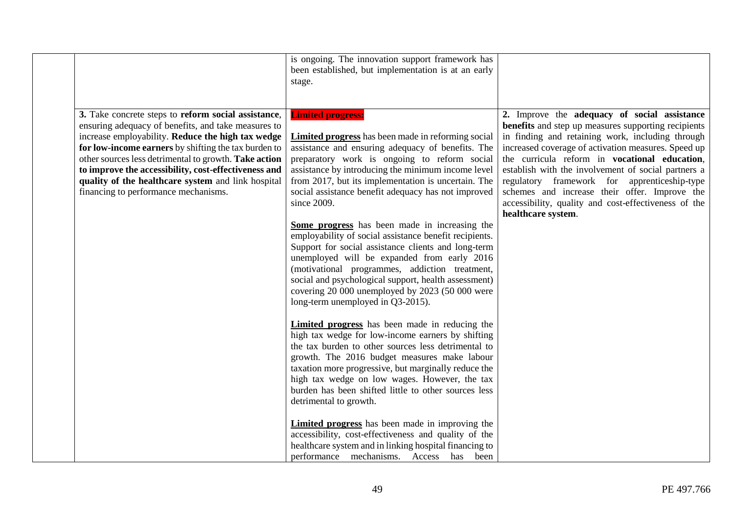| | | | |
|---|---|---|---|
| | | is ongoing. The innovation support framework has been established, but implementation is at an early stage. | |
| | **3.** Take concrete steps to **reform social assistance**, ensuring adequacy of benefits, and take measures to increase employability. **Reduce the high tax wedge for low-income earners** by shifting the tax burden to other sources less detrimental to growth. **Take action to improve the accessibility, cost-effectiveness and quality of the healthcare system** and link hospital financing to performance mechanisms. | **Limited progress:**<br><br>**Limited progress** has been made in reforming social assistance and ensuring adequacy of benefits. The preparatory work is ongoing to reform social assistance by introducing the minimum income level from 2017, but its implementation is uncertain. The social assistance benefit adequacy has not improved since 2009.<br><br>**Some progress** has been made in increasing the employability of social assistance benefit recipients. Support for social assistance clients and long-term unemployed will be expanded from early 2016 (motivational programmes, addiction treatment, social and psychological support, health assessment) covering 20 000 unemployed by 2023 (50 000 were long-term unemployed in Q3-2015).<br><br>**Limited progress** has been made in reducing the high tax wedge for low-income earners by shifting the tax burden to other sources less detrimental to growth. The 2016 budget measures make labour taxation more progressive, but marginally reduce the high tax wedge on low wages. However, the tax burden has been shifted little to other sources less detrimental to growth.<br><br>**Limited progress** has been made in improving the accessibility, cost-effectiveness and quality of the healthcare system and in linking hospital financing to performance mechanisms. Access has been | **2.** Improve the **adequacy of social assistance benefits** and step up measures supporting recipients in finding and retaining work, including through increased coverage of activation measures. Speed up the curricula reform in **vocational education**, establish with the involvement of social partners a regulatory framework for apprenticeship-type schemes and increase their offer. Improve the accessibility, quality and cost-effectiveness of the **healthcare system**. |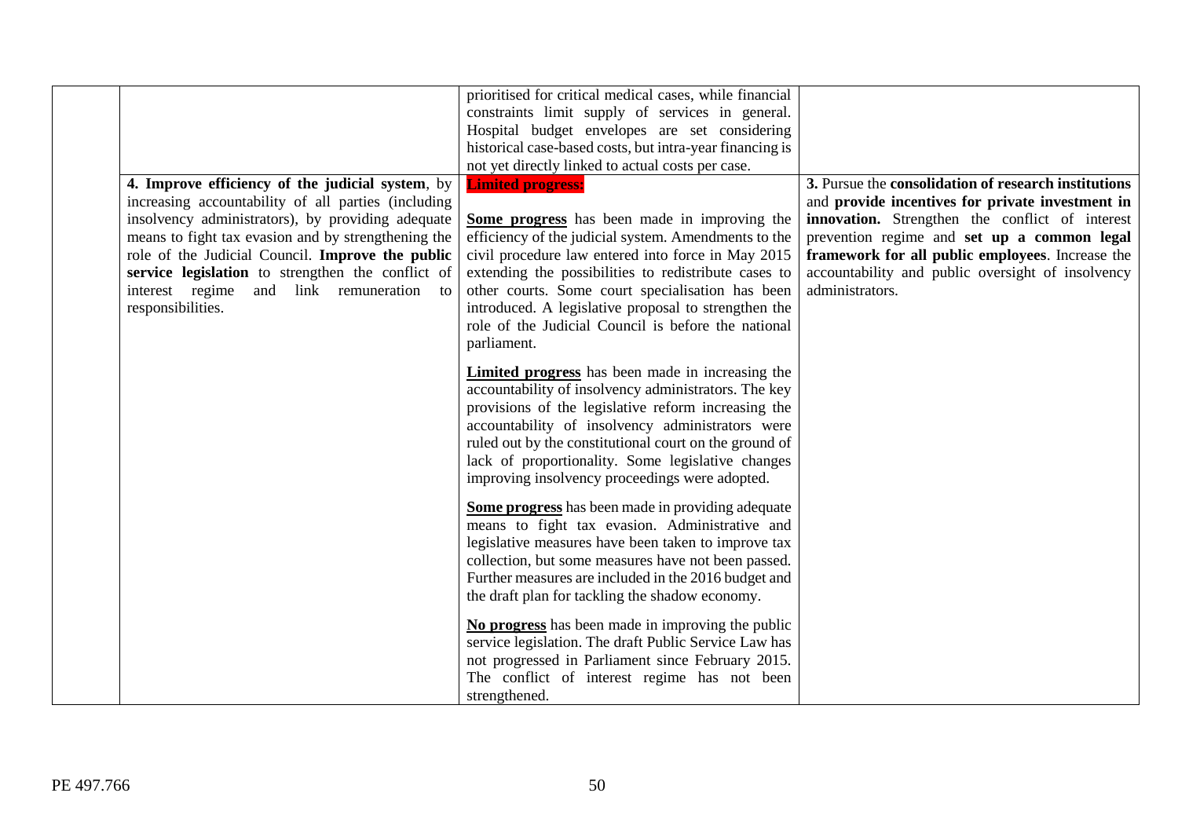| | | | |
|---|---|---|---|
| | | prioritised for critical medical cases, while financial constraints limit supply of services in general. Hospital budget envelopes are set considering historical case-based costs, but intra-year financing is not yet directly linked to actual costs per case. | |
| | **4. Improve efficiency of the judicial system**, by increasing accountability of all parties (including insolvency administrators), by providing adequate means to fight tax evasion and by strengthening the role of the Judicial Council. **Improve the public service legislation** to strengthen the conflict of interest regime and link remuneration to responsibilities. | **Limited progress:**<br><br>**Some progress** has been made in improving the efficiency of the judicial system. Amendments to the civil procedure law entered into force in May 2015 extending the possibilities to redistribute cases to other courts. Some court specialisation has been introduced. A legislative proposal to strengthen the role of the Judicial Council is before the national parliament.<br><br>**Limited progress** has been made in increasing the accountability of insolvency administrators. The key provisions of the legislative reform increasing the accountability of insolvency administrators were ruled out by the constitutional court on the ground of lack of proportionality. Some legislative changes improving insolvency proceedings were adopted.<br><br>**Some progress** has been made in providing adequate means to fight tax evasion. Administrative and legislative measures have been taken to improve tax collection, but some measures have not been passed. Further measures are included in the 2016 budget and the draft plan for tackling the shadow economy.<br><br>**No progress** has been made in improving the public service legislation. The draft Public Service Law has not progressed in Parliament since February 2015. The conflict of interest regime has not been strengthened. | 3. Pursue the **consolidation of research institutions** and **provide incentives for private investment in innovation.** Strengthen the conflict of interest prevention regime and **set up a common legal framework for all public employees**. Increase the accountability and public oversight of insolvency administrators. |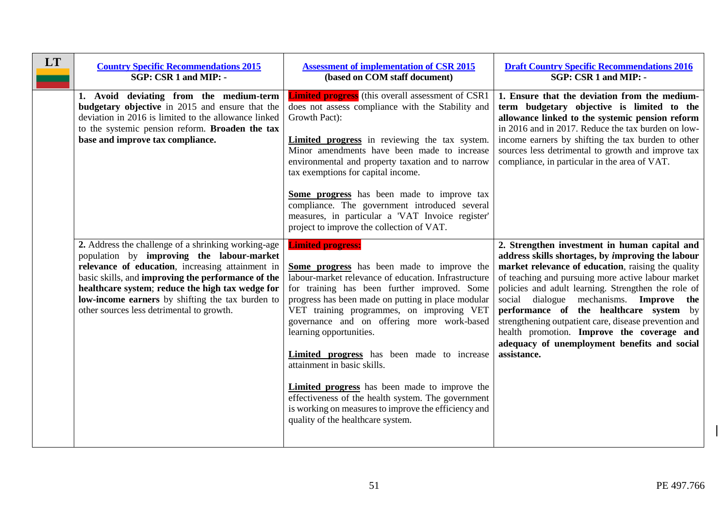| LT | [Country Specific Recommendations 2015](#)<br>**SGP: CSR 1 and MIP: -** | [Assessment of implementation of CSR 2015](#)<br>**(based on COM staff document)** | [Draft Country Specific Recommendations 2016](#)<br>**SGP: CSR 1 and MIP: -** |
|---|---|---|---|
| | **1. Avoid deviating from the medium-term budgetary objective** in 2015 and ensure that the deviation in 2016 is limited to the allowance linked to the systemic pension reform. **Broaden the tax base and improve tax compliance.** | **Limited progress** (this overall assessment of CSR1 does not assess compliance with the Stability and Growth Pact):<br><br>**Limited progress** in reviewing the tax system. Minor amendments have been made to increase environmental and property taxation and to narrow tax exemptions for capital income.<br><br>**Some progress** has been made to improve tax compliance. The government introduced several measures, in particular a 'VAT Invoice register' project to improve the collection of VAT. | **1. Ensure that the deviation from the medium-term budgetary objective is limited to the allowance linked to the systemic pension reform** in 2016 and in 2017. Reduce the tax burden on low-income earners by shifting the tax burden to other sources less detrimental to growth and improve tax compliance, in particular in the area of VAT. |
| | **2.** Address the challenge of a shrinking working-age population by **improving the labour-market relevance of education**, increasing attainment in basic skills, and **improving the performance of the healthcare system**; **reduce the high tax wedge for low-income earners** by shifting the tax burden to other sources less detrimental to growth. | **Limited progress:**<br><br>**Some progress** has been made to improve the labour-market relevance of education. Infrastructure for training has been further improved. Some progress has been made on putting in place modular VET training programmes, on improving VET governance and on offering more work-based learning opportunities.<br><br>**Limited progress** has been made to increase attainment in basic skills.<br><br>**Limited progress** has been made to improve the effectiveness of the health system. The government is working on measures to improve the efficiency and quality of the healthcare system. | **2. Strengthen investment in human capital and address skills shortages, by *improving the labour market relevance of education***, raising the quality of teaching and pursuing more active labour market policies and adult learning. Strengthen the role of social dialogue mechanisms. **Improve the performance of the healthcare system** by strengthening outpatient care, disease prevention and health promotion. **Improve the coverage and adequacy of unemployment benefits and social assistance.** |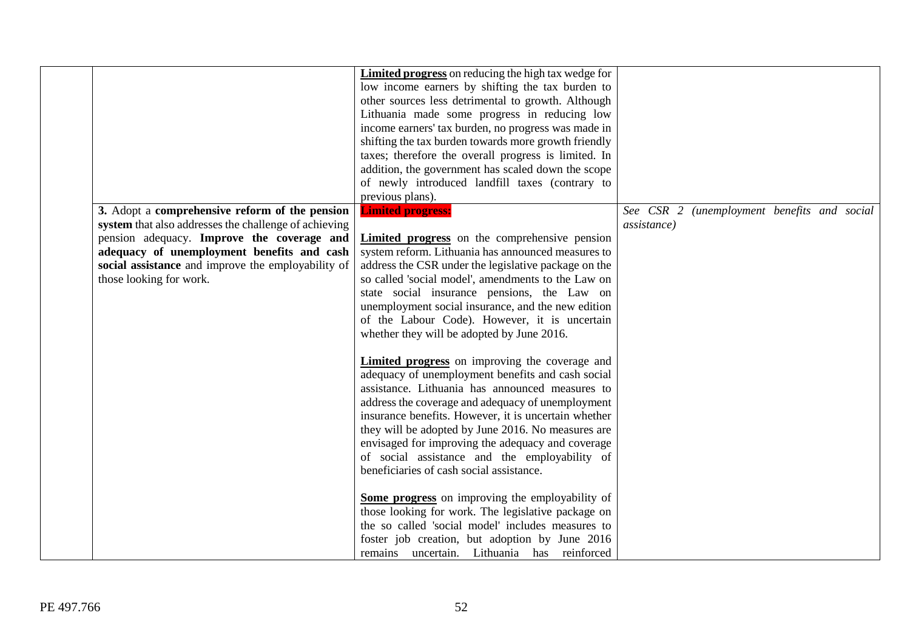| | | | |
|---|---|---|---|
| | | **Limited progress** on reducing the high tax wedge for low income earners by shifting the tax burden to other sources less detrimental to growth. Although Lithuania made some progress in reducing low income earners' tax burden, no progress was made in shifting the tax burden towards more growth friendly taxes; therefore the overall progress is limited. In addition, the government has scaled down the scope of newly introduced landfill taxes (contrary to previous plans). | |
| | **3.** Adopt a **comprehensive reform of the pension system** that also addresses the challenge of achieving pension adequacy. **Improve the coverage and adequacy of unemployment benefits and cash social assistance** and improve the employability of those looking for work. | **Limited progress:**<br><br>**Limited progress** on the comprehensive pension system reform. Lithuania has announced measures to address the CSR under the legislative package on the so called 'social model', amendments to the Law on state social insurance pensions, the Law on unemployment social insurance, and the new edition of the Labour Code). However, it is uncertain whether they will be adopted by June 2016.<br><br>**Limited progress** on improving the coverage and adequacy of unemployment benefits and cash social assistance. Lithuania has announced measures to address the coverage and adequacy of unemployment insurance benefits. However, it is uncertain whether they will be adopted by June 2016. No measures are envisaged for improving the adequacy and coverage of social assistance and the employability of beneficiaries of cash social assistance.<br><br>**Some progress** on improving the employability of those looking for work. The legislative package on the so called 'social model' includes measures to foster job creation, but adoption by June 2016 remains uncertain. Lithuania has reinforced | *See CSR 2 (unemployment benefits and social assistance)* |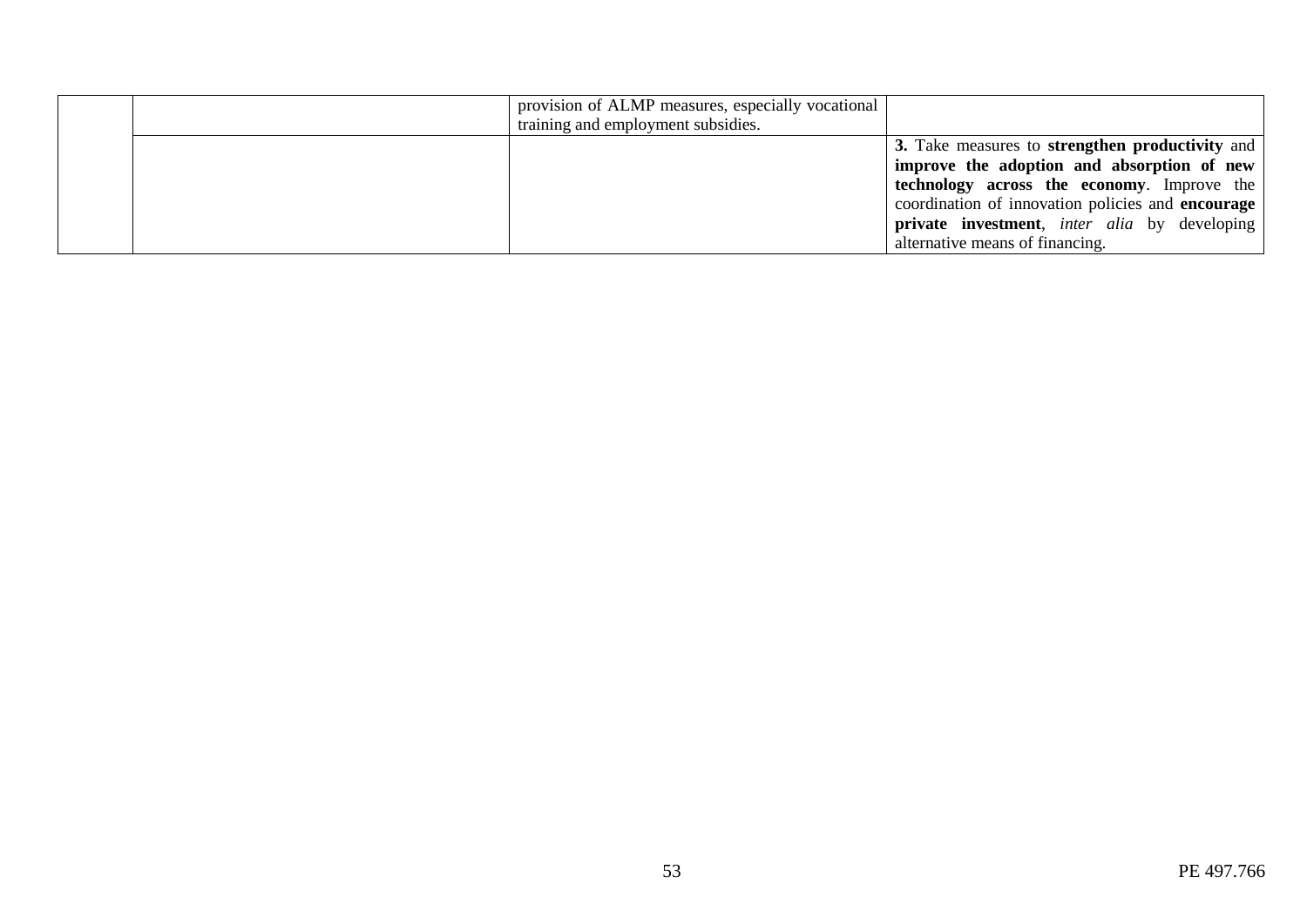|  |  |  |  |
|---|---|---|---|
|  |  | provision of ALMP measures, especially vocational training and employment subsidies. |  |
|  |  |  | **3.** Take measures to **strengthen productivity** and **improve the adoption and absorption of new technology across the economy**. Improve the coordination of innovation policies and **encourage private investment**, *inter alia* by developing alternative means of financing. |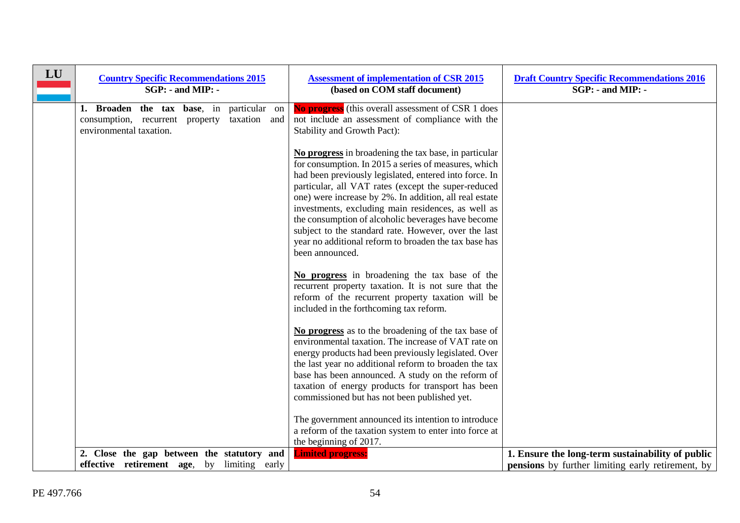| LU | [Country Specific Recommendations 2015](#) SGP: - and MIP: - | [Assessment of implementation of CSR 2015](#) (based on COM staff document) | [Draft Country Specific Recommendations 2016](#) SGP: - and MIP: - |
|---|---|---|---|
| | **1. Broaden the tax base**, in particular on consumption, recurrent property taxation and environmental taxation. | **No progress** (this overall assessment of CSR 1 does not include an assessment of compliance with the Stability and Growth Pact):<br><br>**No progress** in broadening the tax base, in particular for consumption. In 2015 a series of measures, which had been previously legislated, entered into force. In particular, all VAT rates (except the super-reduced one) were increase by 2%. In addition, all real estate investments, excluding main residences, as well as the consumption of alcoholic beverages have become subject to the standard rate. However, over the last year no additional reform to broaden the tax base has been announced.<br><br>**No progress** in broadening the tax base of the recurrent property taxation. It is not sure that the reform of the recurrent property taxation will be included in the forthcoming tax reform.<br><br>**No progress** as to the broadening of the tax base of environmental taxation. The increase of VAT rate on energy products had been previously legislated. Over the last year no additional reform to broaden the tax base has been announced. A study on the reform of taxation of energy products for transport has been commissioned but has not been published yet.<br><br>The government announced its intention to introduce a reform of the taxation system to enter into force at the beginning of 2017. | |
| | **2. Close the gap between the statutory and effective retirement age**, by limiting early | **Limited progress:** | **1. Ensure the long-term sustainability of public pensions** by further limiting early retirement, by |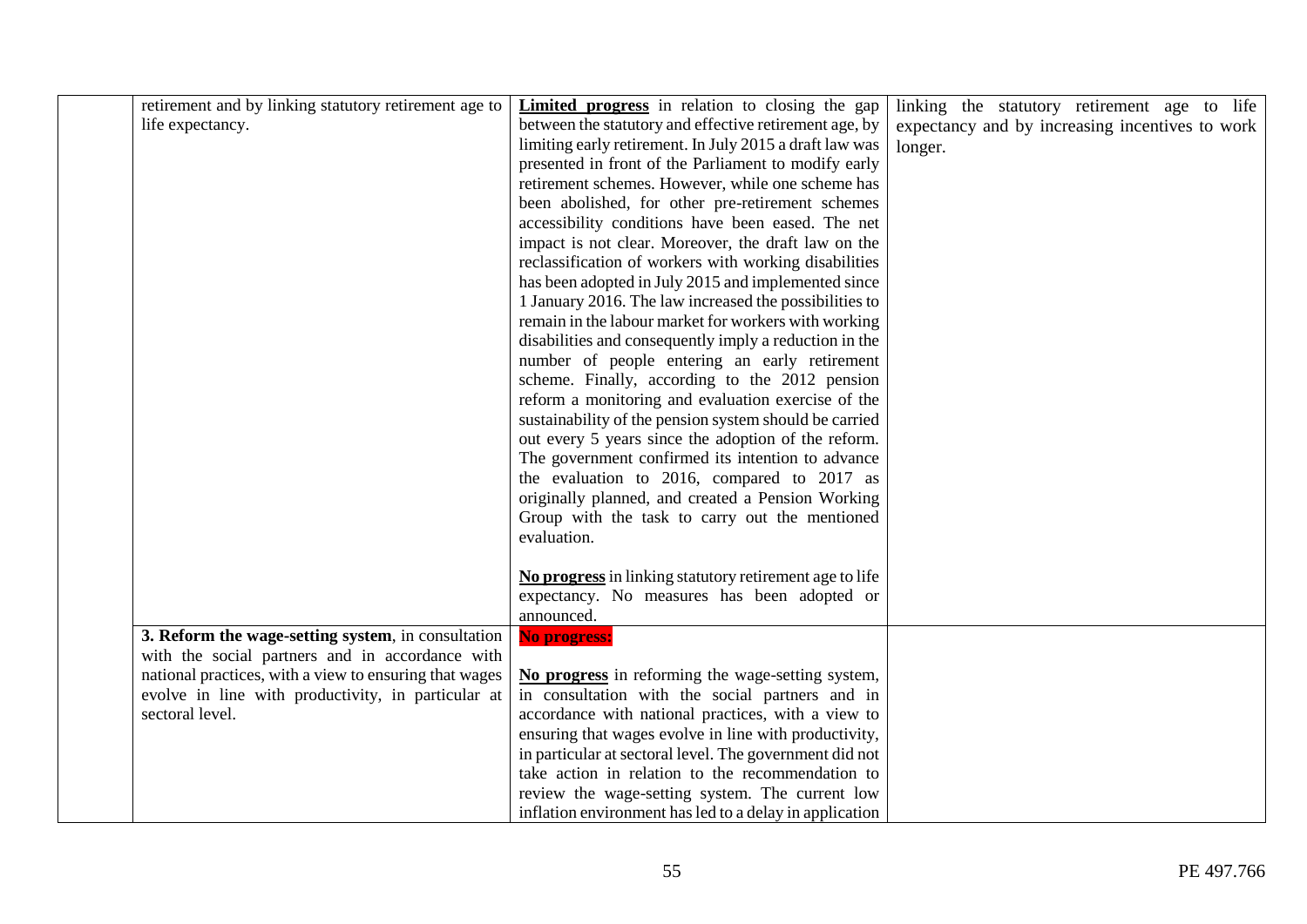|  |  |  |  |
|---|---|---|---|
|  | retirement and by linking statutory retirement age to life expectancy. | **Limited progress** in relation to closing the gap between the statutory and effective retirement age, by limiting early retirement. In July 2015 a draft law was presented in front of the Parliament to modify early retirement schemes. However, while one scheme has been abolished, for other pre-retirement schemes accessibility conditions have been eased. The net impact is not clear. Moreover, the draft law on the reclassification of workers with working disabilities has been adopted in July 2015 and implemented since 1 January 2016. The law increased the possibilities to remain in the labour market for workers with working disabilities and consequently imply a reduction in the number of people entering an early retirement scheme. Finally, according to the 2012 pension reform a monitoring and evaluation exercise of the sustainability of the pension system should be carried out every 5 years since the adoption of the reform. The government confirmed its intention to advance the evaluation to 2016, compared to 2017 as originally planned, and created a Pension Working Group with the task to carry out the mentioned evaluation.<br><br>**No progress** in linking statutory retirement age to life expectancy. No measures has been adopted or announced. | linking the statutory retirement age to life expectancy and by increasing incentives to work longer. |
|  | **3. Reform the wage-setting system**, in consultation with the social partners and in accordance with national practices, with a view to ensuring that wages evolve in line with productivity, in particular at sectoral level. | **No progress:**<br><br>**No progress** in reforming the wage-setting system, in consultation with the social partners and in accordance with national practices, with a view to ensuring that wages evolve in line with productivity, in particular at sectoral level. The government did not take action in relation to the recommendation to review the wage-setting system. The current low inflation environment has led to a delay in application |  |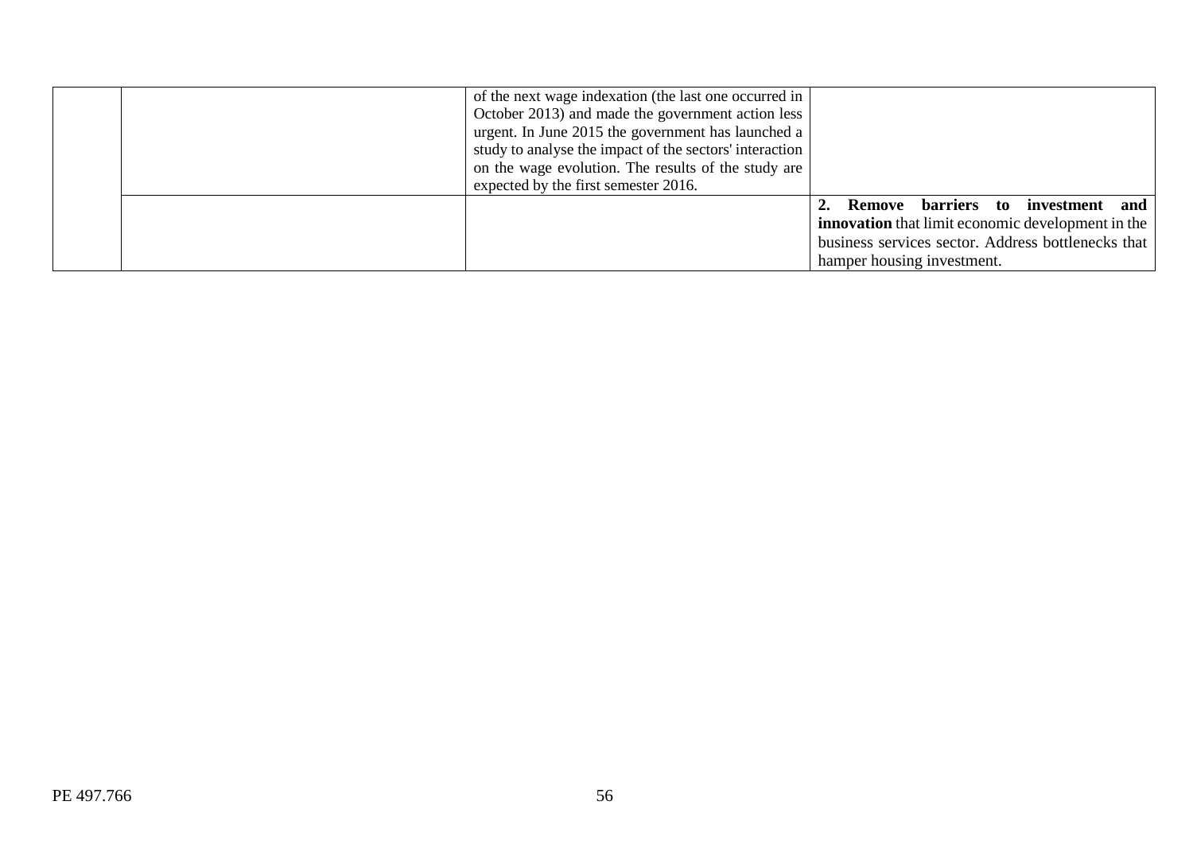| | | | |
|---|---|---|---|
| | | of the next wage indexation (the last one occurred in October 2013) and made the government action less urgent. In June 2015 the government has launched a study to analyse the impact of the sectors' interaction on the wage evolution. The results of the study are expected by the first semester 2016. | |
| | | | **2. Remove barriers to investment and innovation** that limit economic development in the business services sector. Address bottlenecks that hamper housing investment. |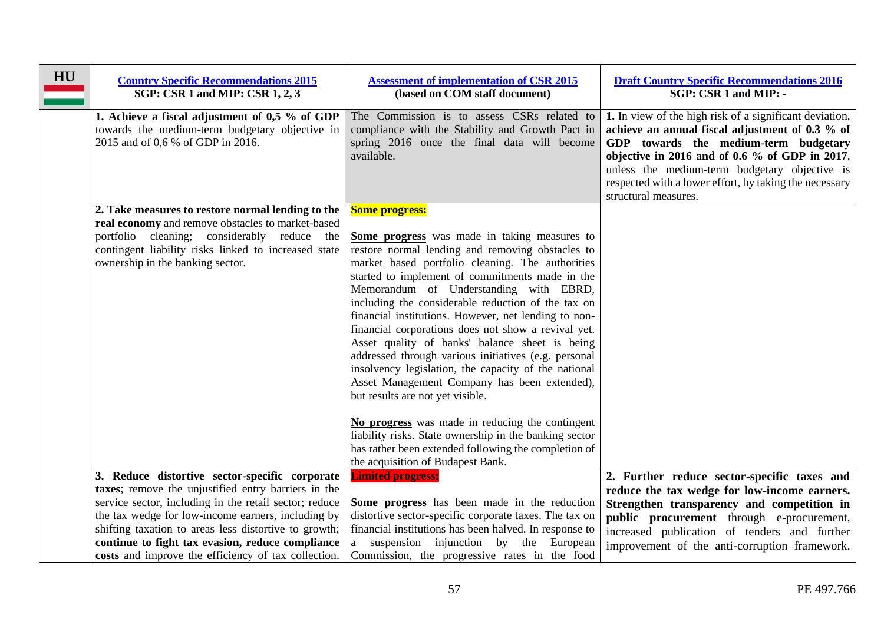| HU | [Country Specific Recommendations 2015](#) **SGP: CSR 1 and MIP: CSR 1, 2, 3** | [Assessment of implementation of CSR 2015](#) **(based on COM staff document)** | [Draft Country Specific Recommendations 2016](#) **SGP: CSR 1 and MIP: -** |
|---|---|---|---|
| | **1. Achieve a fiscal adjustment of 0,5 % of GDP** towards the medium-term budgetary objective in 2015 and of 0,6 % of GDP in 2016. | The Commission is to assess CSRs related to compliance with the Stability and Growth Pact in spring 2016 once the final data will become available. | **1.** In view of the high risk of a significant deviation, **achieve an annual fiscal adjustment of 0.3 % of GDP towards the medium-term budgetary objective in 2016 and of 0.6 % of GDP in 2017**, unless the medium-term budgetary objective is respected with a lower effort, by taking the necessary structural measures. |
| | **2. Take measures to restore normal lending to the real economy** and remove obstacles to market-based portfolio cleaning; considerably reduce the contingent liability risks linked to increased state ownership in the banking sector. | **Some progress:**<br><br>**Some progress** was made in taking measures to restore normal lending and removing obstacles to market based portfolio cleaning. The authorities started to implement of commitments made in the Memorandum of Understanding with EBRD, including the considerable reduction of the tax on financial institutions. However, net lending to non-financial corporations does not show a revival yet. Asset quality of banks' balance sheet is being addressed through various initiatives (e.g. personal insolvency legislation, the capacity of the national Asset Management Company has been extended), but results are not yet visible.<br><br>**No progress** was made in reducing the contingent liability risks. State ownership in the banking sector has rather been extended following the completion of the acquisition of Budapest Bank. | |
| | **3. Reduce distortive sector-specific corporate taxes**; remove the unjustified entry barriers in the service sector, including in the retail sector; reduce the tax wedge for low-income earners, including by shifting taxation to areas less distortive to growth; **continue to fight tax evasion, reduce compliance costs** and improve the efficiency of tax collection. | **Limited progress:**<br><br>**Some progress** has been made in the reduction distortive sector-specific corporate taxes. The tax on financial institutions has been halved. In response to a suspension injunction by the European Commission, the progressive rates in the food | **2. Further reduce sector-specific taxes and reduce the tax wedge for low-income earners. Strengthen transparency and competition in public procurement** through e-procurement, increased publication of tenders and further improvement of the anti-corruption framework. |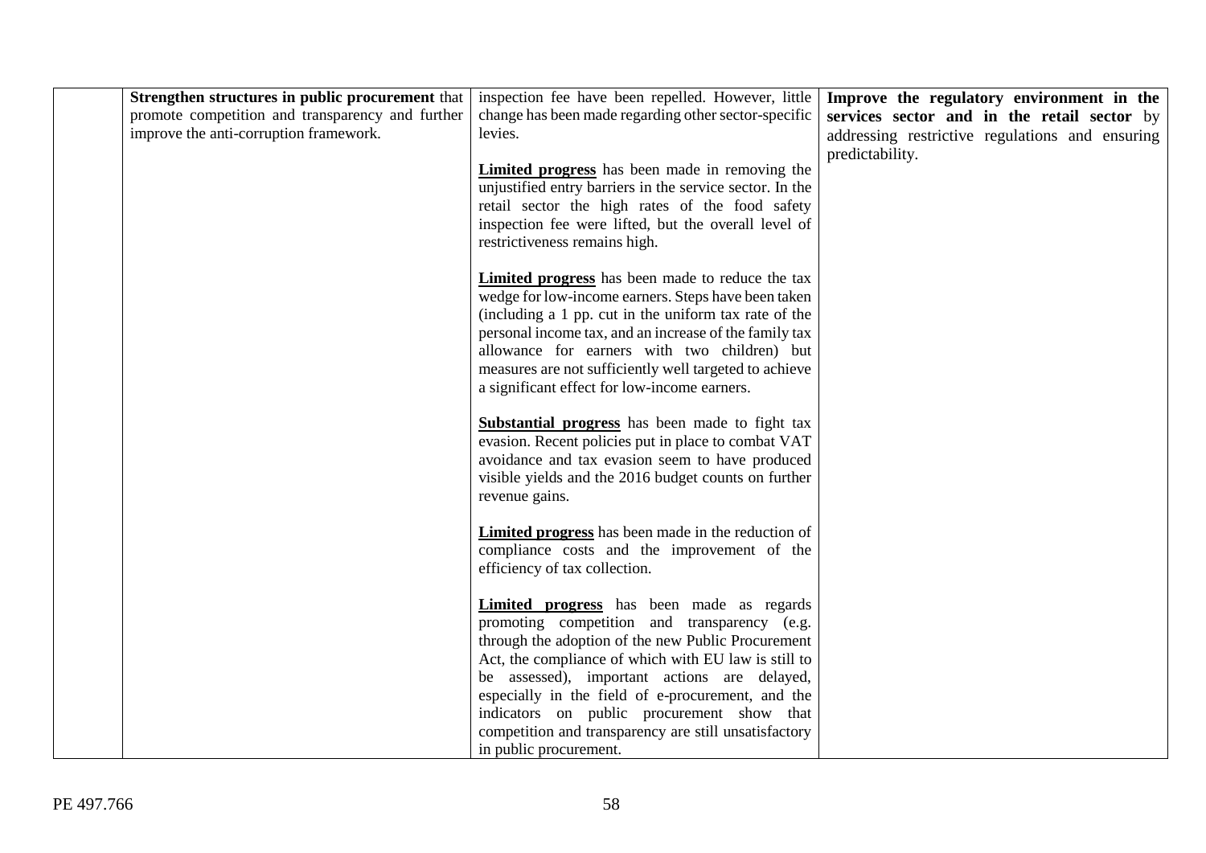| | | | |
|---|---|---|---|
| | **Strengthen structures in public procurement** that promote competition and transparency and further improve the anti-corruption framework. | inspection fee have been repelled. However, little change has been made regarding other sector-specific levies.<br><br>**Limited progress** has been made in removing the unjustified entry barriers in the service sector. In the retail sector the high rates of the food safety inspection fee were lifted, but the overall level of restrictiveness remains high.<br><br>**Limited progress** has been made to reduce the tax wedge for low-income earners. Steps have been taken (including a 1 pp. cut in the uniform tax rate of the personal income tax, and an increase of the family tax allowance for earners with two children) but measures are not sufficiently well targeted to achieve a significant effect for low-income earners.<br><br>**Substantial progress** has been made to fight tax evasion. Recent policies put in place to combat VAT avoidance and tax evasion seem to have produced visible yields and the 2016 budget counts on further revenue gains.<br><br>**Limited progress** has been made in the reduction of compliance costs and the improvement of the efficiency of tax collection.<br><br>**Limited progress** has been made as regards promoting competition and transparency (e.g. through the adoption of the new Public Procurement Act, the compliance of which with EU law is still to be assessed), important actions are delayed, especially in the field of e-procurement, and the indicators on public procurement show that competition and transparency are still unsatisfactory in public procurement. | **Improve the regulatory environment in the services sector and in the retail sector** by addressing restrictive regulations and ensuring predictability. |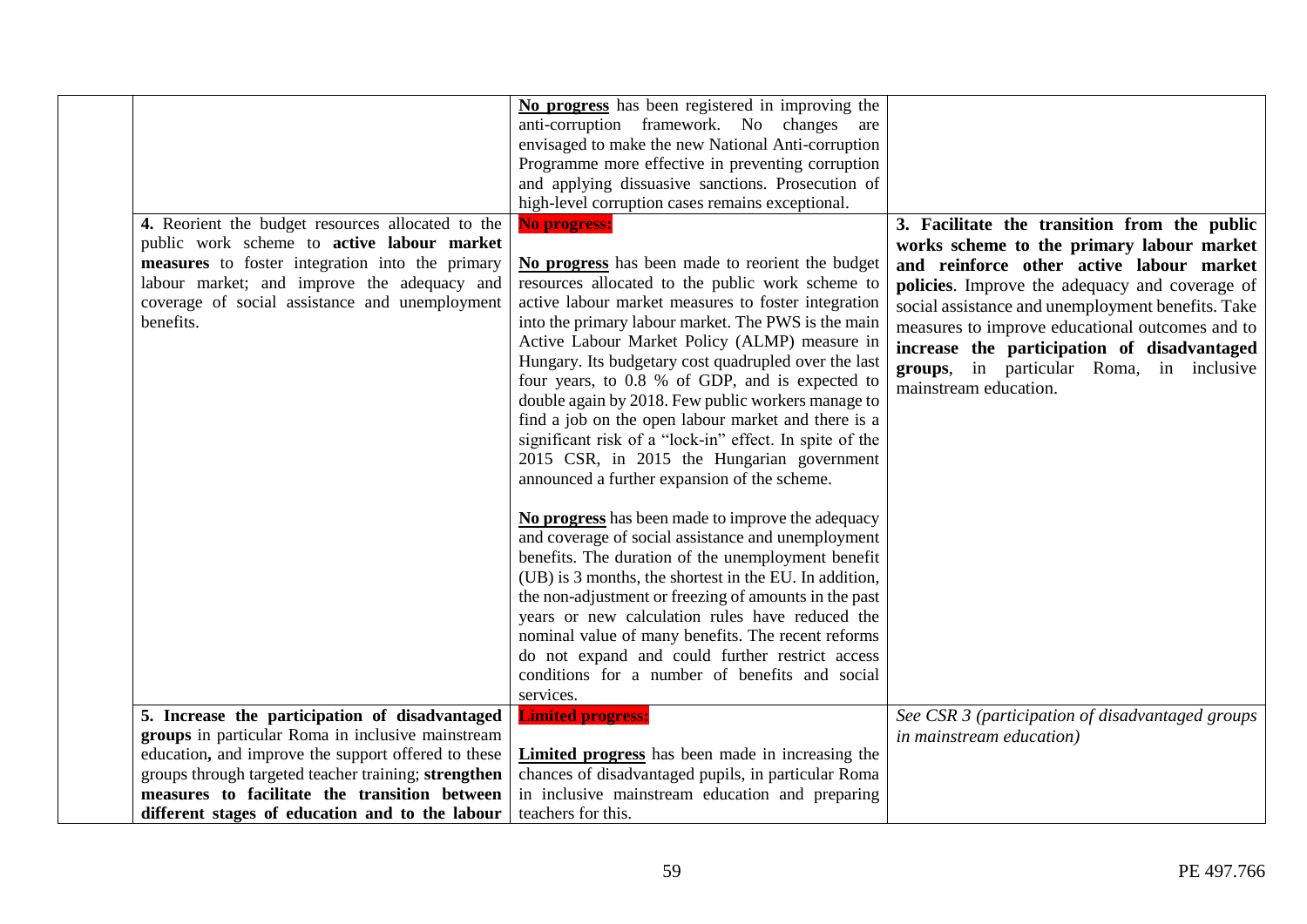| | | | |
|---|---|---|---|
| | | **No progress** has been registered in improving the anti-corruption framework. No changes are envisaged to make the new National Anti-corruption Programme more effective in preventing corruption and applying dissuasive sanctions. Prosecution of high-level corruption cases remains exceptional. | |
| | **4.** Reorient the budget resources allocated to the public work scheme to **active labour market measures** to foster integration into the primary labour market; and improve the adequacy and coverage of social assistance and unemployment benefits. | **No progress:**<br><br>**No progress** has been made to reorient the budget resources allocated to the public work scheme to active labour market measures to foster integration into the primary labour market. The PWS is the main Active Labour Market Policy (ALMP) measure in Hungary. Its budgetary cost quadrupled over the last four years, to 0.8 % of GDP, and is expected to double again by 2018. Few public workers manage to find a job on the open labour market and there is a significant risk of a "lock-in" effect. In spite of the 2015 CSR, in 2015 the Hungarian government announced a further expansion of the scheme.<br><br>**No progress** has been made to improve the adequacy and coverage of social assistance and unemployment benefits. The duration of the unemployment benefit (UB) is 3 months, the shortest in the EU. In addition, the non-adjustment or freezing of amounts in the past years or new calculation rules have reduced the nominal value of many benefits. The recent reforms do not expand and could further restrict access conditions for a number of benefits and social services. | **3. Facilitate the transition from the public works scheme to the primary labour market and reinforce other active labour market policies**. Improve the adequacy and coverage of social assistance and unemployment benefits. Take measures to improve educational outcomes and to **increase the participation of disadvantaged groups**, in particular Roma, in inclusive mainstream education. |
| | **5. Increase the participation of disadvantaged groups** in particular Roma in inclusive mainstream education**,** and improve the support offered to these groups through targeted teacher training; **strengthen measures to facilitate the transition between different stages of education and to the labour** | **Limited progress:**<br><br>**Limited progress** has been made in increasing the chances of disadvantaged pupils, in particular Roma in inclusive mainstream education and preparing teachers for this. | *See CSR 3 (participation of disadvantaged groups in mainstream education)* |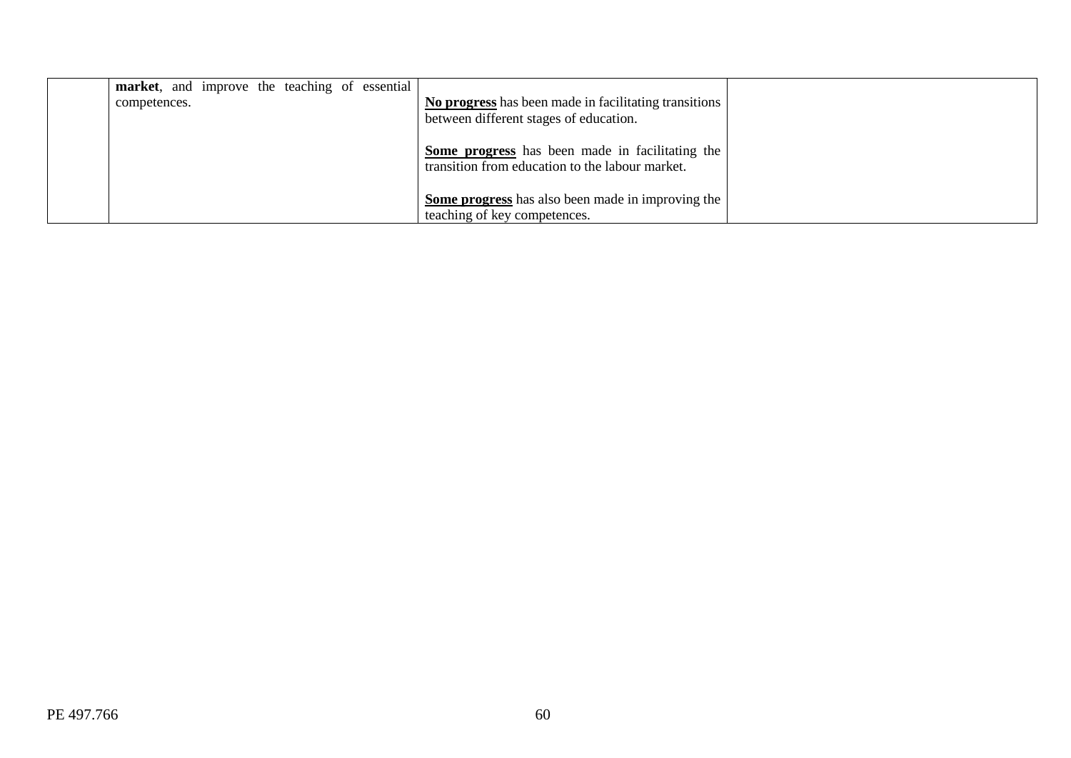|  |  |  |  |
|---|---|---|---|
|  | **market**, and improve the teaching of essential competences. | **No progress** has been made in facilitating transitions between different stages of education.<br><br>**Some progress** has been made in facilitating the transition from education to the labour market.<br><br>**Some progress** has also been made in improving the teaching of key competences. |  |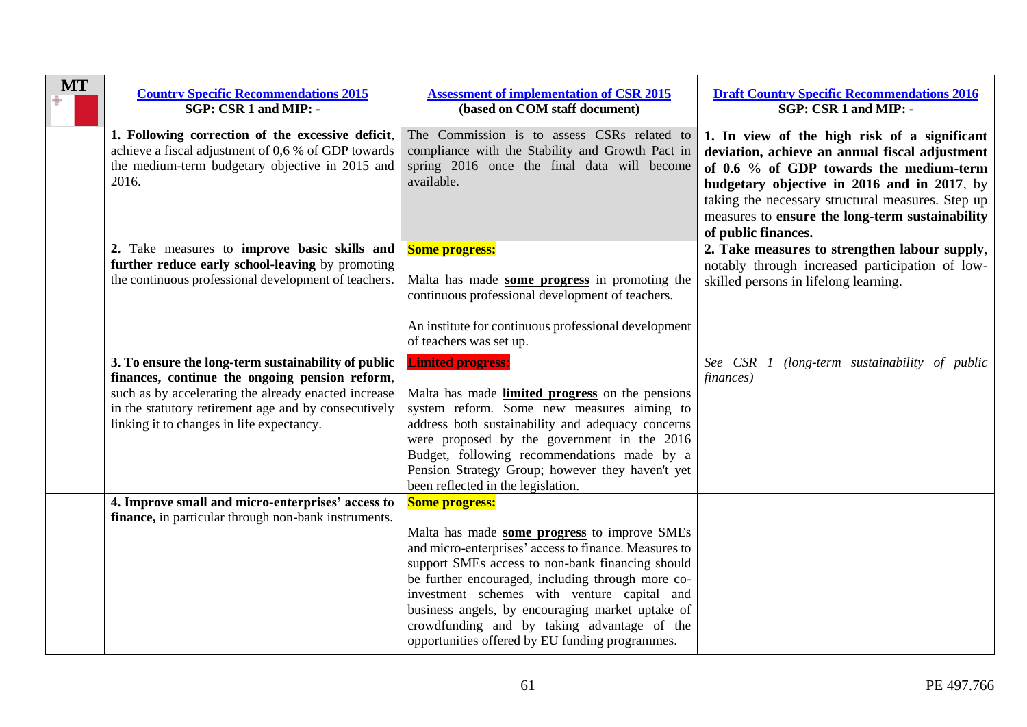| MT | Country Specific Recommendations 2015<br>SGP: CSR 1 and MIP: - | Assessment of implementation of CSR 2015<br>(based on COM staff document) | Draft Country Specific Recommendations 2016<br>SGP: CSR 1 and MIP: - |
|---|---|---|---|
| | **1. Following correction of the excessive deficit**, achieve a fiscal adjustment of 0,6 % of GDP towards the medium-term budgetary objective in 2015 and 2016. | The Commission is to assess CSRs related to compliance with the Stability and Growth Pact in spring 2016 once the final data will become available. | **1. In view of the high risk of a significant deviation, achieve an annual fiscal adjustment of 0.6 % of GDP towards the medium-term budgetary objective in 2016 and in 2017**, by taking the necessary structural measures. Step up measures to **ensure the long-term sustainability of public finances.** |
| | 2. Take measures to **improve basic skills and further reduce early school-leaving** by promoting the continuous professional development of teachers. | **Some progress:**<br><br>Malta has made **some progress** in promoting the continuous professional development of teachers.<br><br>An institute for continuous professional development of teachers was set up. | **2. Take measures to strengthen labour supply**, notably through increased participation of low-skilled persons in lifelong learning. |
| | **3. To ensure the long-term sustainability of public finances, continue the ongoing pension reform**, such as by accelerating the already enacted increase in the statutory retirement age and by consecutively linking it to changes in life expectancy. | **Limited progress:**<br><br>Malta has made **limited progress** on the pensions system reform. Some new measures aiming to address both sustainability and adequacy concerns were proposed by the government in the 2016 Budget, following recommendations made by a Pension Strategy Group; however they haven't yet been reflected in the legislation. | *See CSR 1 (long-term sustainability of public finances)* |
| | **4. Improve small and micro-enterprises' access to finance,** in particular through non-bank instruments. | **Some progress:**<br><br>Malta has made **some progress** to improve SMEs and micro-enterprises' access to finance. Measures to support SMEs access to non-bank financing should be further encouraged, including through more co-investment schemes with venture capital and business angels, by encouraging market uptake of crowdfunding and by taking advantage of the opportunities offered by EU funding programmes. | |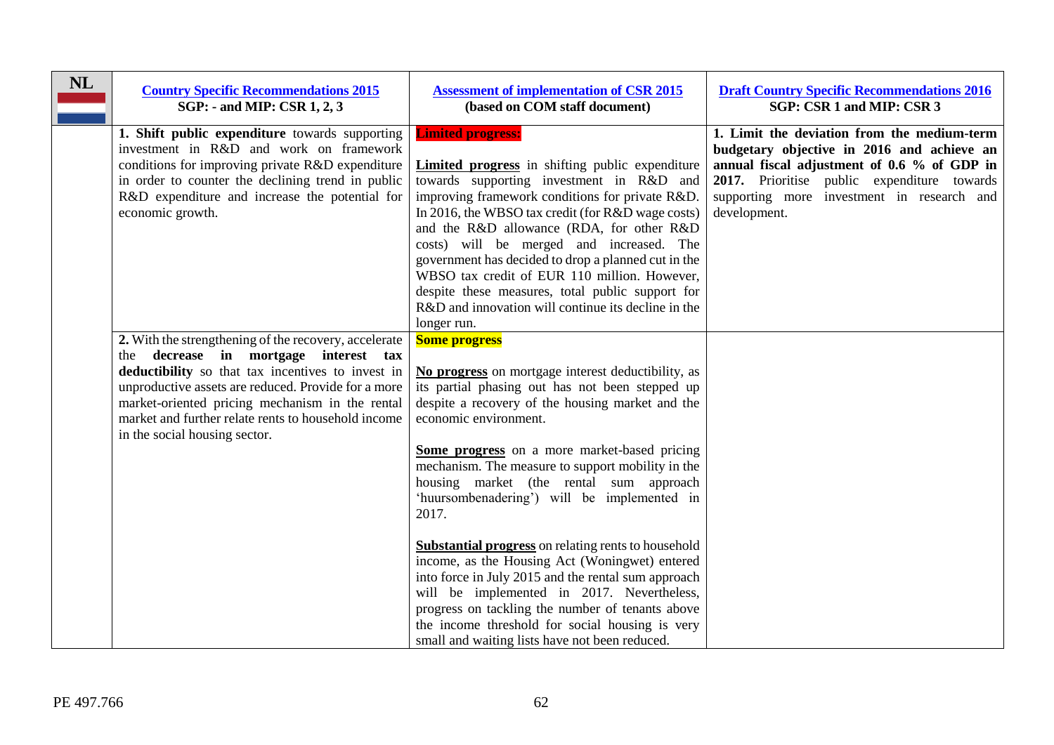| NL | [Country Specific Recommendations 2015](#)<br>**SGP: - and MIP: CSR 1, 2, 3** | [Assessment of implementation of CSR 2015](#)<br>**(based on COM staff document)** | [Draft Country Specific Recommendations 2016](#)<br>**SGP: CSR 1 and MIP: CSR 3** |
|---|---|---|---|
| | **1. Shift public expenditure** towards supporting investment in R&D and work on framework conditions for improving private R&D expenditure in order to counter the declining trend in public R&D expenditure and increase the potential for economic growth. | **Limited progress:**<br><br>**Limited progress** in shifting public expenditure towards supporting investment in R&D and improving framework conditions for private R&D. In 2016, the WBSO tax credit (for R&D wage costs) and the R&D allowance (RDA, for other R&D costs) will be merged and increased. The government has decided to drop a planned cut in the WBSO tax credit of EUR 110 million. However, despite these measures, total public support for R&D and innovation will continue its decline in the longer run. | **1. Limit the deviation from the medium-term budgetary objective in 2016 and achieve an annual fiscal adjustment of 0.6 % of GDP in 2017.** Prioritise public expenditure towards supporting more investment in research and development. |
| | **2.** With the strengthening of the recovery, accelerate the **decrease in mortgage interest tax deductibility** so that tax incentives to invest in unproductive assets are reduced. Provide for a more market-oriented pricing mechanism in the rental market and further relate rents to household income in the social housing sector. | **Some progress**<br><br>**No progress** on mortgage interest deductibility, as its partial phasing out has not been stepped up despite a recovery of the housing market and the economic environment.<br><br>**Some progress** on a more market-based pricing mechanism. The measure to support mobility in the housing market (the rental sum approach 'huursombenadering') will be implemented in 2017.<br><br>**Substantial progress** on relating rents to household income, as the Housing Act (Woningwet) entered into force in July 2015 and the rental sum approach will be implemented in 2017. Nevertheless, progress on tackling the number of tenants above the income threshold for social housing is very small and waiting lists have not been reduced. | |

PE 497.766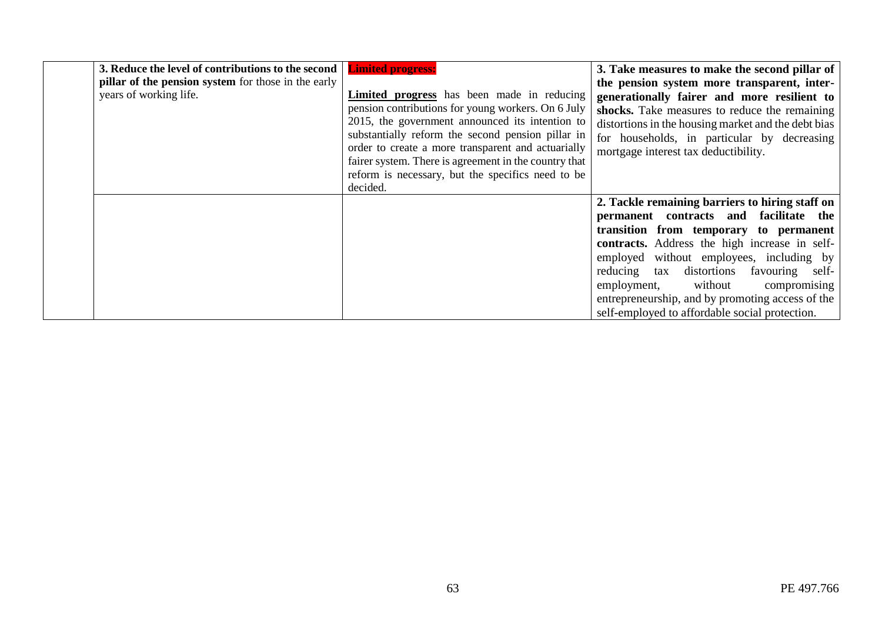|  | **3. Reduce the level of contributions to the second pillar of the pension system** for those in the early years of working life. | **Limited progress:**<br><br>**Limited progress** has been made in reducing pension contributions for young workers. On 6 July 2015, the government announced its intention to substantially reform the second pension pillar in order to create a more transparent and actuarially fairer system. There is agreement in the country that reform is necessary, but the specifics need to be decided. | **3. Take measures to make the second pillar of the pension system more transparent, inter-generationally fairer and more resilient to shocks.** Take measures to reduce the remaining distortions in the housing market and the debt bias for households, in particular by decreasing mortgage interest tax deductibility. |
|---|---|---|---|
|  |  |  | **2. Tackle remaining barriers to hiring staff on permanent contracts and facilitate the transition from temporary to permanent contracts.** Address the high increase in self-employed without employees, including by reducing tax distortions favouring self-employment, without compromising entrepreneurship, and by promoting access of the self-employed to affordable social protection. |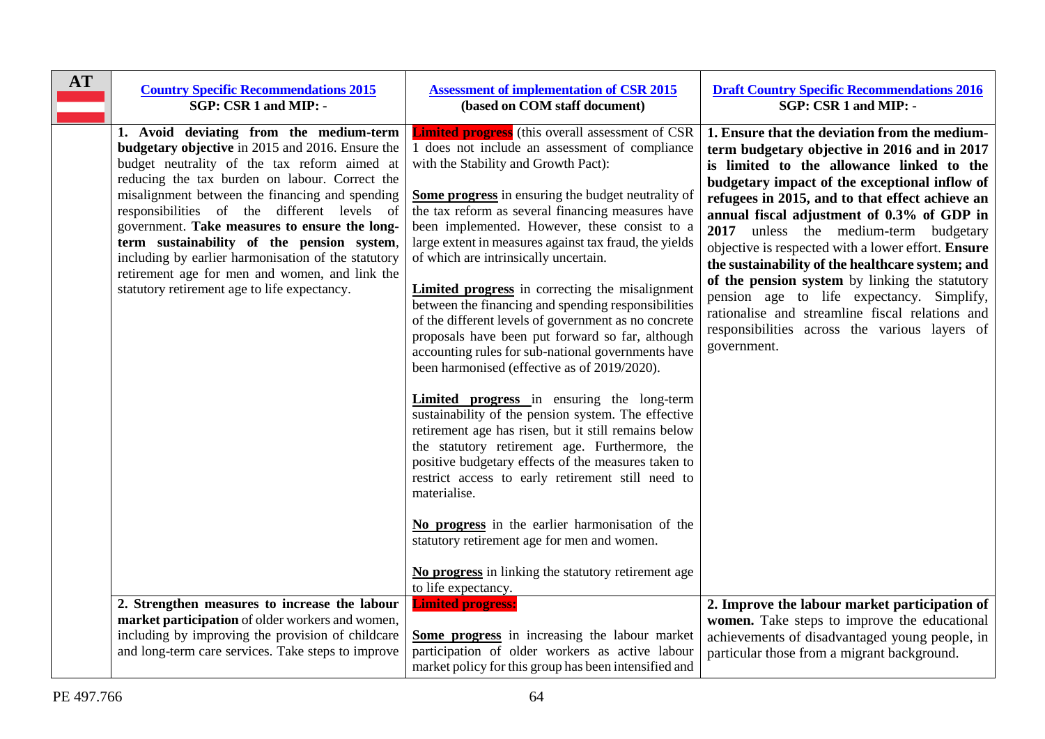| AT | [Country Specific Recommendations 2015](#) SGP: CSR 1 and MIP: - | [Assessment of implementation of CSR 2015](#) (based on COM staff document) | [Draft Country Specific Recommendations 2016](#) SGP: CSR 1 and MIP: - |
|---|---|---|---|
| | **1. Avoid deviating from the medium-term budgetary objective** in 2015 and 2016. Ensure the budget neutrality of the tax reform aimed at reducing the tax burden on labour. Correct the misalignment between the financing and spending responsibilities of the different levels of government. **Take measures to ensure the long-term sustainability of the pension system**, including by earlier harmonisation of the statutory retirement age for men and women, and link the statutory retirement age to life expectancy. | **Limited progress** (this overall assessment of CSR 1 does not include an assessment of compliance with the Stability and Growth Pact):<br><br>**Some progress** in ensuring the budget neutrality of the tax reform as several financing measures have been implemented. However, these consist to a large extent in measures against tax fraud, the yields of which are intrinsically uncertain.<br><br>**Limited progress** in correcting the misalignment between the financing and spending responsibilities of the different levels of government as no concrete proposals have been put forward so far, although accounting rules for sub-national governments have been harmonised (effective as of 2019/2020).<br><br>**Limited progress** in ensuring the long-term sustainability of the pension system. The effective retirement age has risen, but it still remains below the statutory retirement age. Furthermore, the positive budgetary effects of the measures taken to restrict access to early retirement still need to materialise.<br><br>**No progress** in the earlier harmonisation of the statutory retirement age for men and women.<br><br>**No progress** in linking the statutory retirement age to life expectancy. | **1. Ensure that the deviation from the medium-term budgetary objective in 2016 and in 2017 is limited to the allowance linked to the budgetary impact of the exceptional inflow of refugees in 2015, and to that effect achieve an annual fiscal adjustment of 0.3% of GDP in 2017** unless the medium-term budgetary objective is respected with a lower effort. **Ensure the sustainability of the healthcare system; and of the pension system** by linking the statutory pension age to life expectancy. Simplify, rationalise and streamline fiscal relations and responsibilities across the various layers of government. |
| | **2. Strengthen measures to increase the labour market participation** of older workers and women, including by improving the provision of childcare and long-term care services. Take steps to improve | **Limited progress:**<br><br>**Some progress** in increasing the labour market participation of older workers as active labour market policy for this group has been intensified and | **2. Improve the labour market participation of women.** Take steps to improve the educational achievements of disadvantaged young people, in particular those from a migrant background. |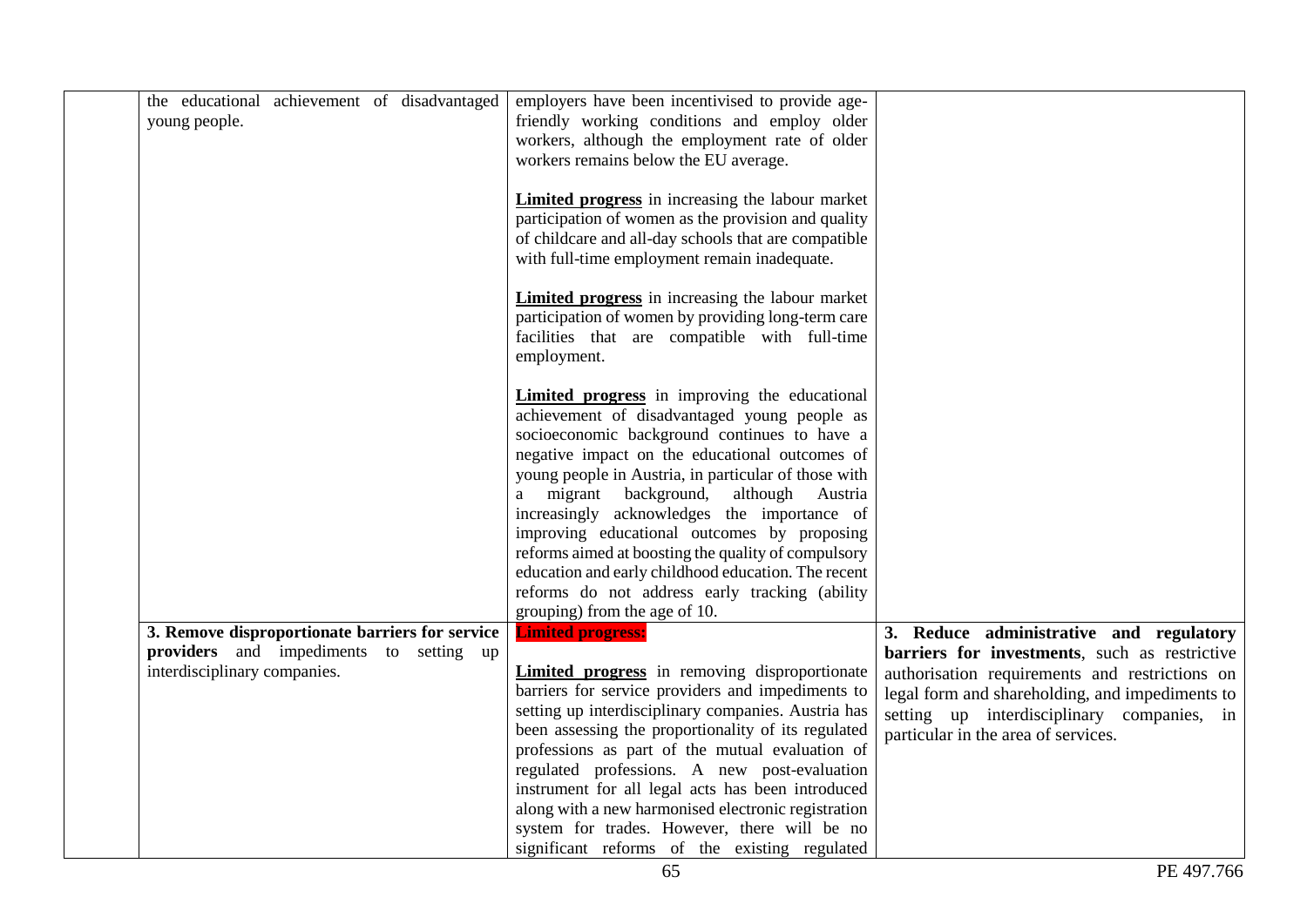| | | | |
|---|---|---|---|
| | the educational achievement of disadvantaged young people. | employers have been incentivised to provide age-friendly working conditions and employ older workers, although the employment rate of older workers remains below the EU average.<br><br>**Limited progress** in increasing the labour market participation of women as the provision and quality of childcare and all-day schools that are compatible with full-time employment remain inadequate.<br><br>**Limited progress** in increasing the labour market participation of women by providing long-term care facilities that are compatible with full-time employment.<br><br>**Limited progress** in improving the educational achievement of disadvantaged young people as socioeconomic background continues to have a negative impact on the educational outcomes of young people in Austria, in particular of those with a migrant background, although Austria increasingly acknowledges the importance of improving educational outcomes by proposing reforms aimed at boosting the quality of compulsory education and early childhood education. The recent reforms do not address early tracking (ability grouping) from the age of 10. | |
| | **3. Remove disproportionate barriers for service providers** and impediments to setting up interdisciplinary companies. | **Limited progress:**<br><br>**Limited progress** in removing disproportionate barriers for service providers and impediments to setting up interdisciplinary companies. Austria has been assessing the proportionality of its regulated professions as part of the mutual evaluation of regulated professions. A new post-evaluation instrument for all legal acts has been introduced along with a new harmonised electronic registration system for trades. However, there will be no significant reforms of the existing regulated | **3. Reduce administrative and regulatory barriers for investments**, such as restrictive authorisation requirements and restrictions on legal form and shareholding, and impediments to setting up interdisciplinary companies, in particular in the area of services. |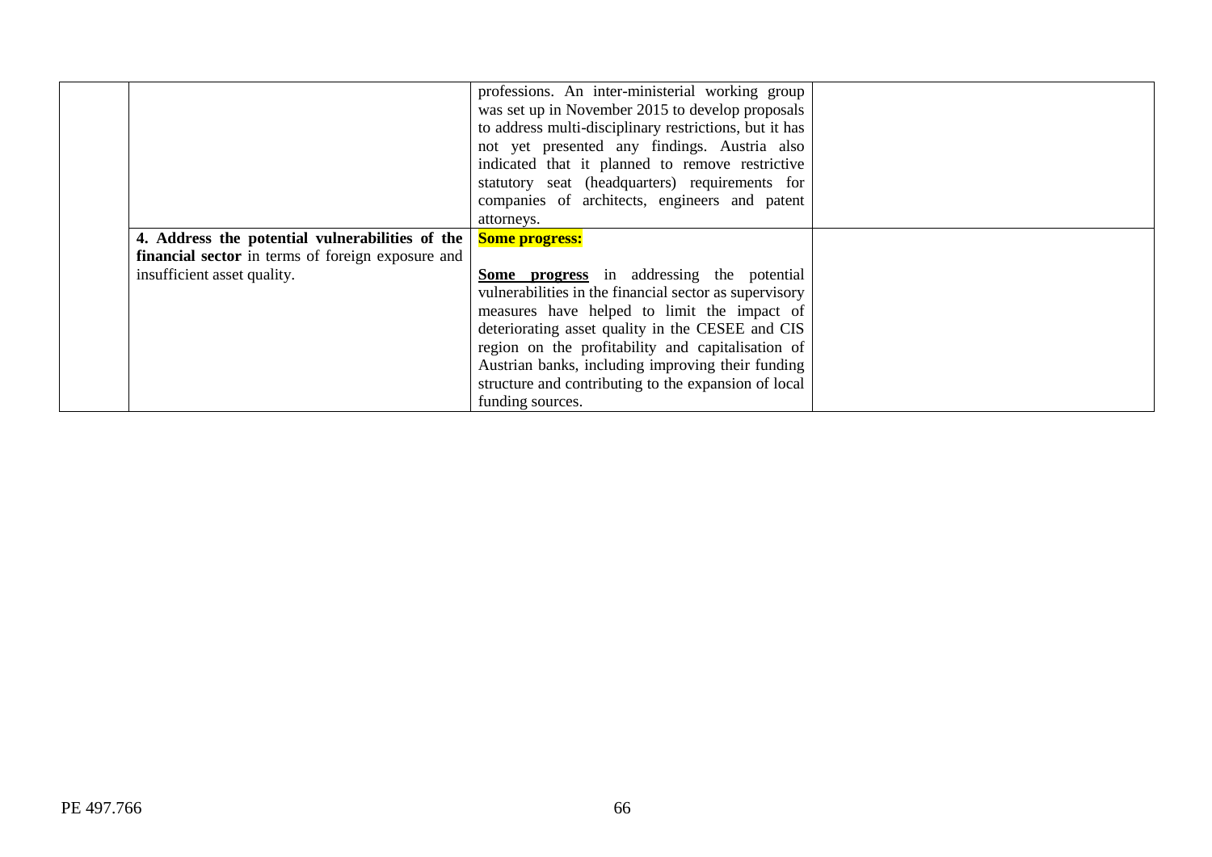|  |  |  |  |
|---|---|---|---|
|  |  | professions. An inter-ministerial working group was set up in November 2015 to develop proposals to address multi-disciplinary restrictions, but it has not yet presented any findings. Austria also indicated that it planned to remove restrictive statutory seat (headquarters) requirements for companies of architects, engineers and patent attorneys. |  |
|  | **4. Address the potential vulnerabilities of the financial sector** in terms of foreign exposure and insufficient asset quality. | **Some progress:**<br><br>**Some progress** in addressing the potential vulnerabilities in the financial sector as supervisory measures have helped to limit the impact of deteriorating asset quality in the CESEE and CIS region on the profitability and capitalisation of Austrian banks, including improving their funding structure and contributing to the expansion of local funding sources. |  |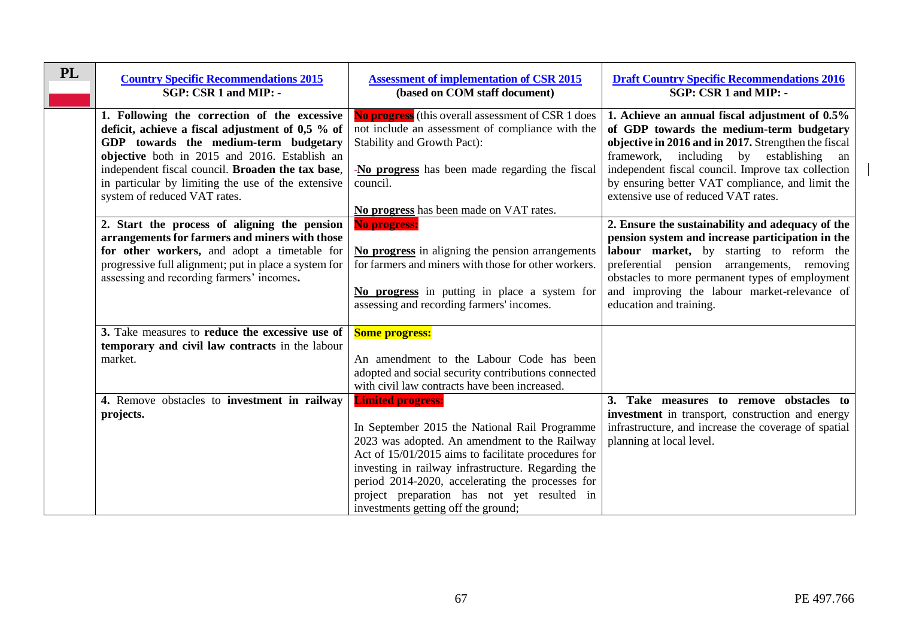| PL | Country Specific Recommendations 2015<br>SGP: CSR 1 and MIP: - | Assessment of implementation of CSR 2015<br>(based on COM staff document) | Draft Country Specific Recommendations 2016<br>SGP: CSR 1 and MIP: - |
|---|---|---|---|
| | **1. Following the correction of the excessive deficit, achieve a fiscal adjustment of 0,5 % of GDP towards the medium-term budgetary objective** both in 2015 and 2016. Establish an independent fiscal council. **Broaden the tax base**, in particular by limiting the use of the extensive system of reduced VAT rates. | **No progress** (this overall assessment of CSR 1 does not include an assessment of compliance with the Stability and Growth Pact):<br><br>**No progress** has been made regarding the fiscal council.<br><br>**No progress** has been made on VAT rates. | **1. Achieve an annual fiscal adjustment of 0.5% of GDP towards the medium-term budgetary objective in 2016 and in 2017.** Strengthen the fiscal framework, including by establishing an independent fiscal council. Improve tax collection by ensuring better VAT compliance, and limit the extensive use of reduced VAT rates. |
| | **2. Start the process of aligning the pension arrangements for farmers and miners with those for other workers,** and adopt a timetable for progressive full alignment; put in place a system for assessing and recording farmers' incomes**.** | **No progress:**<br><br>**No progress** in aligning the pension arrangements for farmers and miners with those for other workers.<br><br>**No progress** in putting in place a system for assessing and recording farmers' incomes. | **2. Ensure the sustainability and adequacy of the pension system and increase participation in the labour market,** by starting to reform the preferential pension arrangements, removing obstacles to more permanent types of employment and improving the labour market-relevance of education and training. |
| | **3.** Take measures to **reduce the excessive use of temporary and civil law contracts** in the labour market. | **Some progress:**<br><br>An amendment to the Labour Code has been adopted and social security contributions connected with civil law contracts have been increased. | |
| | **4.** Remove obstacles to **investment in railway projects.** | **Limited progress:**<br><br>In September 2015 the National Rail Programme 2023 was adopted. An amendment to the Railway Act of 15/01/2015 aims to facilitate procedures for investing in railway infrastructure. Regarding the period 2014-2020, accelerating the processes for project preparation has not yet resulted in investments getting off the ground; | **3. Take measures to remove obstacles to investment** in transport, construction and energy infrastructure, and increase the coverage of spatial planning at local level. |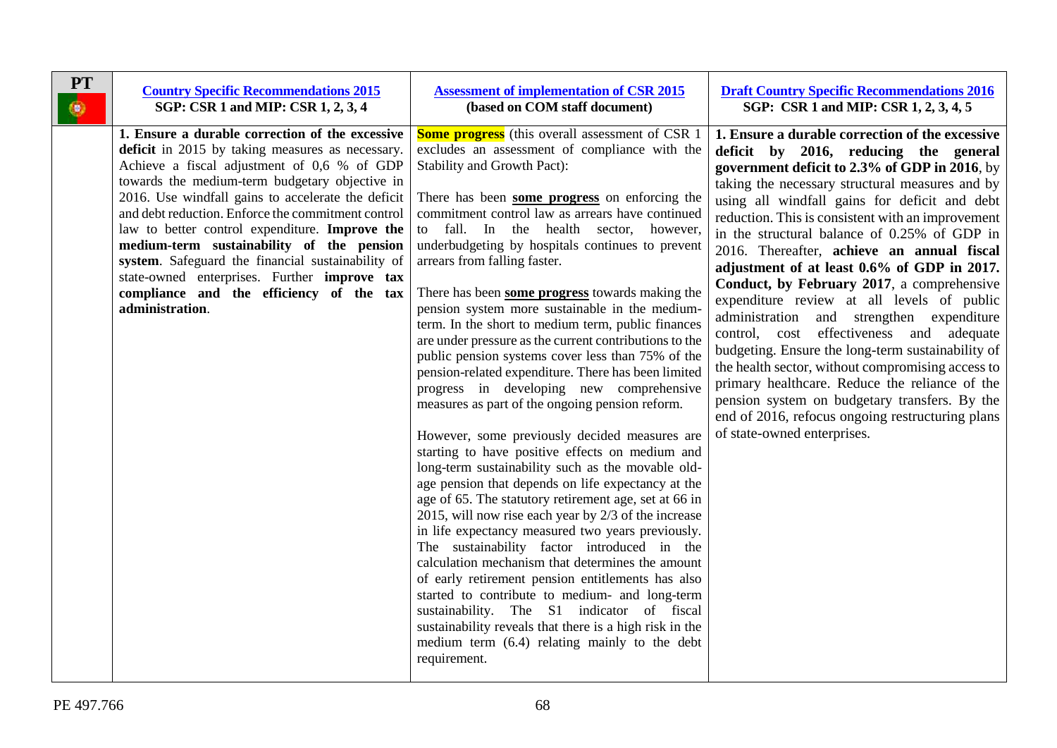| PT | [Country Specific Recommendations 2015](#) SGP: CSR 1 and MIP: CSR 1, 2, 3, 4 | [Assessment of implementation of CSR 2015](#) (based on COM staff document) | [Draft Country Specific Recommendations 2016](#) SGP: CSR 1 and MIP: CSR 1, 2, 3, 4, 5 |
|---|---|---|---|
| | **1. Ensure a durable correction of the excessive deficit** in 2015 by taking measures as necessary. Achieve a fiscal adjustment of 0,6 % of GDP towards the medium-term budgetary objective in 2016. Use windfall gains to accelerate the deficit and debt reduction. Enforce the commitment control law to better control expenditure. **Improve the medium-term sustainability of the pension system**. Safeguard the financial sustainability of state-owned enterprises. Further **improve tax compliance and the efficiency of the tax administration**. | **Some progress** (this overall assessment of CSR 1 excludes an assessment of compliance with the Stability and Growth Pact):<br><br>There has been **some progress** on enforcing the commitment control law as arrears have continued to fall. In the health sector, however, underbudgeting by hospitals continues to prevent arrears from falling faster.<br><br>There has been **some progress** towards making the pension system more sustainable in the medium-term. In the short to medium term, public finances are under pressure as the current contributions to the public pension systems cover less than 75% of the pension-related expenditure. There has been limited progress in developing new comprehensive measures as part of the ongoing pension reform.<br><br>However, some previously decided measures are starting to have positive effects on medium and long-term sustainability such as the movable old-age pension that depends on life expectancy at the age of 65. The statutory retirement age, set at 66 in 2015, will now rise each year by 2/3 of the increase in life expectancy measured two years previously. The sustainability factor introduced in the calculation mechanism that determines the amount of early retirement pension entitlements has also started to contribute to medium- and long-term sustainability. The S1 indicator of fiscal sustainability reveals that there is a high risk in the medium term (6.4) relating mainly to the debt requirement. | **1. Ensure a durable correction of the excessive deficit by 2016, reducing the general government deficit to 2.3% of GDP in 2016**, by taking the necessary structural measures and by using all windfall gains for deficit and debt reduction. This is consistent with an improvement in the structural balance of 0.25% of GDP in 2016. Thereafter, **achieve an annual fiscal adjustment of at least 0.6% of GDP in 2017. Conduct, by February 2017**, a comprehensive expenditure review at all levels of public administration and strengthen expenditure control, cost effectiveness and adequate budgeting. Ensure the long-term sustainability of the health sector, without compromising access to primary healthcare. Reduce the reliance of the pension system on budgetary transfers. By the end of 2016, refocus ongoing restructuring plans of state-owned enterprises. |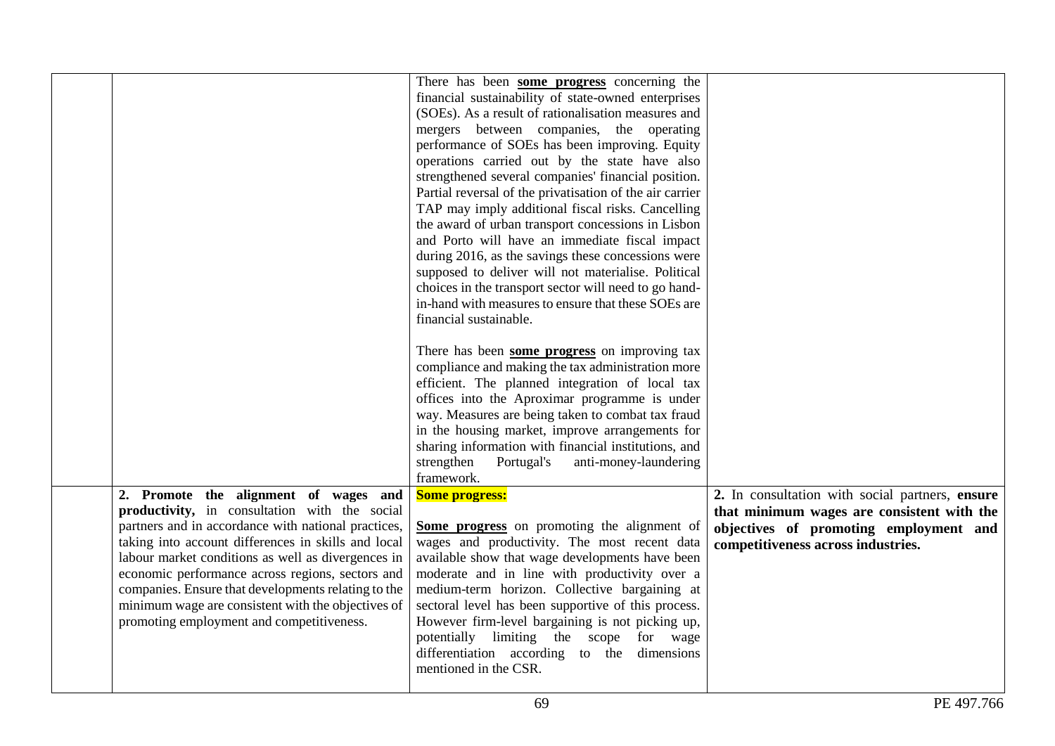| | | | |
|---|---|---|---|
| | | There has been **some progress** concerning the financial sustainability of state-owned enterprises (SOEs). As a result of rationalisation measures and mergers between companies, the operating performance of SOEs has been improving. Equity operations carried out by the state have also strengthened several companies' financial position. Partial reversal of the privatisation of the air carrier TAP may imply additional fiscal risks. Cancelling the award of urban transport concessions in Lisbon and Porto will have an immediate fiscal impact during 2016, as the savings these concessions were supposed to deliver will not materialise. Political choices in the transport sector will need to go hand-in-hand with measures to ensure that these SOEs are financial sustainable.<br><br>There has been **some progress** on improving tax compliance and making the tax administration more efficient. The planned integration of local tax offices into the Aproximar programme is under way. Measures are being taken to combat tax fraud in the housing market, improve arrangements for sharing information with financial institutions, and strengthen Portugal's anti-money-laundering framework. | |
| | **2. Promote the alignment of wages and productivity,** in consultation with the social partners and in accordance with national practices, taking into account differences in skills and local labour market conditions as well as divergences in economic performance across regions, sectors and companies. Ensure that developments relating to the minimum wage are consistent with the objectives of promoting employment and competitiveness. | **Some progress:**<br><br>**Some progress** on promoting the alignment of wages and productivity. The most recent data available show that wage developments have been moderate and in line with productivity over a medium-term horizon. Collective bargaining at sectoral level has been supportive of this process. However firm-level bargaining is not picking up, potentially limiting the scope for wage differentiation according to the dimensions mentioned in the CSR. | **2.** In consultation with social partners, **ensure that minimum wages are consistent with the objectives of promoting employment and competitiveness across industries.** |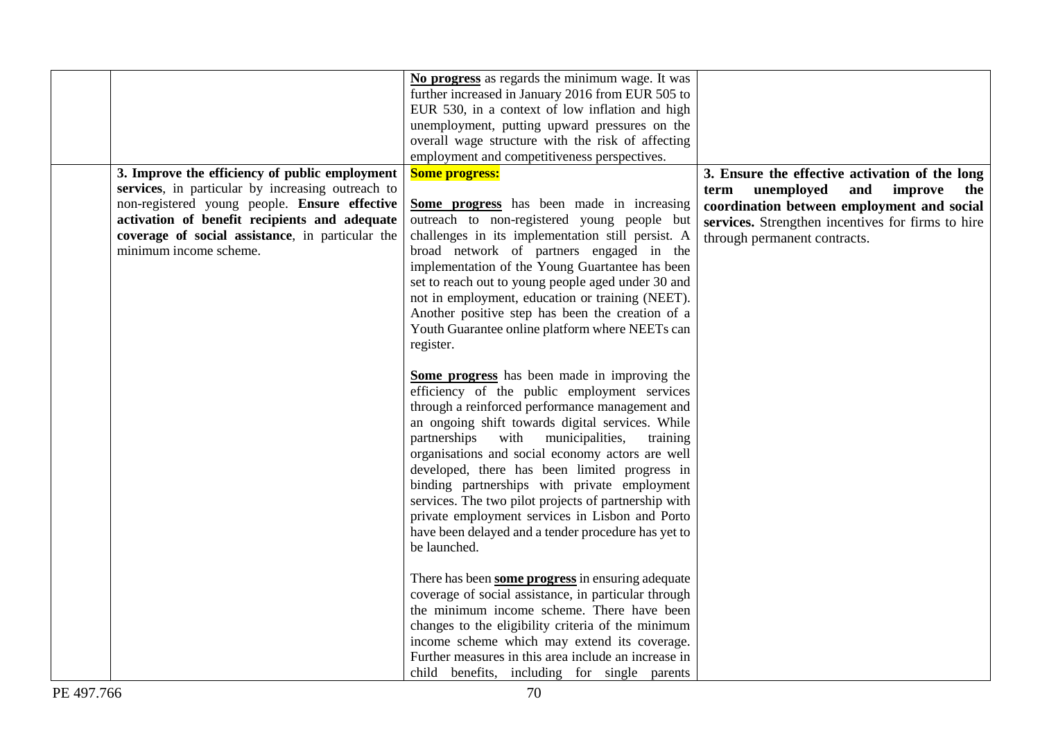| | | | |
|---|---|---|---|
| | | **No progress** as regards the minimum wage. It was further increased in January 2016 from EUR 505 to EUR 530, in a context of low inflation and high unemployment, putting upward pressures on the overall wage structure with the risk of affecting employment and competitiveness perspectives. | |
| | **3. Improve the efficiency of public employment services**, in particular by increasing outreach to non-registered young people. **Ensure effective activation of benefit recipients and adequate coverage of social assistance**, in particular the minimum income scheme. | **Some progress:**<br><br>**Some progress** has been made in increasing outreach to non-registered young people but challenges in its implementation still persist. A broad network of partners engaged in the implementation of the Young Guartantee has been set to reach out to young people aged under 30 and not in employment, education or training (NEET). Another positive step has been the creation of a Youth Guarantee online platform where NEETs can register.<br><br>**Some progress** has been made in improving the efficiency of the public employment services through a reinforced performance management and an ongoing shift towards digital services. While partnerships with municipalities, training organisations and social economy actors are well developed, there has been limited progress in binding partnerships with private employment services. The two pilot projects of partnership with private employment services in Lisbon and Porto have been delayed and a tender procedure has yet to be launched.<br><br>There has been **some progress** in ensuring adequate coverage of social assistance, in particular through the minimum income scheme. There have been changes to the eligibility criteria of the minimum income scheme which may extend its coverage. Further measures in this area include an increase in child benefits, including for single parents | **3. Ensure the effective activation of the long term unemployed and improve the coordination between employment and social services.** Strengthen incentives for firms to hire through permanent contracts. |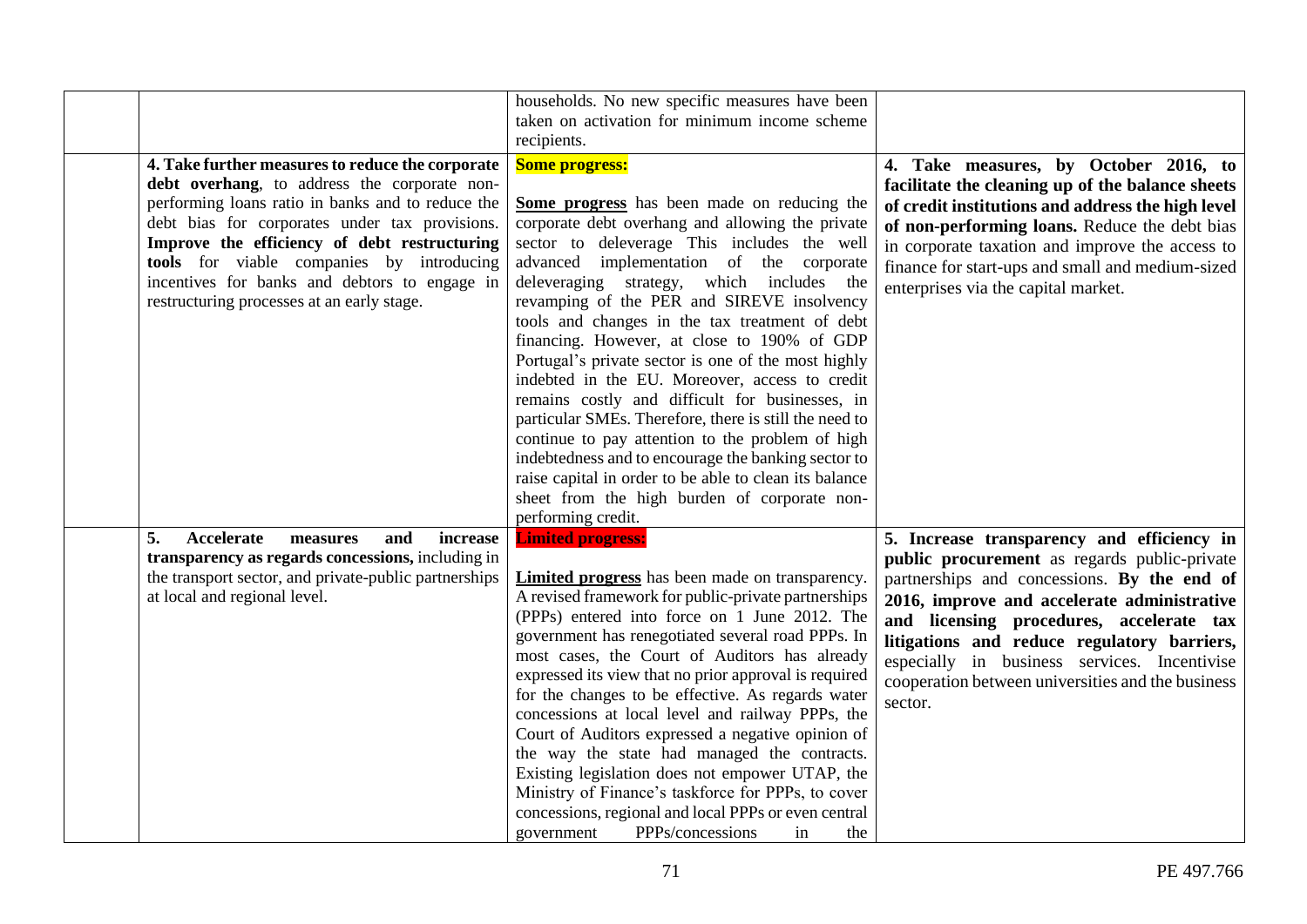| | | | |
|---|---|---|---|
| | | households. No new specific measures have been taken on activation for minimum income scheme recipients. | |
| | **4. Take further measures to reduce the corporate debt overhang**, to address the corporate non-performing loans ratio in banks and to reduce the debt bias for corporates under tax provisions. **Improve the efficiency of debt restructuring tools** for viable companies by introducing incentives for banks and debtors to engage in restructuring processes at an early stage. | **Some progress:**<br><br>**Some progress** has been made on reducing the corporate debt overhang and allowing the private sector to deleverage This includes the well advanced implementation of the corporate deleveraging strategy, which includes the revamping of the PER and SIREVE insolvency tools and changes in the tax treatment of debt financing. However, at close to 190% of GDP Portugal's private sector is one of the most highly indebted in the EU. Moreover, access to credit remains costly and difficult for businesses, in particular SMEs. Therefore, there is still the need to continue to pay attention to the problem of high indebtedness and to encourage the banking sector to raise capital in order to be able to clean its balance sheet from the high burden of corporate non-performing credit. | **4. Take measures, by October 2016, to facilitate the cleaning up of the balance sheets of credit institutions and address the high level of non-performing loans.** Reduce the debt bias in corporate taxation and improve the access to finance for start-ups and small and medium-sized enterprises via the capital market. |
| | **5. Accelerate measures and increase transparency as regards concessions,** including in the transport sector, and private-public partnerships at local and regional level. | **Limited progress:**<br><br>**Limited progress** has been made on transparency. A revised framework for public-private partnerships (PPPs) entered into force on 1 June 2012. The government has renegotiated several road PPPs. In most cases, the Court of Auditors has already expressed its view that no prior approval is required for the changes to be effective. As regards water concessions at local level and railway PPPs, the Court of Auditors expressed a negative opinion of the way the state had managed the contracts. Existing legislation does not empower UTAP, the Ministry of Finance's taskforce for PPPs, to cover concessions, regional and local PPPs or even central government PPPs/concessions in the | **5. Increase transparency and efficiency in public procurement** as regards public-private partnerships and concessions. **By the end of 2016, improve and accelerate administrative and licensing procedures, accelerate tax litigations and reduce regulatory barriers,** especially in business services. Incentivise cooperation between universities and the business sector. |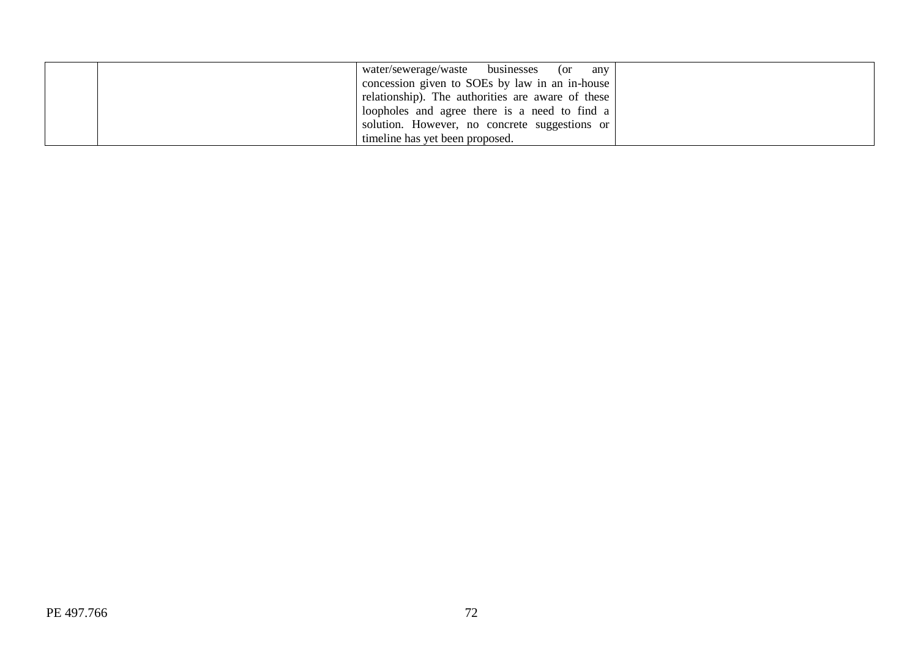|  |  |  |  |
|---|---|---|---|
|  |  | water/sewerage/waste businesses (or any concession given to SOEs by law in an in-house relationship). The authorities are aware of these loopholes and agree there is a need to find a solution. However, no concrete suggestions or timeline has yet been proposed. |  |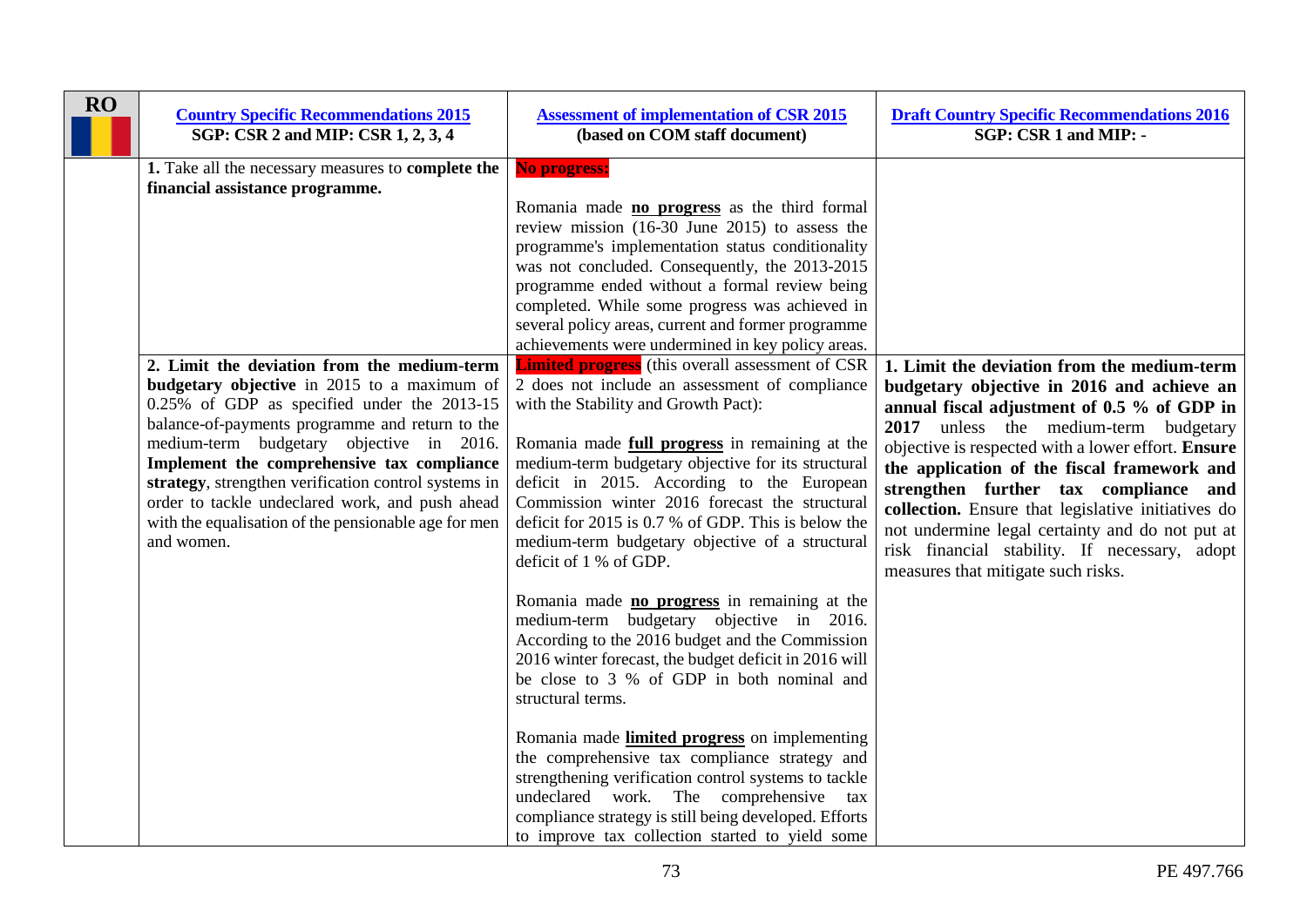| RO | [Country Specific Recommendations 2015]<br>**SGP: CSR 2 and MIP: CSR 1, 2, 3, 4** | [Assessment of implementation of CSR 2015]<br>**(based on COM staff document)** | [Draft Country Specific Recommendations 2016]<br>**SGP: CSR 1 and MIP: -** |
|---|---|---|---|
| | **1.** Take all the necessary measures to **complete the financial assistance programme.** | **No progress:**<br><br>Romania made **no progress** as the third formal review mission (16-30 June 2015) to assess the programme's implementation status conditionality was not concluded. Consequently, the 2013-2015 programme ended without a formal review being completed. While some progress was achieved in several policy areas, current and former programme achievements were undermined in key policy areas. | |
| | **2. Limit the deviation from the medium-term budgetary objective** in 2015 to a maximum of 0.25% of GDP as specified under the 2013-15 balance-of-payments programme and return to the medium-term budgetary objective in 2016. **Implement the comprehensive tax compliance strategy**, strengthen verification control systems in order to tackle undeclared work, and push ahead with the equalisation of the pensionable age for men and women. | **Limited progress** (this overall assessment of CSR 2 does not include an assessment of compliance with the Stability and Growth Pact):<br><br>Romania made **full progress** in remaining at the medium-term budgetary objective for its structural deficit in 2015. According to the European Commission winter 2016 forecast the structural deficit for 2015 is 0.7 % of GDP. This is below the medium-term budgetary objective of a structural deficit of 1 % of GDP.<br><br>Romania made **no progress** in remaining at the medium-term budgetary objective in 2016. According to the 2016 budget and the Commission 2016 winter forecast, the budget deficit in 2016 will be close to 3 % of GDP in both nominal and structural terms.<br><br>Romania made **limited progress** on implementing the comprehensive tax compliance strategy and strengthening verification control systems to tackle undeclared work. The comprehensive tax compliance strategy is still being developed. Efforts to improve tax collection started to yield some | **1. Limit the deviation from the medium-term budgetary objective in 2016 and achieve an annual fiscal adjustment of 0.5 % of GDP in 2017** unless the medium-term budgetary objective is respected with a lower effort. **Ensure the application of the fiscal framework and strengthen further tax compliance and collection.** Ensure that legislative initiatives do not undermine legal certainty and do not put at risk financial stability. If necessary, adopt measures that mitigate such risks. |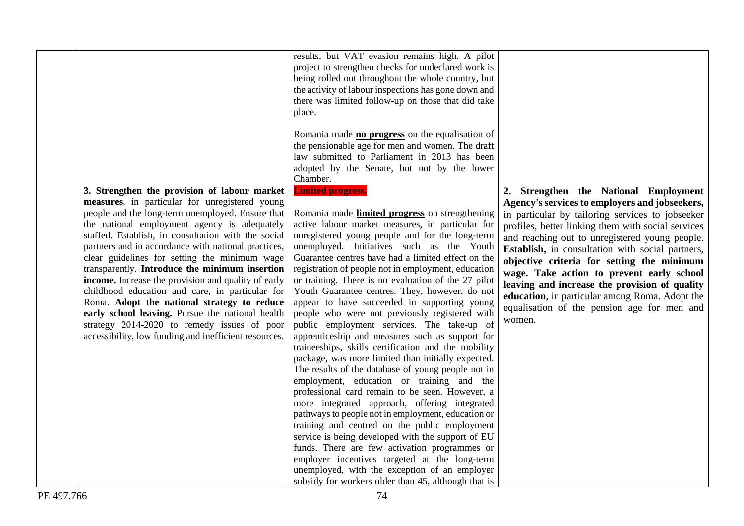| | | | |
|---|---|---|---|
| | | results, but VAT evasion remains high. A pilot project to strengthen checks for undeclared work is being rolled out throughout the whole country, but the activity of labour inspections has gone down and there was limited follow-up on those that did take place.<br><br>Romania made **no progress** on the equalisation of the pensionable age for men and women. The draft law submitted to Parliament in 2013 has been adopted by the Senate, but not by the lower Chamber. | |
| | **3. Strengthen the provision of labour market measures,** in particular for unregistered young people and the long-term unemployed. Ensure that the national employment agency is adequately staffed. Establish, in consultation with the social partners and in accordance with national practices, clear guidelines for setting the minimum wage transparently. **Introduce the minimum insertion income.** Increase the provision and quality of early childhood education and care, in particular for Roma. **Adopt the national strategy to reduce early school leaving.** Pursue the national health strategy 2014-2020 to remedy issues of poor accessibility, low funding and inefficient resources. | **Limited progress.**<br><br>Romania made **limited progress** on strengthening active labour market measures, in particular for unregistered young people and for the long-term unemployed. Initiatives such as the Youth Guarantee centres have had a limited effect on the registration of people not in employment, education or training. There is no evaluation of the 27 pilot Youth Guarantee centres. They, however, do not appear to have succeeded in supporting young people who were not previously registered with public employment services. The take-up of apprenticeship and measures such as support for traineeships, skills certification and the mobility package, was more limited than initially expected. The results of the database of young people not in employment, education or training and the professional card remain to be seen. However, a more integrated approach, offering integrated pathways to people not in employment, education or training and centred on the public employment service is being developed with the support of EU funds. There are few activation programmes or employer incentives targeted at the long-term unemployed, with the exception of an employer subsidy for workers older than 45, although that is | **2. Strengthen the National Employment Agency's services to employers and jobseekers,** in particular by tailoring services to jobseeker profiles, better linking them with social services and reaching out to unregistered young people. **Establish,** in consultation with social partners, **objective criteria for setting the minimum wage. Take action to prevent early school leaving and increase the provision of quality education**, in particular among Roma. Adopt the equalisation of the pension age for men and women. |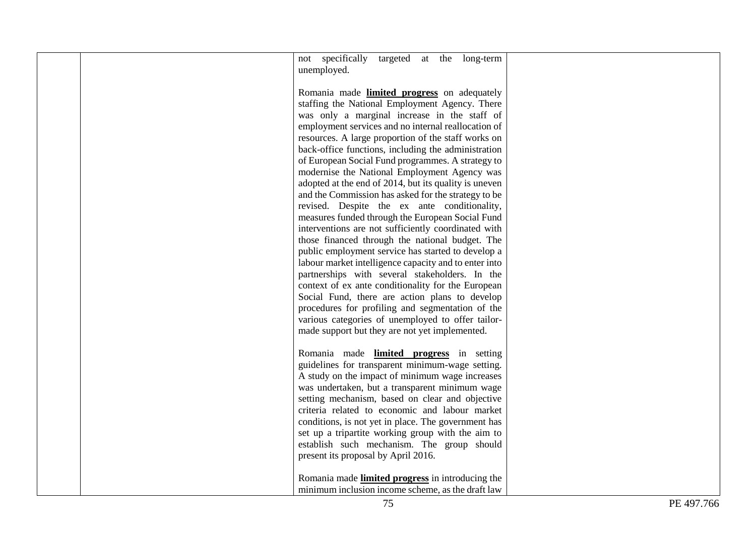| | | | |
|---|---|---|---|
| | | not specifically targeted at the long-term unemployed.<br><br>Romania made **limited progress** on adequately staffing the National Employment Agency. There was only a marginal increase in the staff of employment services and no internal reallocation of resources. A large proportion of the staff works on back-office functions, including the administration of European Social Fund programmes. A strategy to modernise the National Employment Agency was adopted at the end of 2014, but its quality is uneven and the Commission has asked for the strategy to be revised. Despite the ex ante conditionality, measures funded through the European Social Fund interventions are not sufficiently coordinated with those financed through the national budget. The public employment service has started to develop a labour market intelligence capacity and to enter into partnerships with several stakeholders. In the context of ex ante conditionality for the European Social Fund, there are action plans to develop procedures for profiling and segmentation of the various categories of unemployed to offer tailor-made support but they are not yet implemented.<br><br>Romania made **limited progress** in setting guidelines for transparent minimum-wage setting. A study on the impact of minimum wage increases was undertaken, but a transparent minimum wage setting mechanism, based on clear and objective criteria related to economic and labour market conditions, is not yet in place. The government has set up a tripartite working group with the aim to establish such mechanism. The group should present its proposal by April 2016.<br><br>Romania made **limited progress** in introducing the minimum inclusion income scheme, as the draft law | |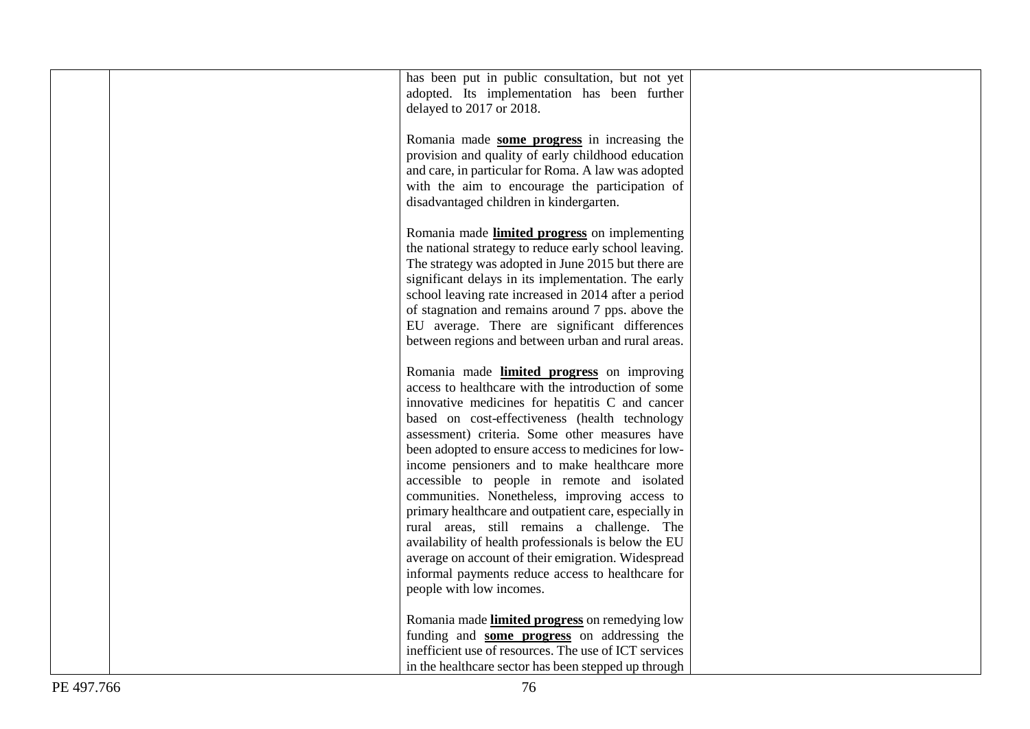| | | has been put in public consultation, but not yet adopted. Its implementation has been further delayed to 2017 or 2018.<br><br>Romania made **some progress** in increasing the provision and quality of early childhood education and care, in particular for Roma. A law was adopted with the aim to encourage the participation of disadvantaged children in kindergarten.<br><br>Romania made **limited progress** on implementing the national strategy to reduce early school leaving. The strategy was adopted in June 2015 but there are significant delays in its implementation. The early school leaving rate increased in 2014 after a period of stagnation and remains around 7 pps. above the EU average. There are significant differences between regions and between urban and rural areas.<br><br>Romania made **limited progress** on improving access to healthcare with the introduction of some innovative medicines for hepatitis C and cancer based on cost-effectiveness (health technology assessment) criteria. Some other measures have been adopted to ensure access to medicines for low-income pensioners and to make healthcare more accessible to people in remote and isolated communities. Nonetheless, improving access to primary healthcare and outpatient care, especially in rural areas, still remains a challenge. The availability of health professionals is below the EU average on account of their emigration. Widespread informal payments reduce access to healthcare for people with low incomes.<br><br>Romania made **limited progress** on remedying low funding and **some progress** on addressing the inefficient use of resources. The use of ICT services in the healthcare sector has been stepped up through | |
|---|---|---|---|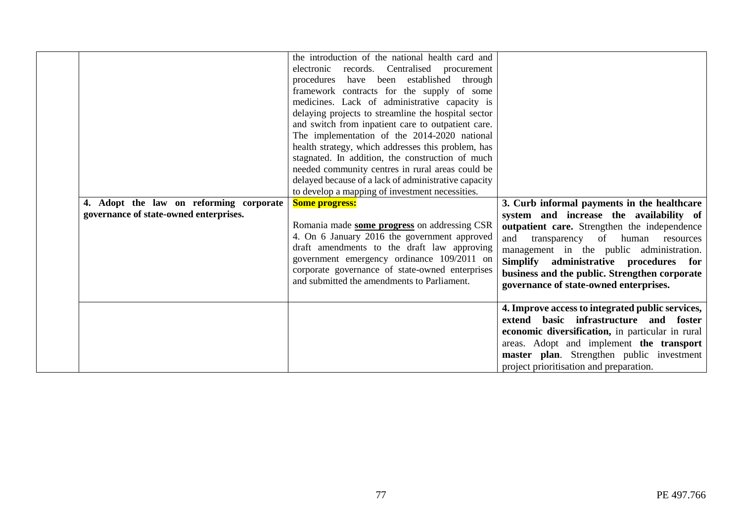| | | | |
|---|---|---|---|
| | | the introduction of the national health card and electronic records. Centralised procurement procedures have been established through framework contracts for the supply of some medicines. Lack of administrative capacity is delaying projects to streamline the hospital sector and switch from inpatient care to outpatient care. The implementation of the 2014-2020 national health strategy, which addresses this problem, has stagnated. In addition, the construction of much needed community centres in rural areas could be delayed because of a lack of administrative capacity to develop a mapping of investment necessities. | |
| | **4. Adopt the law on reforming corporate governance of state-owned enterprises.** | **Some progress:**<br><br>Romania made **some progress** on addressing CSR 4. On 6 January 2016 the government approved draft amendments to the draft law approving government emergency ordinance 109/2011 on corporate governance of state-owned enterprises and submitted the amendments to Parliament. | **3. Curb informal payments in the healthcare system and increase the availability of outpatient care.** Strengthen the independence and transparency of human resources management in the public administration. **Simplify administrative procedures for business and the public. Strengthen corporate governance of state-owned enterprises.** |
| | | | **4. Improve access to integrated public services, extend basic infrastructure and foster economic diversification,** in particular in rural areas. Adopt and implement **the transport master plan**. Strengthen public investment project prioritisation and preparation. |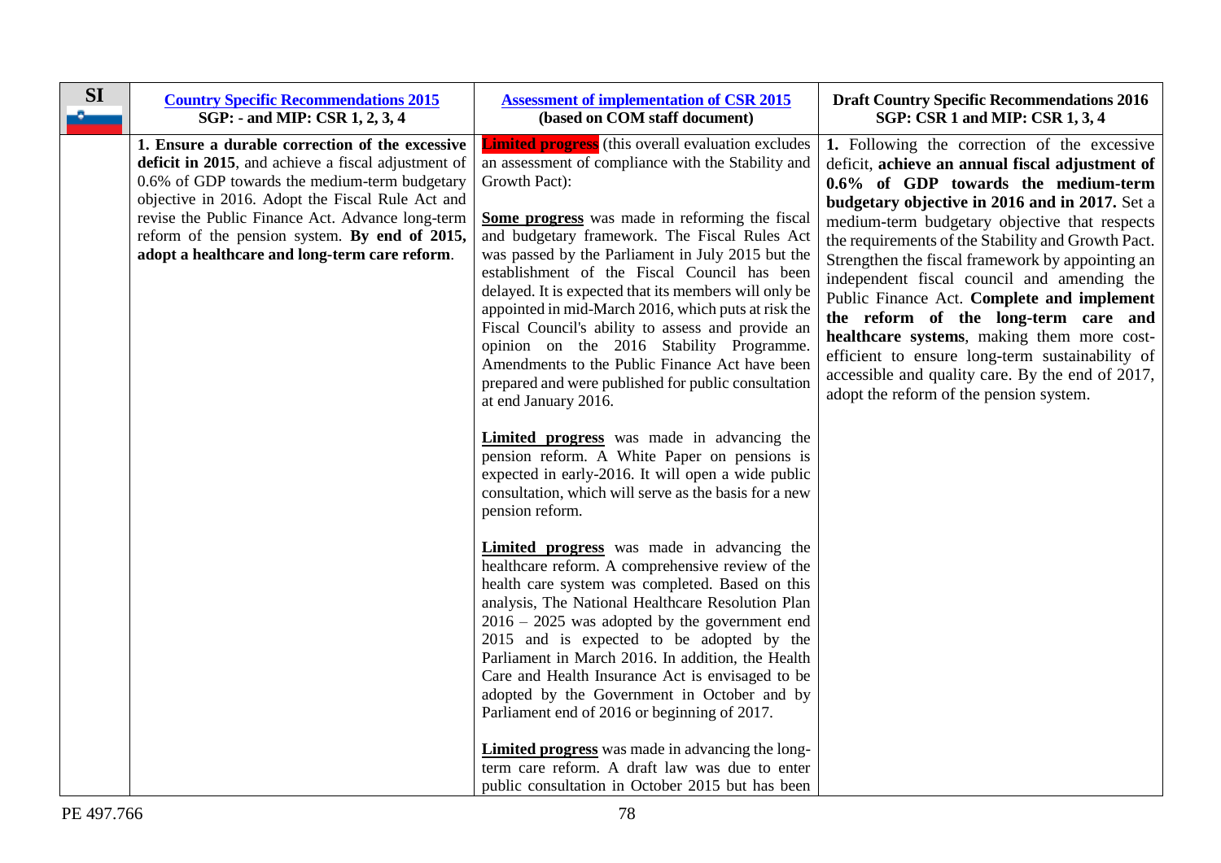| SI | [Country Specific Recommendations 2015](#) SGP: - and MIP: CSR 1, 2, 3, 4 | [Assessment of implementation of CSR 2015](#) (based on COM staff document) | Draft Country Specific Recommendations 2016 SGP: CSR 1 and MIP: CSR 1, 3, 4 |
|---|---|---|---|
| | **1. Ensure a durable correction of the excessive deficit in 2015**, and achieve a fiscal adjustment of 0.6% of GDP towards the medium-term budgetary objective in 2016. Adopt the Fiscal Rule Act and revise the Public Finance Act. Advance long-term reform of the pension system. **By end of 2015, adopt a healthcare and long-term care reform**. | **Limited progress** (this overall evaluation excludes an assessment of compliance with the Stability and Growth Pact):<br><br>**Some progress** was made in reforming the fiscal and budgetary framework. The Fiscal Rules Act was passed by the Parliament in July 2015 but the establishment of the Fiscal Council has been delayed. It is expected that its members will only be appointed in mid-March 2016, which puts at risk the Fiscal Council's ability to assess and provide an opinion on the 2016 Stability Programme. Amendments to the Public Finance Act have been prepared and were published for public consultation at end January 2016.<br><br>**Limited progress** was made in advancing the pension reform. A White Paper on pensions is expected in early-2016. It will open a wide public consultation, which will serve as the basis for a new pension reform.<br><br>**Limited progress** was made in advancing the healthcare reform. A comprehensive review of the health care system was completed. Based on this analysis, The National Healthcare Resolution Plan 2016 – 2025 was adopted by the government end 2015 and is expected to be adopted by the Parliament in March 2016. In addition, the Health Care and Health Insurance Act is envisaged to be adopted by the Government in October and by Parliament end of 2016 or beginning of 2017.<br><br>**Limited progress** was made in advancing the long-term care reform. A draft law was due to enter public consultation in October 2015 but has been | **1.** Following the correction of the excessive deficit, **achieve an annual fiscal adjustment of 0.6% of GDP towards the medium-term budgetary objective in 2016 and in 2017.** Set a medium-term budgetary objective that respects the requirements of the Stability and Growth Pact. Strengthen the fiscal framework by appointing an independent fiscal council and amending the Public Finance Act. **Complete and implement the reform of the long-term care and healthcare systems**, making them more cost-efficient to ensure long-term sustainability of accessible and quality care. By the end of 2017, adopt the reform of the pension system. |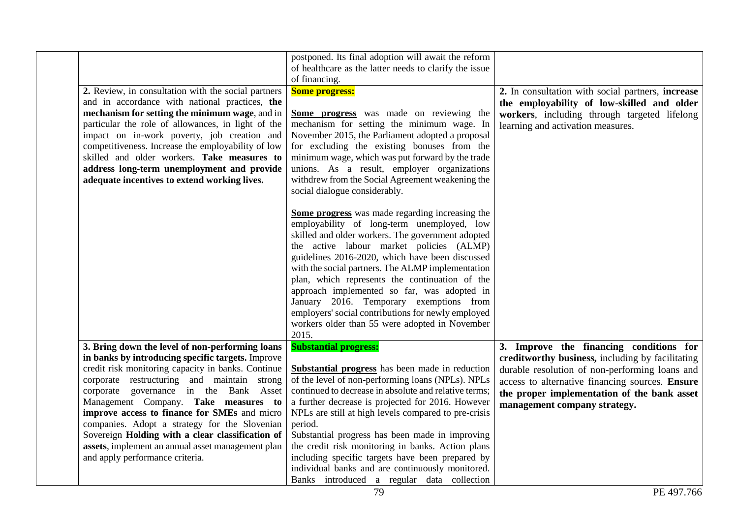| | | | |
|---|---|---|---|
| | | postponed. Its final adoption will await the reform of healthcare as the latter needs to clarify the issue of financing. | |
| | 2. Review, in consultation with the social partners and in accordance with national practices, **the mechanism for setting the minimum wage**, and in particular the role of allowances, in light of the impact on in-work poverty, job creation and competitiveness. Increase the employability of low skilled and older workers. **Take measures to address long-term unemployment and provide adequate incentives to extend working lives.** | **Some progress:**<br><br>**Some progress** was made on reviewing the mechanism for setting the minimum wage. In November 2015, the Parliament adopted a proposal for excluding the existing bonuses from the minimum wage, which was put forward by the trade unions. As a result, employer organizations withdrew from the Social Agreement weakening the social dialogue considerably.<br><br>**Some progress** was made regarding increasing the employability of long-term unemployed, low skilled and older workers. The government adopted the active labour market policies (ALMP) guidelines 2016-2020, which have been discussed with the social partners. The ALMP implementation plan, which represents the continuation of the approach implemented so far, was adopted in January 2016. Temporary exemptions from employers' social contributions for newly employed workers older than 55 were adopted in November 2015. | 2. In consultation with social partners, **increase the employability of low-skilled and older workers**, including through targeted lifelong learning and activation measures. |
| | **3. Bring down the level of non-performing loans in banks by introducing specific targets.** Improve credit risk monitoring capacity in banks. Continue corporate restructuring and maintain strong corporate governance in the Bank Asset Management Company. **Take measures to improve access to finance for SMEs** and micro companies. Adopt a strategy for the Slovenian Sovereign **Holding with a clear classification of assets**, implement an annual asset management plan and apply performance criteria. | **Substantial progress:**<br><br>**Substantial progress** has been made in reduction of the level of non-performing loans (NPLs). NPLs continued to decrease in absolute and relative terms; a further decrease is projected for 2016. However NPLs are still at high levels compared to pre-crisis period.<br>Substantial progress has been made in improving the credit risk monitoring in banks. Action plans including specific targets have been prepared by individual banks and are continuously monitored. Banks introduced a regular data collection | **3. Improve the financing conditions for creditworthy business,** including by facilitating durable resolution of non-performing loans and access to alternative financing sources. **Ensure the proper implementation of the bank asset management company strategy.** |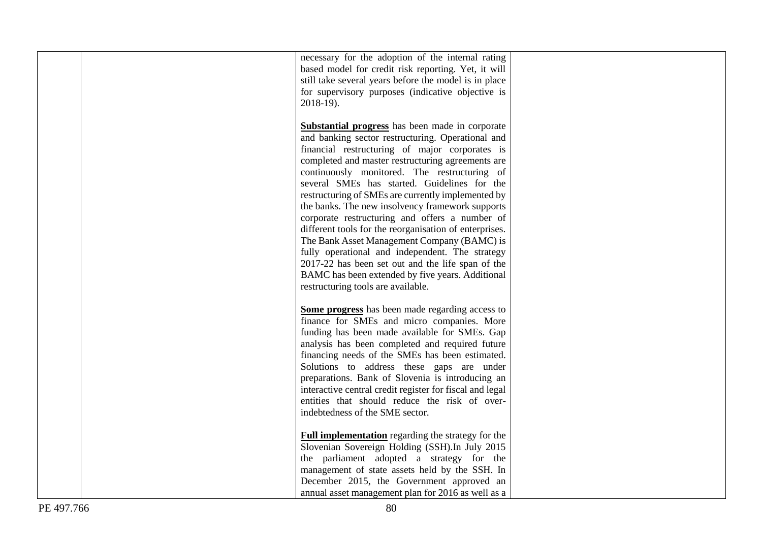| | | | |
|---|---|---|---|
| | | necessary for the adoption of the internal rating based model for credit risk reporting. Yet, it will still take several years before the model is in place for supervisory purposes (indicative objective is 2018-19).<br><br>**Substantial progress** has been made in corporate and banking sector restructuring. Operational and financial restructuring of major corporates is completed and master restructuring agreements are continuously monitored. The restructuring of several SMEs has started. Guidelines for the restructuring of SMEs are currently implemented by the banks. The new insolvency framework supports corporate restructuring and offers a number of different tools for the reorganisation of enterprises. The Bank Asset Management Company (BAMC) is fully operational and independent. The strategy 2017-22 has been set out and the life span of the BAMC has been extended by five years. Additional restructuring tools are available.<br><br>**Some progress** has been made regarding access to finance for SMEs and micro companies. More funding has been made available for SMEs. Gap analysis has been completed and required future financing needs of the SMEs has been estimated. Solutions to address these gaps are under preparations. Bank of Slovenia is introducing an interactive central credit register for fiscal and legal entities that should reduce the risk of over-indebtedness of the SME sector.<br><br>**Full implementation** regarding the strategy for the Slovenian Sovereign Holding (SSH).In July 2015 the parliament adopted a strategy for the management of state assets held by the SSH. In December 2015, the Government approved an annual asset management plan for 2016 as well as a | |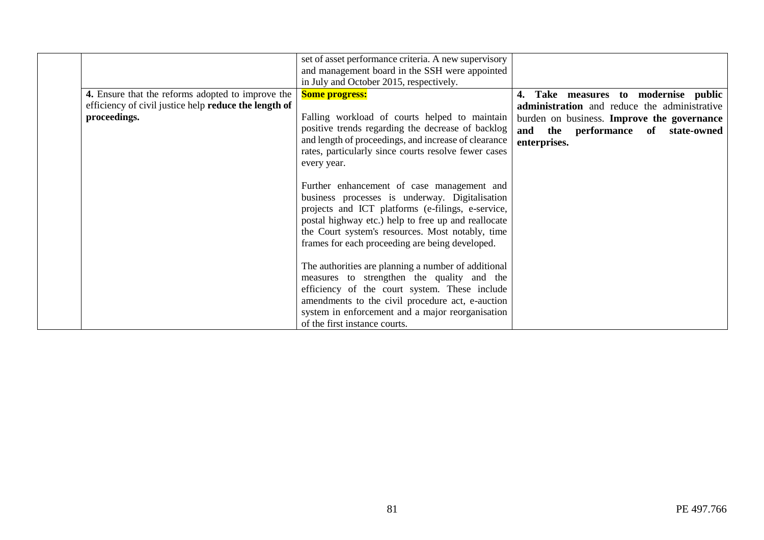|  |  |  |  |
|---|---|---|---|
|  |  | set of asset performance criteria. A new supervisory and management board in the SSH were appointed in July and October 2015, respectively. |  |
|  | **4.** Ensure that the reforms adopted to improve the efficiency of civil justice help **reduce the length of proceedings.** | **Some progress:**<br><br>Falling workload of courts helped to maintain positive trends regarding the decrease of backlog and length of proceedings, and increase of clearance rates, particularly since courts resolve fewer cases every year.<br><br>Further enhancement of case management and business processes is underway. Digitalisation projects and ICT platforms (e-filings, e-service, postal highway etc.) help to free up and reallocate the Court system's resources. Most notably, time frames for each proceeding are being developed.<br><br>The authorities are planning a number of additional measures to strengthen the quality and the efficiency of the court system. These include amendments to the civil procedure act, e-auction system in enforcement and a major reorganisation of the first instance courts. | **4. Take measures to modernise public administration** and reduce the administrative burden on business. **Improve the governance and the performance of state-owned enterprises.** |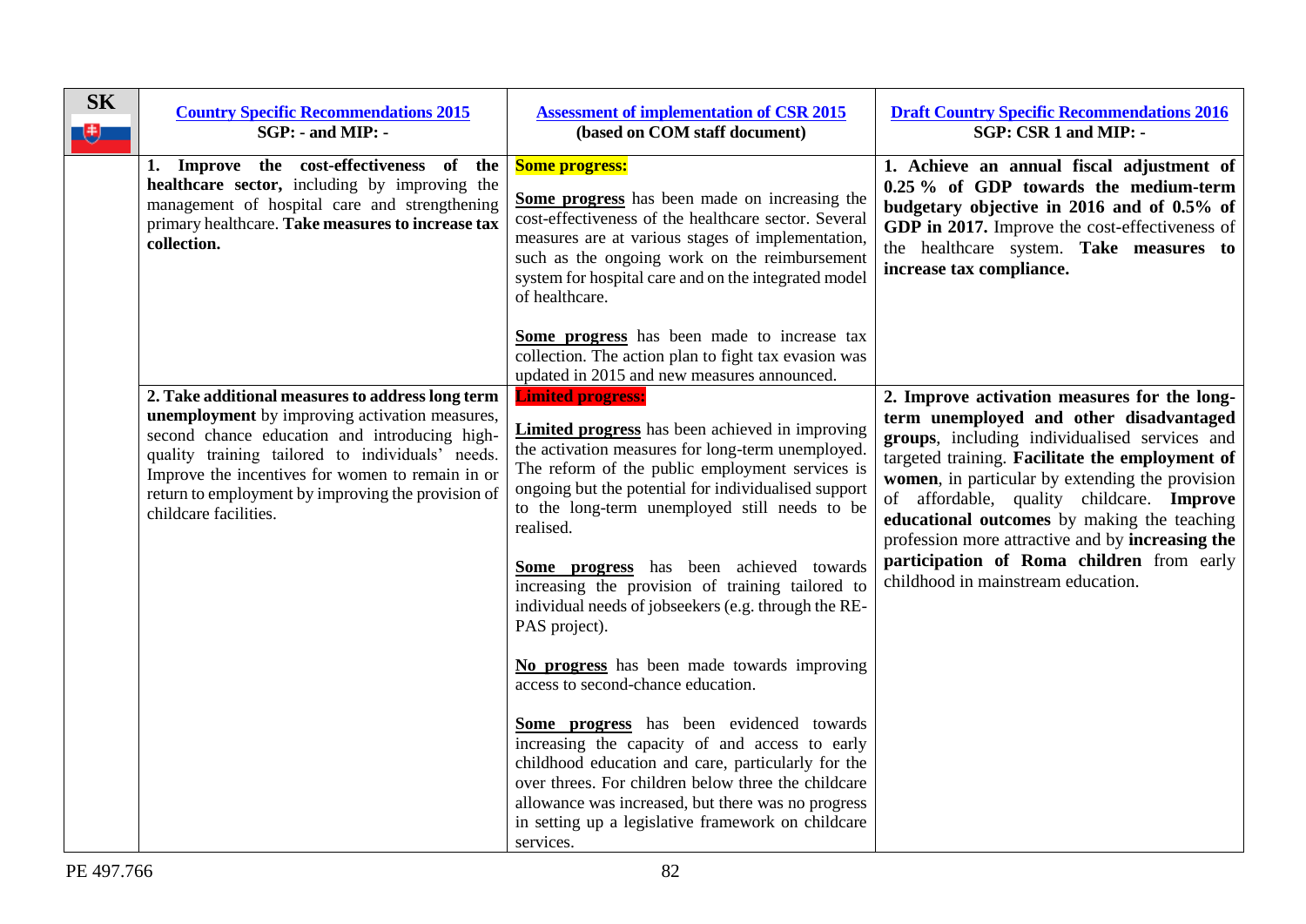| SK | Country Specific Recommendations 2015<br>SGP: - and MIP: - | Assessment of implementation of CSR 2015<br>(based on COM staff document) | Draft Country Specific Recommendations 2016<br>SGP: CSR 1 and MIP: - |
|---|---|---|---|
| | **1. Improve the cost-effectiveness of the healthcare sector,** including by improving the management of hospital care and strengthening primary healthcare. **Take measures to increase tax collection.** | **Some progress:**<br><br>**Some progress** has been made on increasing the cost-effectiveness of the healthcare sector. Several measures are at various stages of implementation, such as the ongoing work on the reimbursement system for hospital care and on the integrated model of healthcare.<br><br>**Some progress** has been made to increase tax collection. The action plan to fight tax evasion was updated in 2015 and new measures announced. | **1. Achieve an annual fiscal adjustment of 0.25 % of GDP towards the medium-term budgetary objective in 2016 and of 0.5% of GDP in 2017.** Improve the cost-effectiveness of the healthcare system. **Take measures to increase tax compliance.** |
| | **2. Take additional measures to address long term unemployment** by improving activation measures, second chance education and introducing high-quality training tailored to individuals' needs. Improve the incentives for women to remain in or return to employment by improving the provision of childcare facilities. | **Limited progress:**<br><br>**Limited progress** has been achieved in improving the activation measures for long-term unemployed. The reform of the public employment services is ongoing but the potential for individualised support to the long-term unemployed still needs to be realised.<br><br>**Some progress** has been achieved towards increasing the provision of training tailored to individual needs of jobseekers (e.g. through the RE-PAS project).<br><br>**No progress** has been made towards improving access to second-chance education.<br><br>**Some progress** has been evidenced towards increasing the capacity of and access to early childhood education and care, particularly for the over threes. For children below three the childcare allowance was increased, but there was no progress in setting up a legislative framework on childcare services. | **2. Improve activation measures for the long-term unemployed and other disadvantaged groups**, including individualised services and targeted training. **Facilitate the employment of women**, in particular by extending the provision of affordable, quality childcare. **Improve educational outcomes** by making the teaching profession more attractive and by **increasing the participation of Roma children** from early childhood in mainstream education. |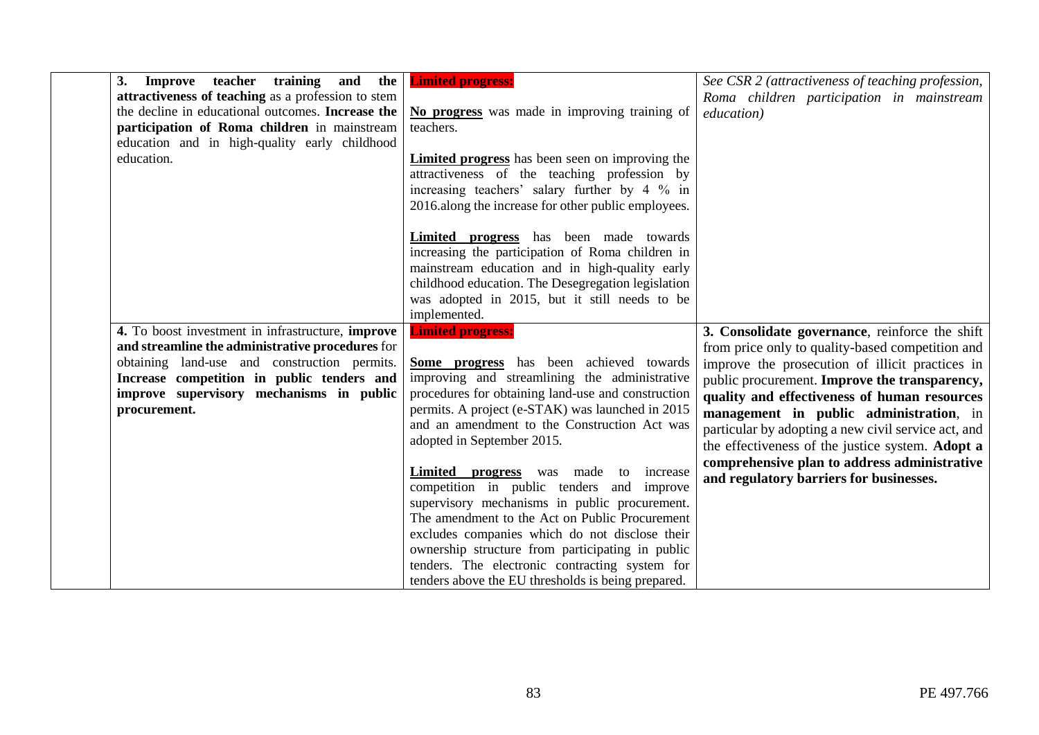| | | | |
|---|---|---|---|
| | **3. Improve teacher training and the attractiveness of teaching** as a profession to stem the decline in educational outcomes. **Increase the participation of Roma children** in mainstream education and in high-quality early childhood education. | **Limited progress:**<br><br>**No progress** was made in improving training of teachers.<br><br>**Limited progress** has been seen on improving the attractiveness of the teaching profession by increasing teachers' salary further by 4 % in 2016.along the increase for other public employees.<br><br>**Limited progress** has been made towards increasing the participation of Roma children in mainstream education and in high-quality early childhood education. The Desegregation legislation was adopted in 2015, but it still needs to be implemented. | *See CSR 2 (attractiveness of teaching profession, Roma children participation in mainstream education)* |
| | **4.** To boost investment in infrastructure, **improve and streamline the administrative procedures** for obtaining land-use and construction permits. **Increase competition in public tenders and improve supervisory mechanisms in public procurement.** | **Limited progress:**<br><br>**Some progress** has been achieved towards improving and streamlining the administrative procedures for obtaining land-use and construction permits. A project (e-STAK) was launched in 2015 and an amendment to the Construction Act was adopted in September 2015.<br><br>**Limited progress** was made to increase competition in public tenders and improve supervisory mechanisms in public procurement. The amendment to the Act on Public Procurement excludes companies which do not disclose their ownership structure from participating in public tenders. The electronic contracting system for tenders above the EU thresholds is being prepared. | **3. Consolidate governance**, reinforce the shift from price only to quality-based competition and improve the prosecution of illicit practices in public procurement. **Improve the transparency, quality and effectiveness of human resources management in public administration**, in particular by adopting a new civil service act, and the effectiveness of the justice system. **Adopt a comprehensive plan to address administrative and regulatory barriers for businesses.** |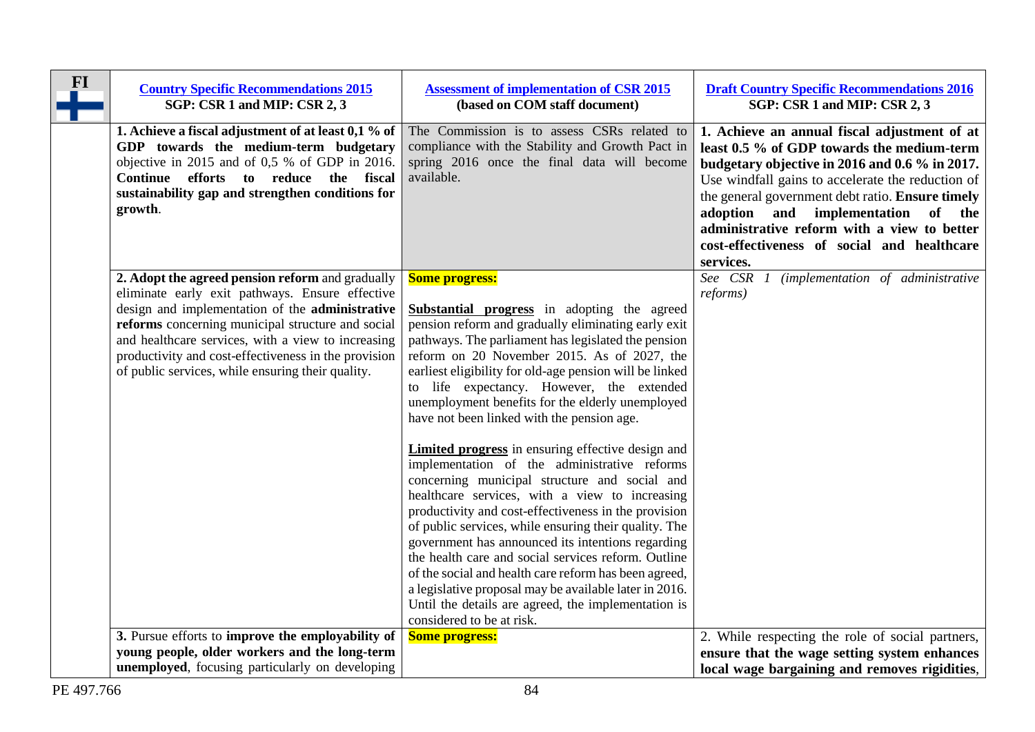| FI | [Country Specific Recommendations 2015](#)<br>**SGP: CSR 1 and MIP: CSR 2, 3** | [Assessment of implementation of CSR 2015](#)<br>**(based on COM staff document)** | [Draft Country Specific Recommendations 2016](#)<br>**SGP: CSR 1 and MIP: CSR 2, 3** |
|---|---|---|---|
| | **1. Achieve a fiscal adjustment of at least 0,1 % of GDP towards the medium-term budgetary** objective in 2015 and of 0,5 % of GDP in 2016. **Continue efforts to reduce the fiscal sustainability gap and strengthen conditions for growth**. | The Commission is to assess CSRs related to compliance with the Stability and Growth Pact in spring 2016 once the final data will become available. | **1. Achieve an annual fiscal adjustment of at least 0.5 % of GDP towards the medium-term budgetary objective in 2016 and 0.6 % in 2017.** Use windfall gains to accelerate the reduction of the general government debt ratio. **Ensure timely adoption and implementation of the administrative reform with a view to better cost-effectiveness of social and healthcare services.** |
| | **2. Adopt the agreed pension reform** and gradually eliminate early exit pathways. Ensure effective design and implementation of the **administrative reforms** concerning municipal structure and social and healthcare services, with a view to increasing productivity and cost-effectiveness in the provision of public services, while ensuring their quality. | **Some progress:**<br><br>**Substantial progress** in adopting the agreed pension reform and gradually eliminating early exit pathways. The parliament has legislated the pension reform on 20 November 2015. As of 2027, the earliest eligibility for old-age pension will be linked to life expectancy. However, the extended unemployment benefits for the elderly unemployed have not been linked with the pension age.<br><br>**Limited progress** in ensuring effective design and implementation of the administrative reforms concerning municipal structure and social and healthcare services, with a view to increasing productivity and cost-effectiveness in the provision of public services, while ensuring their quality. The government has announced its intentions regarding the health care and social services reform. Outline of the social and health care reform has been agreed, a legislative proposal may be available later in 2016. Until the details are agreed, the implementation is considered to be at risk. | *See CSR 1 (implementation of administrative reforms)* |
| | 3. Pursue efforts to **improve the employability of young people, older workers and the long-term unemployed**, focusing particularly on developing | **Some progress:** | 2. While respecting the role of social partners, **ensure that the wage setting system enhances local wage bargaining and removes rigidities**, |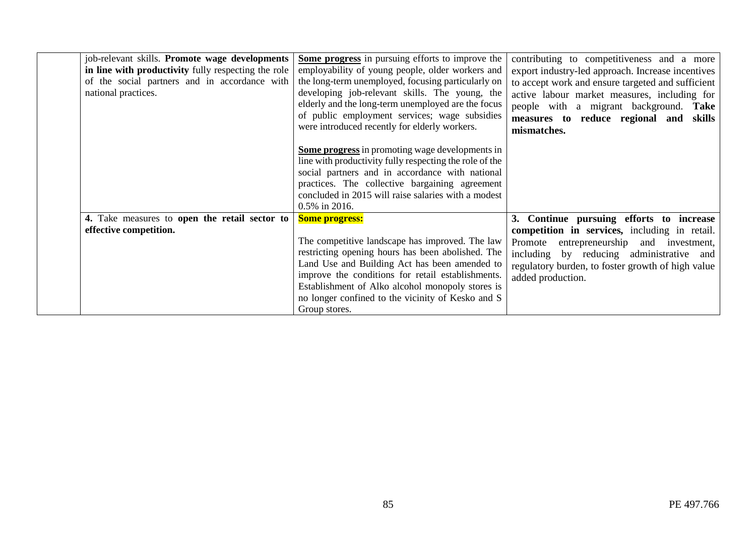| | | | |
|---|---|---|---|
| | job-relevant skills. **Promote wage developments in line with productivity** fully respecting the role of the social partners and in accordance with national practices. | **Some progress** in pursuing efforts to improve the employability of young people, older workers and the long-term unemployed, focusing particularly on developing job-relevant skills. The young, the elderly and the long-term unemployed are the focus of public employment services; wage subsidies were introduced recently for elderly workers.<br><br>**Some progress** in promoting wage developments in line with productivity fully respecting the role of the social partners and in accordance with national practices. The collective bargaining agreement concluded in 2015 will raise salaries with a modest 0.5% in 2016. | contributing to competitiveness and a more export industry-led approach. Increase incentives to accept work and ensure targeted and sufficient active labour market measures, including for people with a migrant background. **Take measures to reduce regional and skills mismatches.** |
| | **4.** Take measures to **open the retail sector to effective competition.** | **Some progress:**<br><br>The competitive landscape has improved. The law restricting opening hours has been abolished. The Land Use and Building Act has been amended to improve the conditions for retail establishments. Establishment of Alko alcohol monopoly stores is no longer confined to the vicinity of Kesko and S Group stores. | **3. Continue pursuing efforts to increase competition in services,** including in retail. Promote entrepreneurship and investment, including by reducing administrative and regulatory burden, to foster growth of high value added production. |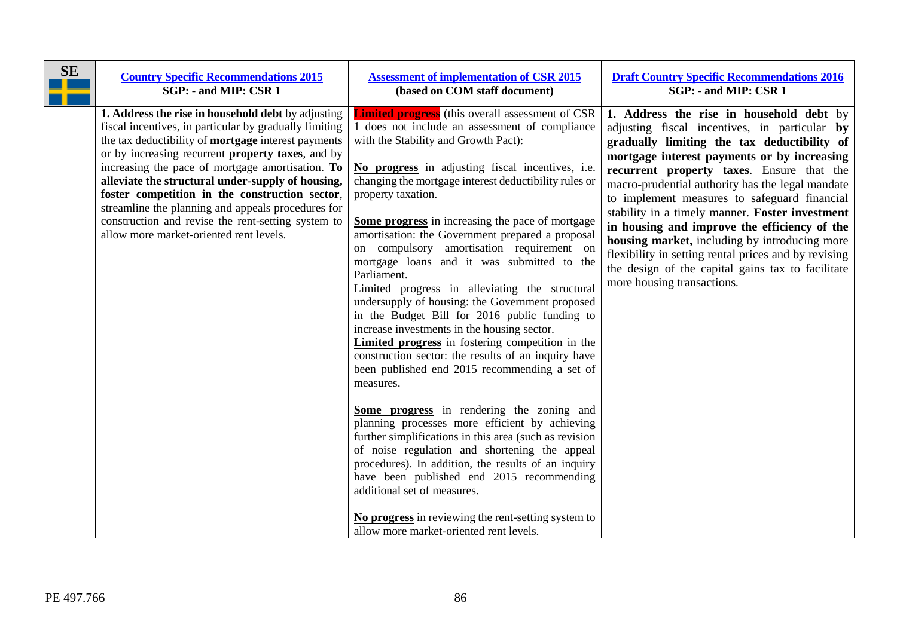| SE | Country Specific Recommendations 2015<br>SGP: - and MIP: CSR 1 | Assessment of implementation of CSR 2015<br>(based on COM staff document) | Draft Country Specific Recommendations 2016<br>SGP: - and MIP: CSR 1 |
|---|---|---|---|
| | **1. Address the rise in household debt** by adjusting fiscal incentives, in particular by gradually limiting the tax deductibility of **mortgage** interest payments or by increasing recurrent **property taxes**, and by increasing the pace of mortgage amortisation. **To alleviate the structural under-supply of housing, foster competition in the construction sector**, streamline the planning and appeals procedures for construction and revise the rent-setting system to allow more market-oriented rent levels. | **Limited progress** (this overall assessment of CSR 1 does not include an assessment of compliance with the Stability and Growth Pact):<br><br>**No progress** in adjusting fiscal incentives, i.e. changing the mortgage interest deductibility rules or property taxation.<br><br>**Some progress** in increasing the pace of mortgage amortisation: the Government prepared a proposal on compulsory amortisation requirement on mortgage loans and it was submitted to the Parliament.<br>Limited progress in alleviating the structural undersupply of housing: the Government proposed in the Budget Bill for 2016 public funding to increase investments in the housing sector.<br>**Limited progress** in fostering competition in the construction sector: the results of an inquiry have been published end 2015 recommending a set of measures.<br><br>**Some progress** in rendering the zoning and planning processes more efficient by achieving further simplifications in this area (such as revision of noise regulation and shortening the appeal procedures). In addition, the results of an inquiry have been published end 2015 recommending additional set of measures.<br><br>**No progress** in reviewing the rent-setting system to allow more market-oriented rent levels. | **1. Address the rise in household debt** by adjusting fiscal incentives, in particular **by gradually limiting the tax deductibility of mortgage interest payments or by increasing recurrent property taxes**. Ensure that the macro-prudential authority has the legal mandate to implement measures to safeguard financial stability in a timely manner. **Foster investment in housing and improve the efficiency of the housing market,** including by introducing more flexibility in setting rental prices and by revising the design of the capital gains tax to facilitate more housing transactions. |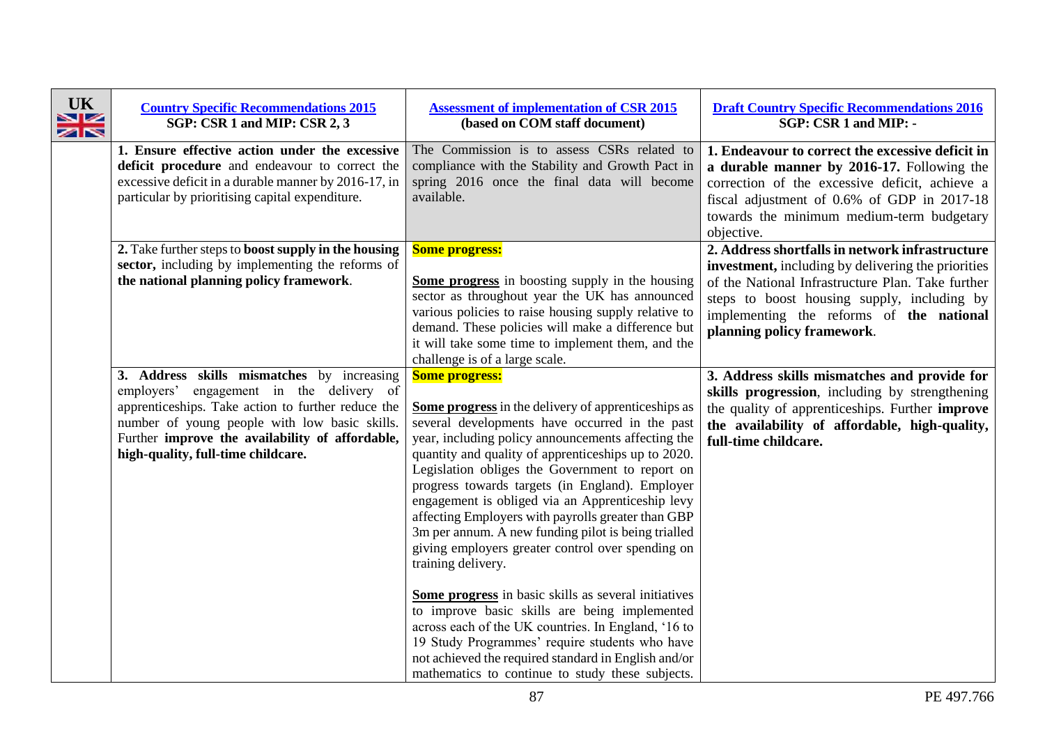| UK | **Country Specific Recommendations 2015** **SGP: CSR 1 and MIP: CSR 2, 3** | **Assessment of implementation of CSR 2015** **(based on COM staff document)** | **Draft Country Specific Recommendations 2016** **SGP: CSR 1 and MIP: -** |
|---|---|---|---|
| | **1. Ensure effective action under the excessive deficit procedure** and endeavour to correct the excessive deficit in a durable manner by 2016-17, in particular by prioritising capital expenditure. | The Commission is to assess CSRs related to compliance with the Stability and Growth Pact in spring 2016 once the final data will become available. | **1. Endeavour to correct the excessive deficit in a durable manner by 2016-17.** Following the correction of the excessive deficit, achieve a fiscal adjustment of 0.6% of GDP in 2017-18 towards the minimum medium-term budgetary objective. |
| | **2.** Take further steps to **boost supply in the housing sector,** including by implementing the reforms of **the national planning policy framework**. | **Some progress:** <br><br> **Some progress** in boosting supply in the housing sector as throughout year the UK has announced various policies to raise housing supply relative to demand. These policies will make a difference but it will take some time to implement them, and the challenge is of a large scale. | **2. Address shortfalls in network infrastructure investment,** including by delivering the priorities of the National Infrastructure Plan. Take further steps to boost housing supply, including by implementing the reforms of **the national planning policy framework**. |
| | **3. Address skills mismatches** by increasing employers' engagement in the delivery of apprenticeships. Take action to further reduce the number of young people with low basic skills. Further **improve the availability of affordable, high-quality, full-time childcare.** | **Some progress:** <br><br> **Some progress** in the delivery of apprenticeships as several developments have occurred in the past year, including policy announcements affecting the quantity and quality of apprenticeships up to 2020. Legislation obliges the Government to report on progress towards targets (in England). Employer engagement is obliged via an Apprenticeship levy affecting Employers with payrolls greater than GBP 3m per annum. A new funding pilot is being trialled giving employers greater control over spending on training delivery. <br><br> **Some progress** in basic skills as several initiatives to improve basic skills are being implemented across each of the UK countries. In England, '16 to 19 Study Programmes' require students who have not achieved the required standard in English and/or mathematics to continue to study these subjects. | **3. Address skills mismatches and provide for skills progression**, including by strengthening the quality of apprenticeships. Further **improve the availability of affordable, high-quality, full-time childcare.** |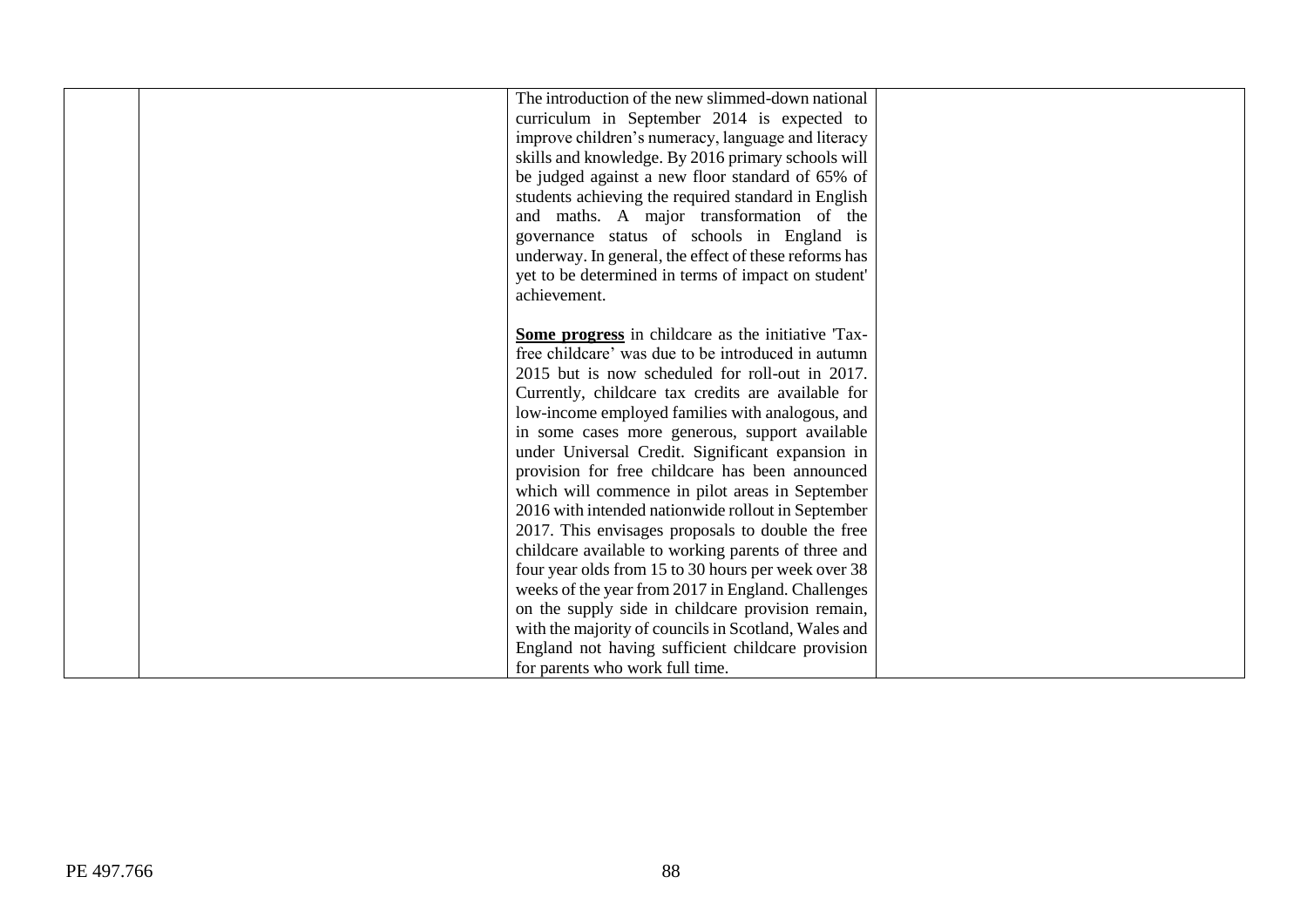| | | | |
|---|---|---|---|
| | | The introduction of the new slimmed-down national curriculum in September 2014 is expected to improve children's numeracy, language and literacy skills and knowledge. By 2016 primary schools will be judged against a new floor standard of 65% of students achieving the required standard in English and maths. A major transformation of the governance status of schools in England is underway. In general, the effect of these reforms has yet to be determined in terms of impact on student' achievement.<br><br>**Some progress** in childcare as the initiative 'Tax-free childcare' was due to be introduced in autumn 2015 but is now scheduled for roll-out in 2017. Currently, childcare tax credits are available for low-income employed families with analogous, and in some cases more generous, support available under Universal Credit. Significant expansion in provision for free childcare has been announced which will commence in pilot areas in September 2016 with intended nationwide rollout in September 2017. This envisages proposals to double the free childcare available to working parents of three and four year olds from 15 to 30 hours per week over 38 weeks of the year from 2017 in England. Challenges on the supply side in childcare provision remain, with the majority of councils in Scotland, Wales and England not having sufficient childcare provision for parents who work full time. | |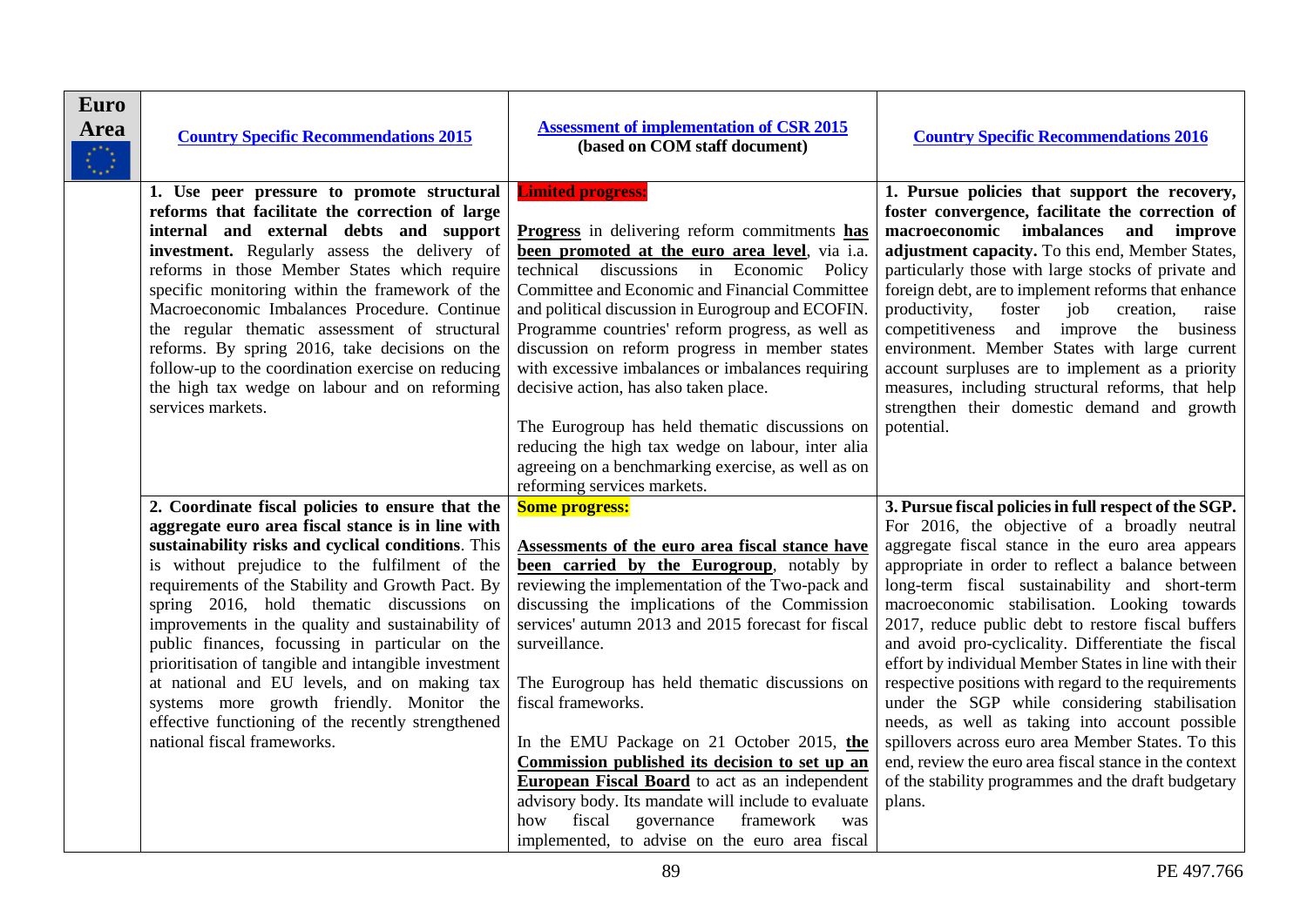| **Euro Area** | **Country Specific Recommendations 2015** | **Assessment of implementation of CSR 2015 (based on COM staff document)** | **Country Specific Recommendations 2016** |
|---|---|---|---|
| | **1. Use peer pressure to promote structural reforms that facilitate the correction of large internal and external debts and support investment.** Regularly assess the delivery of reforms in those Member States which require specific monitoring within the framework of the Macroeconomic Imbalances Procedure. Continue the regular thematic assessment of structural reforms. By spring 2016, take decisions on the follow-up to the coordination exercise on reducing the high tax wedge on labour and on reforming services markets. | **Limited progress:**<br><br>**Progress** in delivering reform commitments **has been promoted at the euro area level**, via i.a. technical discussions in Economic Policy Committee and Economic and Financial Committee and political discussion in Eurogroup and ECOFIN. Programme countries' reform progress, as well as discussion on reform progress in member states with excessive imbalances or imbalances requiring decisive action, has also taken place.<br><br>The Eurogroup has held thematic discussions on reducing the high tax wedge on labour, inter alia agreeing on a benchmarking exercise, as well as on reforming services markets. | **1. Pursue policies that support the recovery, foster convergence, facilitate the correction of macroeconomic imbalances and improve adjustment capacity.** To this end, Member States, particularly those with large stocks of private and foreign debt, are to implement reforms that enhance productivity, foster job creation, raise competitiveness and improve the business environment. Member States with large current account surpluses are to implement as a priority measures, including structural reforms, that help strengthen their domestic demand and growth potential. |
| | **2. Coordinate fiscal policies to ensure that the aggregate euro area fiscal stance is in line with sustainability risks and cyclical conditions**. This is without prejudice to the fulfilment of the requirements of the Stability and Growth Pact. By spring 2016, hold thematic discussions on improvements in the quality and sustainability of public finances, focussing in particular on the prioritisation of tangible and intangible investment at national and EU levels, and on making tax systems more growth friendly. Monitor the effective functioning of the recently strengthened national fiscal frameworks. | **Some progress:**<br><br>**Assessments of the euro area fiscal stance have been carried by the Eurogroup**, notably by reviewing the implementation of the Two-pack and discussing the implications of the Commission services' autumn 2013 and 2015 forecast for fiscal surveillance.<br><br>The Eurogroup has held thematic discussions on fiscal frameworks.<br><br>In the EMU Package on 21 October 2015, **the Commission published its decision to set up an European Fiscal Board** to act as an independent advisory body. Its mandate will include to evaluate how fiscal governance framework was implemented, to advise on the euro area fiscal | **3. Pursue fiscal policies in full respect of the SGP.** For 2016, the objective of a broadly neutral aggregate fiscal stance in the euro area appears appropriate in order to reflect a balance between long-term fiscal sustainability and short-term macroeconomic stabilisation. Looking towards 2017, reduce public debt to restore fiscal buffers and avoid pro-cyclicality. Differentiate the fiscal effort by individual Member States in line with their respective positions with regard to the requirements under the SGP while considering stabilisation needs, as well as taking into account possible spillovers across euro area Member States. To this end, review the euro area fiscal stance in the context of the stability programmes and the draft budgetary plans. |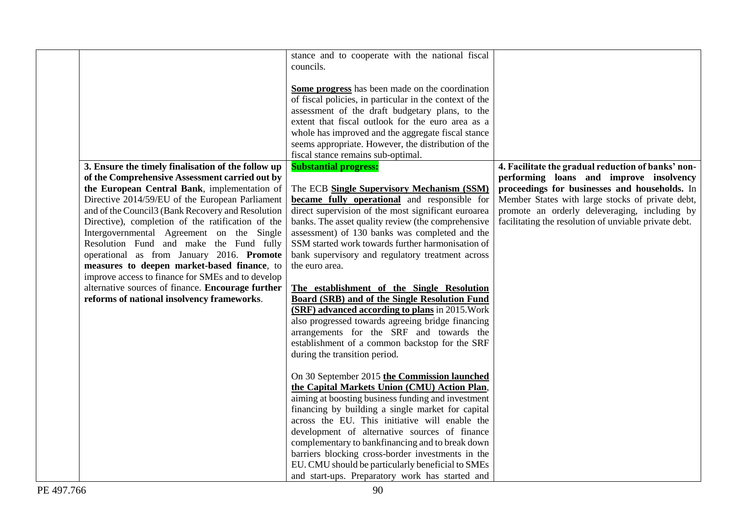| | | | |
|---|---|---|---|
| | | stance and to cooperate with the national fiscal councils.<br><br>**Some progress** has been made on the coordination of fiscal policies, in particular in the context of the assessment of the draft budgetary plans, to the extent that fiscal outlook for the euro area as a whole has improved and the aggregate fiscal stance seems appropriate. However, the distribution of the fiscal stance remains sub-optimal. | |
| | **3. Ensure the timely finalisation of the follow up of the Comprehensive Assessment carried out by the European Central Bank**, implementation of Directive 2014/59/EU of the European Parliament and of the Council3 (Bank Recovery and Resolution Directive), completion of the ratification of the Intergovernmental Agreement on the Single Resolution Fund and make the Fund fully operational as from January 2016. **Promote measures to deepen market-based finance**, to improve access to finance for SMEs and to develop alternative sources of finance. **Encourage further reforms of national insolvency frameworks**. | **Substantial progress:**<br><br>The ECB **Single Supervisory Mechanism (SSM) became fully operational** and responsible for direct supervision of the most significant euroarea banks. The asset quality review (the comprehensive assessment) of 130 banks was completed and the SSM started work towards further harmonisation of bank supervisory and regulatory treatment across the euro area.<br><br>**The establishment of the Single Resolution Board (SRB) and of the Single Resolution Fund (SRF) advanced according to plans** in 2015.Work also progressed towards agreeing bridge financing arrangements for the SRF and towards the establishment of a common backstop for the SRF during the transition period.<br><br>On 30 September 2015 **the Commission launched the Capital Markets Union (CMU) Action Plan**, aiming at boosting business funding and investment financing by building a single market for capital across the EU. This initiative will enable the development of alternative sources of finance complementary to bankfinancing and to break down barriers blocking cross-border investments in the EU. CMU should be particularly beneficial to SMEs and start-ups. Preparatory work has started and | **4. Facilitate the gradual reduction of banks' non-performing loans and improve insolvency proceedings for businesses and households.** In Member States with large stocks of private debt, promote an orderly deleveraging, including by facilitating the resolution of unviable private debt. |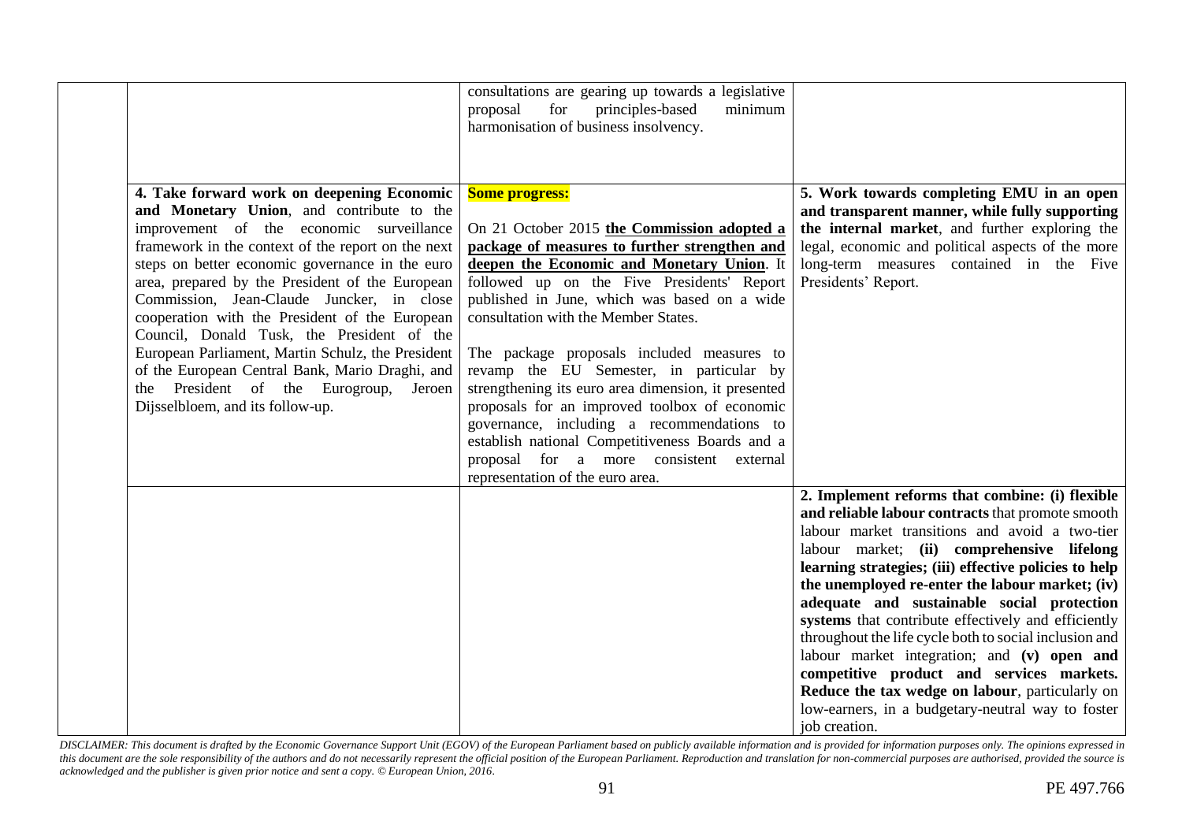| | | | |
|---|---|---|---|
| | | consultations are gearing up towards a legislative proposal for principles-based minimum harmonisation of business insolvency. | |
| | **4. Take forward work on deepening Economic and Monetary Union**, and contribute to the improvement of the economic surveillance framework in the context of the report on the next steps on better economic governance in the euro area, prepared by the President of the European Commission, Jean-Claude Juncker, in close cooperation with the President of the European Council, Donald Tusk, the President of the European Parliament, Martin Schulz, the President of the European Central Bank, Mario Draghi, and the President of the Eurogroup, Jeroen Dijsselbloem, and its follow-up. | **Some progress:**<br><br>On 21 October 2015 **the Commission adopted a package of measures to further strengthen and deepen the Economic and Monetary Union**. It followed up on the Five Presidents' Report published in June, which was based on a wide consultation with the Member States.<br><br>The package proposals included measures to revamp the EU Semester, in particular by strengthening its euro area dimension, it presented proposals for an improved toolbox of economic governance, including a recommendations to establish national Competitiveness Boards and a proposal for a more consistent external representation of the euro area. | **5. Work towards completing EMU in an open and transparent manner, while fully supporting the internal market**, and further exploring the legal, economic and political aspects of the more long-term measures contained in the Five Presidents' Report. |
| | | | **2. Implement reforms that combine: (i) flexible and reliable labour contracts** that promote smooth labour market transitions and avoid a two-tier labour market; **(ii) comprehensive lifelong learning strategies; (iii) effective policies to help the unemployed re-enter the labour market; (iv) adequate and sustainable social protection systems** that contribute effectively and efficiently throughout the life cycle both to social inclusion and labour market integration; and **(v) open and competitive product and services markets. Reduce the tax wedge on labour**, particularly on low-earners, in a budgetary-neutral way to foster job creation. |

*DISCLAIMER: This document is drafted by the Economic Governance Support Unit (EGOV) of the European Parliament based on publicly available information and is provided for information purposes only. The opinions expressed in this document are the sole responsibility of the authors and do not necessarily represent the official position of the European Parliament. Reproduction and translation for non-commercial purposes are authorised, provided the source is acknowledged and the publisher is given prior notice and sent a copy. © European Union, 2016.*